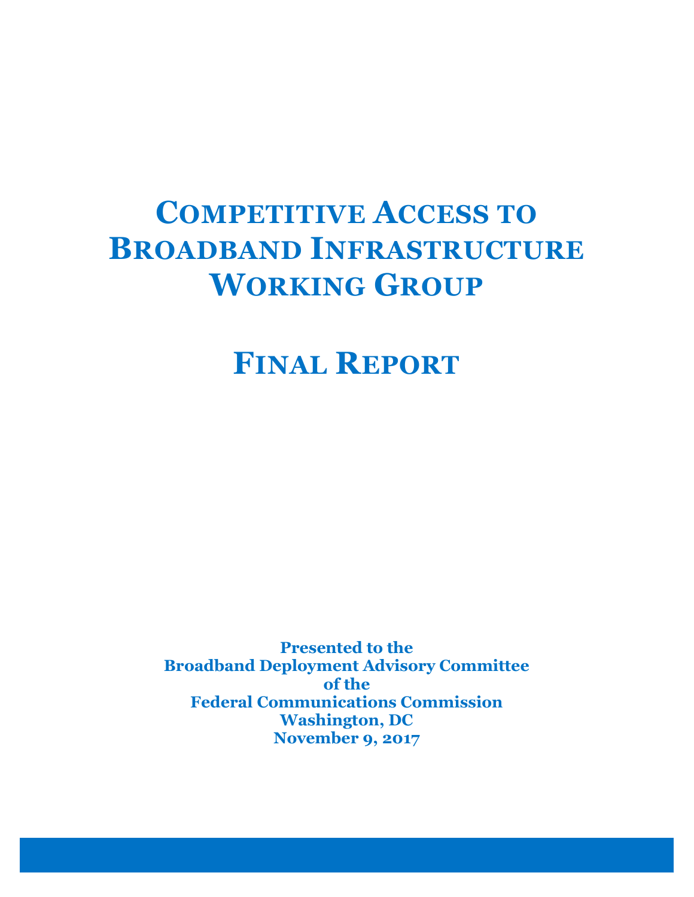# Competitive Access to Broadband Infrastructure Working Group

# Final Report

**Presented to the**
**Broadband Deployment Advisory Committee**
**of the**
**Federal Communications Commission**
**Washington, DC**
**November 9, 2017**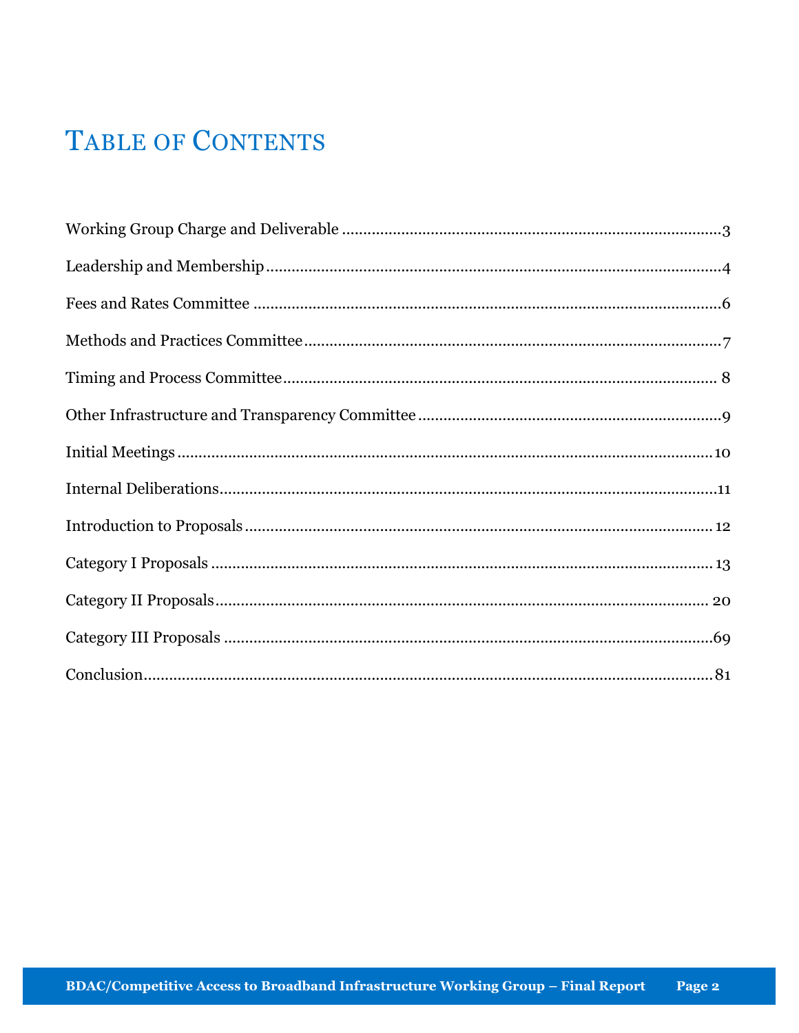# Table of Contents

Working Group Charge and Deliverable ........................................................................ 3

Leadership and Membership ........................................................................................ 4

Fees and Rates Committee ............................................................................................ 6

Methods and Practices Committee ................................................................................ 7

Timing and Process Committee ..................................................................................... 8

Other Infrastructure and Transparency Committee ....................................................... 9

Initial Meetings ............................................................................................................ 10

Internal Deliberations ................................................................................................... 11

Introduction to Proposals ............................................................................................. 12

Category I Proposals .................................................................................................... 13

Category II Proposals ................................................................................................... 20

Category III Proposals .................................................................................................. 69

Conclusion .................................................................................................................... 81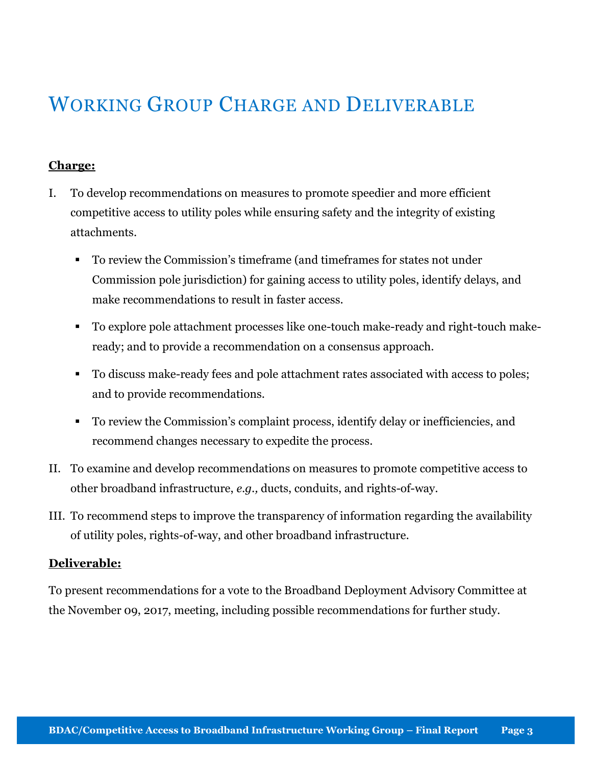# Working Group Charge and Deliverable

**Charge:**

I. To develop recommendations on measures to promote speedier and more efficient competitive access to utility poles while ensuring safety and the integrity of existing attachments.

- To review the Commission's timeframe (and timeframes for states not under Commission pole jurisdiction) for gaining access to utility poles, identify delays, and make recommendations to result in faster access.
- To explore pole attachment processes like one-touch make-ready and right-touch make-ready; and to provide a recommendation on a consensus approach.
- To discuss make-ready fees and pole attachment rates associated with access to poles; and to provide recommendations.
- To review the Commission's complaint process, identify delay or inefficiencies, and recommend changes necessary to expedite the process.

II. To examine and develop recommendations on measures to promote competitive access to other broadband infrastructure, *e.g.*, ducts, conduits, and rights-of-way.

III. To recommend steps to improve the transparency of information regarding the availability of utility poles, rights-of-way, and other broadband infrastructure.

**Deliverable:**

To present recommendations for a vote to the Broadband Deployment Advisory Committee at the November 09, 2017, meeting, including possible recommendations for further study.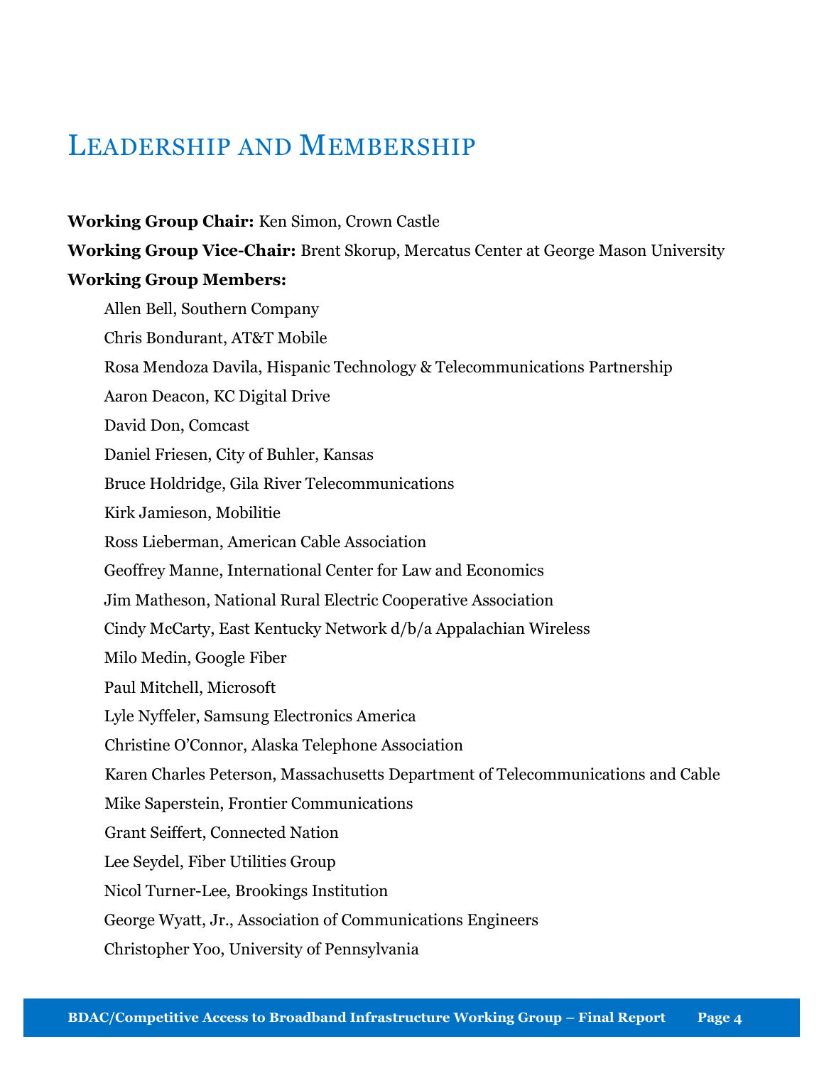# Leadership and Membership

**Working Group Chair:** Ken Simon, Crown Castle

**Working Group Vice-Chair:** Brent Skorup, Mercatus Center at George Mason University

**Working Group Members:**

- Allen Bell, Southern Company
- Chris Bondurant, AT&T Mobile
- Rosa Mendoza Davila, Hispanic Technology & Telecommunications Partnership
- Aaron Deacon, KC Digital Drive
- David Don, Comcast
- Daniel Friesen, City of Buhler, Kansas
- Bruce Holdridge, Gila River Telecommunications
- Kirk Jamieson, Mobilitie
- Ross Lieberman, American Cable Association
- Geoffrey Manne, International Center for Law and Economics
- Jim Matheson, National Rural Electric Cooperative Association
- Cindy McCarty, East Kentucky Network d/b/a Appalachian Wireless
- Milo Medin, Google Fiber
- Paul Mitchell, Microsoft
- Lyle Nyffeler, Samsung Electronics America
- Christine O'Connor, Alaska Telephone Association
- Karen Charles Peterson, Massachusetts Department of Telecommunications and Cable
- Mike Saperstein, Frontier Communications
- Grant Seiffert, Connected Nation
- Lee Seydel, Fiber Utilities Group
- Nicol Turner-Lee, Brookings Institution
- George Wyatt, Jr., Association of Communications Engineers
- Christopher Yoo, University of Pennsylvania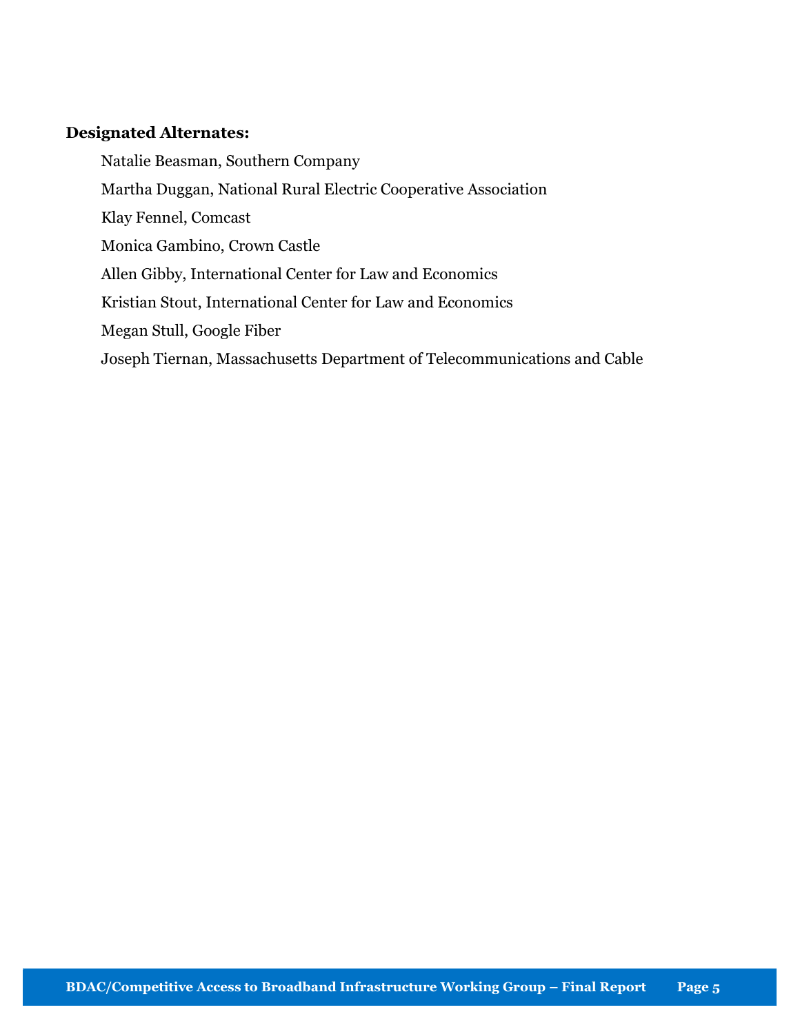**Designated Alternates:**

Natalie Beasman, Southern Company

Martha Duggan, National Rural Electric Cooperative Association

Klay Fennel, Comcast

Monica Gambino, Crown Castle

Allen Gibby, International Center for Law and Economics

Kristian Stout, International Center for Law and Economics

Megan Stull, Google Fiber

Joseph Tiernan, Massachusetts Department of Telecommunications and Cable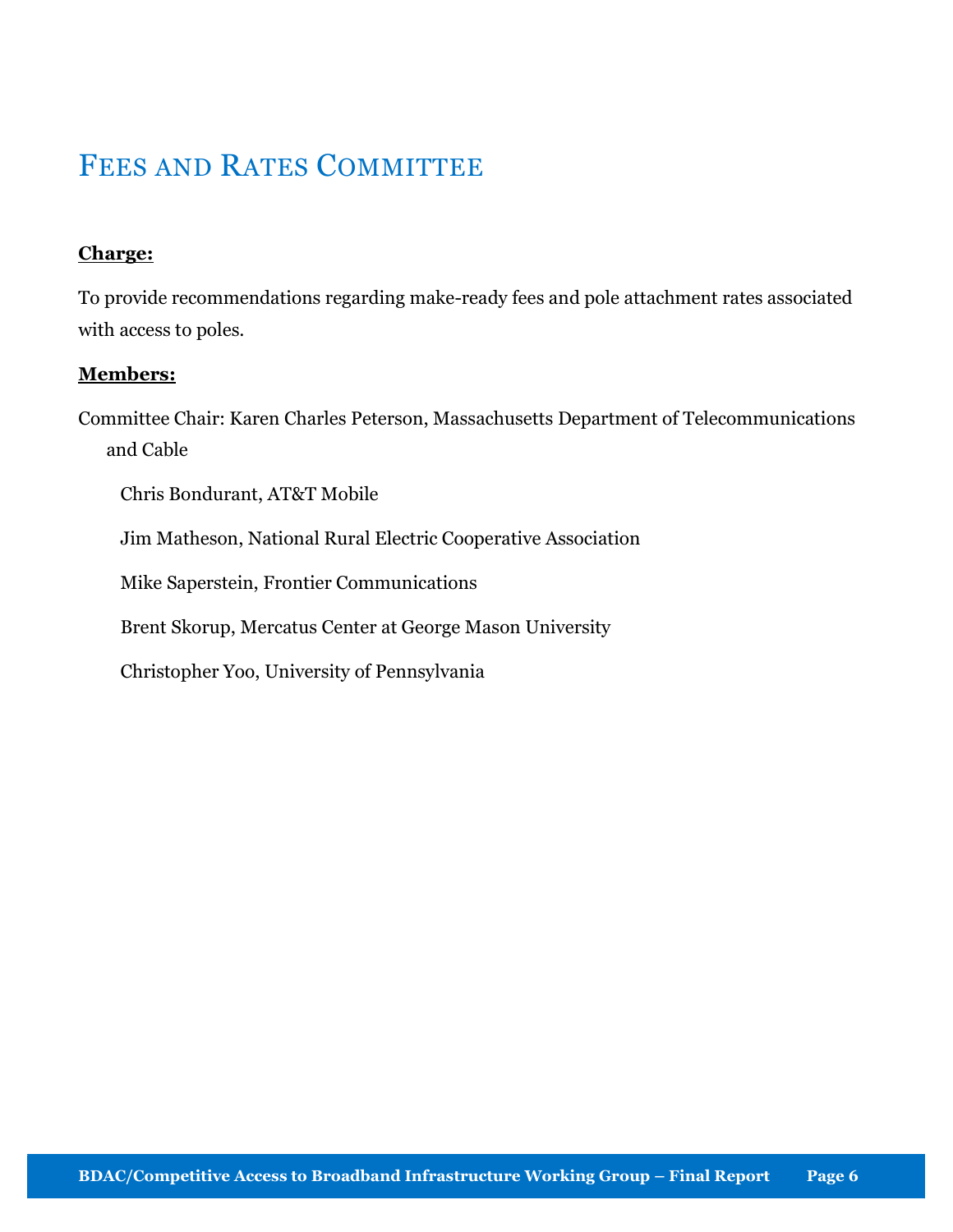# Fees and Rates Committee

**Charge:**

To provide recommendations regarding make-ready fees and pole attachment rates associated with access to poles.

**Members:**

Committee Chair: Karen Charles Peterson, Massachusetts Department of Telecommunications and Cable

Chris Bondurant, AT&T Mobile

Jim Matheson, National Rural Electric Cooperative Association

Mike Saperstein, Frontier Communications

Brent Skorup, Mercatus Center at George Mason University

Christopher Yoo, University of Pennsylvania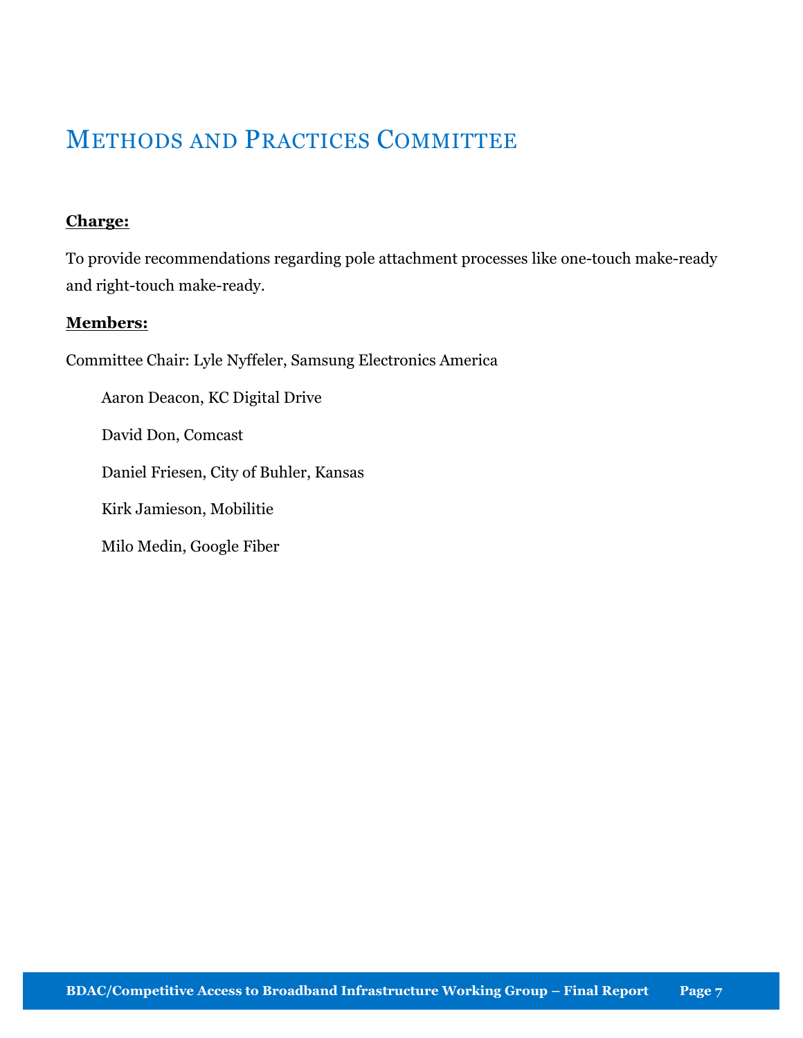# Methods and Practices Committee

**Charge:**

To provide recommendations regarding pole attachment processes like one-touch make-ready and right-touch make-ready.

**Members:**

Committee Chair: Lyle Nyffeler, Samsung Electronics America

- Aaron Deacon, KC Digital Drive
- David Don, Comcast
- Daniel Friesen, City of Buhler, Kansas
- Kirk Jamieson, Mobilitie
- Milo Medin, Google Fiber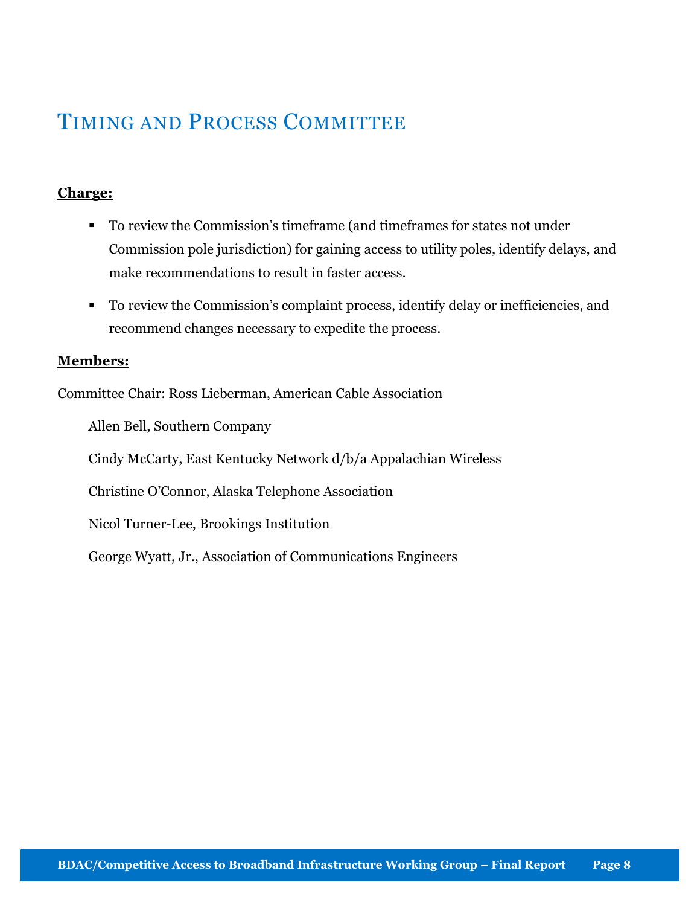# Timing and Process Committee

**Charge:**

- To review the Commission's timeframe (and timeframes for states not under Commission pole jurisdiction) for gaining access to utility poles, identify delays, and make recommendations to result in faster access.
- To review the Commission's complaint process, identify delay or inefficiencies, and recommend changes necessary to expedite the process.

**Members:**

Committee Chair: Ross Lieberman, American Cable Association

Allen Bell, Southern Company

Cindy McCarty, East Kentucky Network d/b/a Appalachian Wireless

Christine O'Connor, Alaska Telephone Association

Nicol Turner-Lee, Brookings Institution

George Wyatt, Jr., Association of Communications Engineers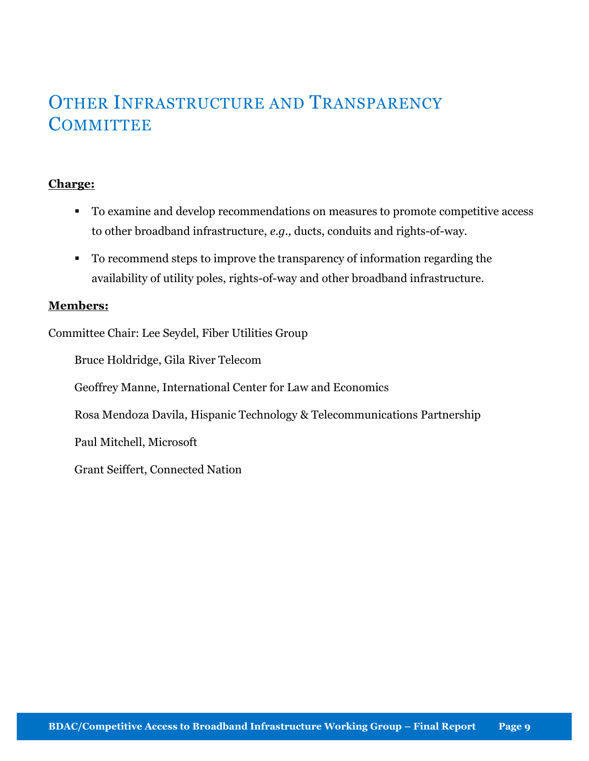# Other Infrastructure and Transparency Committee

**Charge:**

- To examine and develop recommendations on measures to promote competitive access to other broadband infrastructure, *e.g.,* ducts, conduits and rights-of-way.
- To recommend steps to improve the transparency of information regarding the availability of utility poles, rights-of-way and other broadband infrastructure.

**Members:**

Committee Chair: Lee Seydel, Fiber Utilities Group

Bruce Holdridge, Gila River Telecom

Geoffrey Manne, International Center for Law and Economics

Rosa Mendoza Davila, Hispanic Technology & Telecommunications Partnership

Paul Mitchell, Microsoft

Grant Seiffert, Connected Nation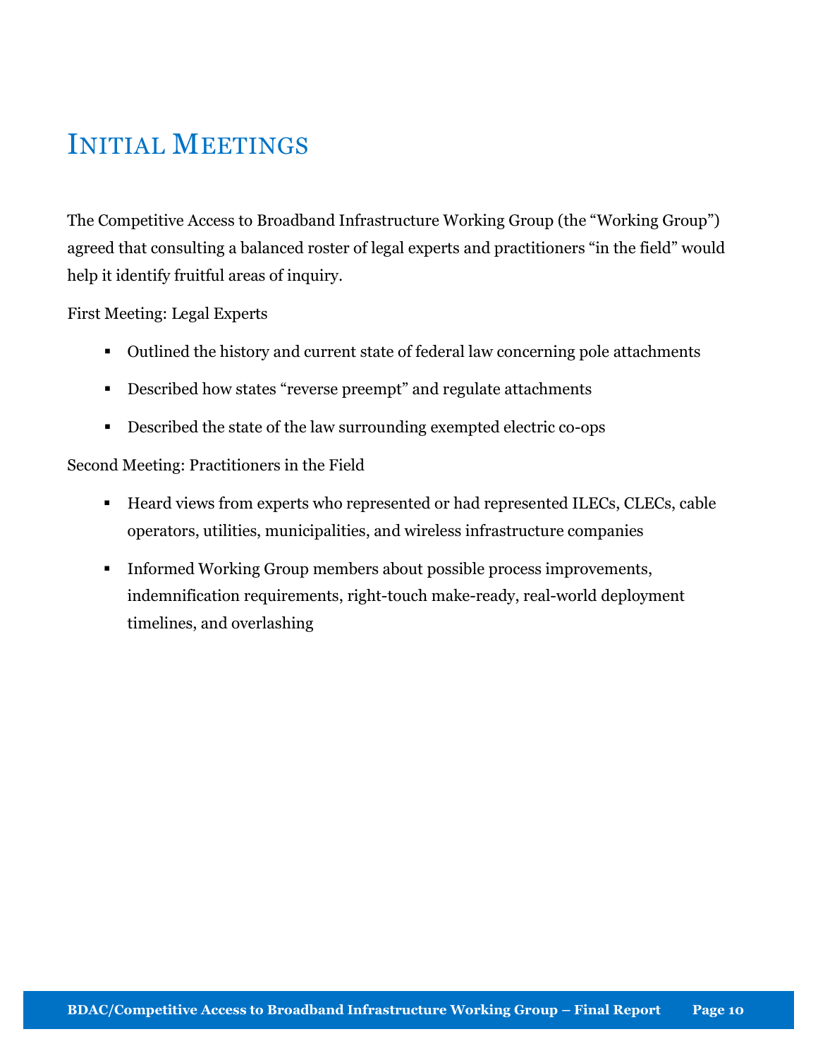# Initial Meetings

The Competitive Access to Broadband Infrastructure Working Group (the "Working Group") agreed that consulting a balanced roster of legal experts and practitioners "in the field" would help it identify fruitful areas of inquiry.

First Meeting: Legal Experts

- Outlined the history and current state of federal law concerning pole attachments
- Described how states "reverse preempt" and regulate attachments
- Described the state of the law surrounding exempted electric co-ops

Second Meeting: Practitioners in the Field

- Heard views from experts who represented or had represented ILECs, CLECs, cable operators, utilities, municipalities, and wireless infrastructure companies
- Informed Working Group members about possible process improvements, indemnification requirements, right-touch make-ready, real-world deployment timelines, and overlashing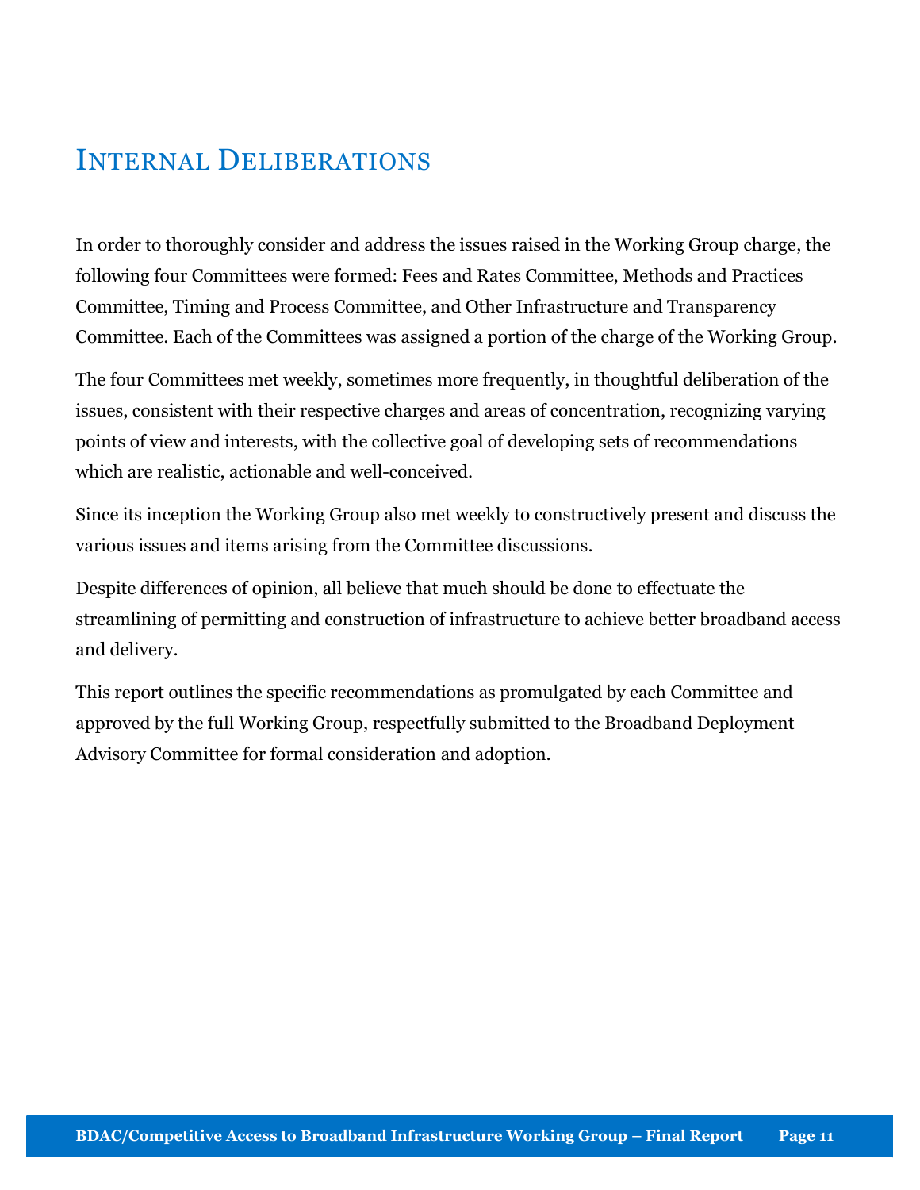# Internal Deliberations

In order to thoroughly consider and address the issues raised in the Working Group charge, the following four Committees were formed: Fees and Rates Committee, Methods and Practices Committee, Timing and Process Committee, and Other Infrastructure and Transparency Committee. Each of the Committees was assigned a portion of the charge of the Working Group.

The four Committees met weekly, sometimes more frequently, in thoughtful deliberation of the issues, consistent with their respective charges and areas of concentration, recognizing varying points of view and interests, with the collective goal of developing sets of recommendations which are realistic, actionable and well-conceived.

Since its inception the Working Group also met weekly to constructively present and discuss the various issues and items arising from the Committee discussions.

Despite differences of opinion, all believe that much should be done to effectuate the streamlining of permitting and construction of infrastructure to achieve better broadband access and delivery.

This report outlines the specific recommendations as promulgated by each Committee and approved by the full Working Group, respectfully submitted to the Broadband Deployment Advisory Committee for formal consideration and adoption.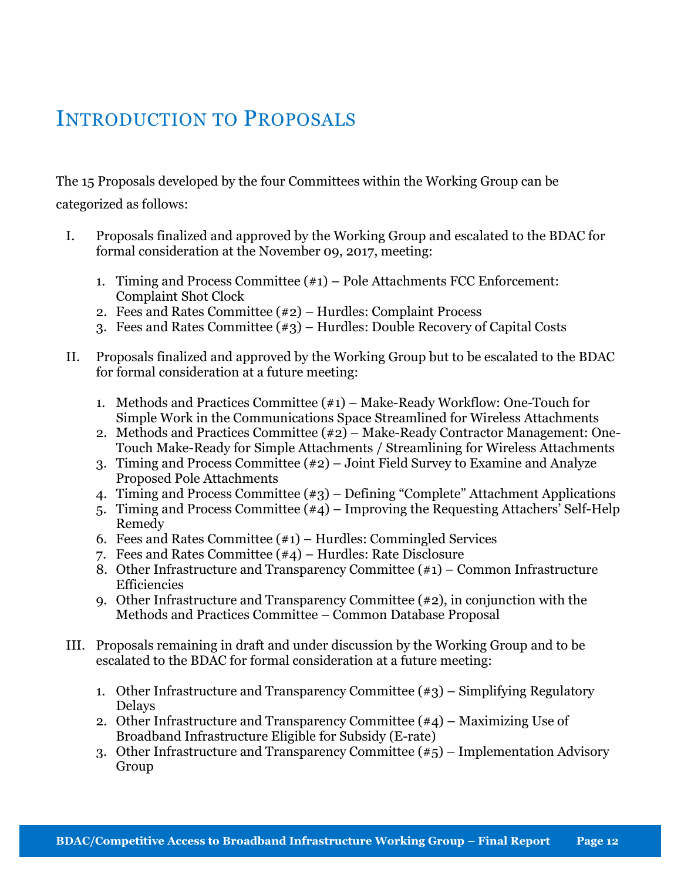# Introduction to Proposals

The 15 Proposals developed by the four Committees within the Working Group can be categorized as follows:

I. Proposals finalized and approved by the Working Group and escalated to the BDAC for formal consideration at the November 09, 2017, meeting:

   1. Timing and Process Committee (#1) – Pole Attachments FCC Enforcement: Complaint Shot Clock
   2. Fees and Rates Committee (#2) – Hurdles: Complaint Process
   3. Fees and Rates Committee (#3) – Hurdles: Double Recovery of Capital Costs

II. Proposals finalized and approved by the Working Group but to be escalated to the BDAC for formal consideration at a future meeting:

   1. Methods and Practices Committee (#1) – Make-Ready Workflow: One-Touch for Simple Work in the Communications Space Streamlined for Wireless Attachments
   2. Methods and Practices Committee (#2) – Make-Ready Contractor Management: One-Touch Make-Ready for Simple Attachments / Streamlining for Wireless Attachments
   3. Timing and Process Committee (#2) – Joint Field Survey to Examine and Analyze Proposed Pole Attachments
   4. Timing and Process Committee (#3) – Defining "Complete" Attachment Applications
   5. Timing and Process Committee (#4) – Improving the Requesting Attachers' Self-Help Remedy
   6. Fees and Rates Committee (#1) – Hurdles: Commingled Services
   7. Fees and Rates Committee (#4) – Hurdles: Rate Disclosure
   8. Other Infrastructure and Transparency Committee (#1) – Common Infrastructure Efficiencies
   9. Other Infrastructure and Transparency Committee (#2), in conjunction with the Methods and Practices Committee – Common Database Proposal

III. Proposals remaining in draft and under discussion by the Working Group and to be escalated to the BDAC for formal consideration at a future meeting:

   1. Other Infrastructure and Transparency Committee (#3) – Simplifying Regulatory Delays
   2. Other Infrastructure and Transparency Committee (#4) – Maximizing Use of Broadband Infrastructure Eligible for Subsidy (E-rate)
   3. Other Infrastructure and Transparency Committee (#5) – Implementation Advisory Group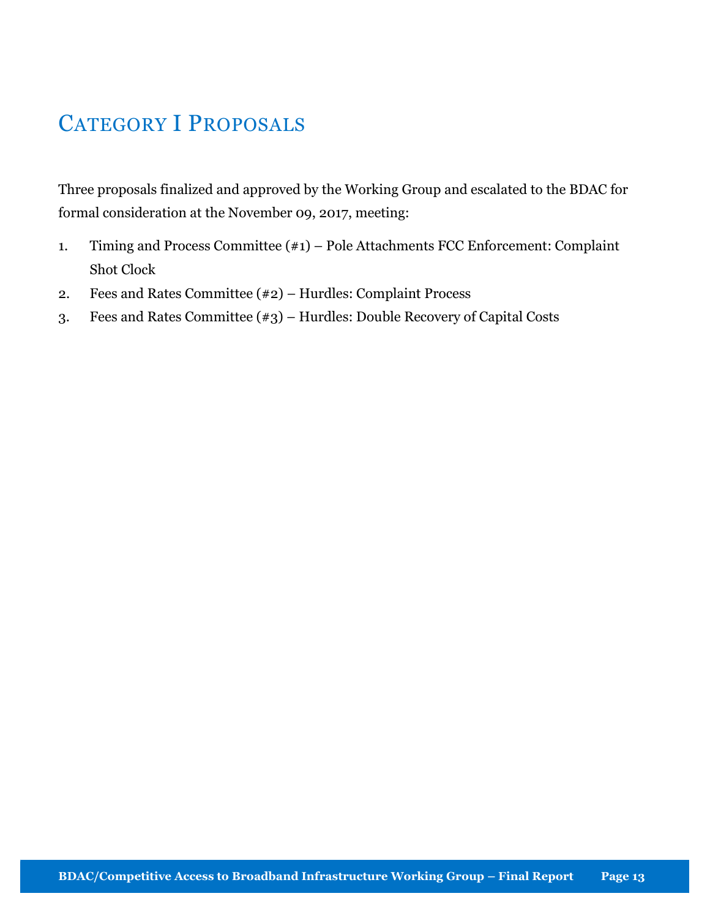# Category I Proposals

Three proposals finalized and approved by the Working Group and escalated to the BDAC for formal consideration at the November 09, 2017, meeting:

1. Timing and Process Committee (#1) – Pole Attachments FCC Enforcement: Complaint Shot Clock
2. Fees and Rates Committee (#2) – Hurdles: Complaint Process
3. Fees and Rates Committee (#3) – Hurdles: Double Recovery of Capital Costs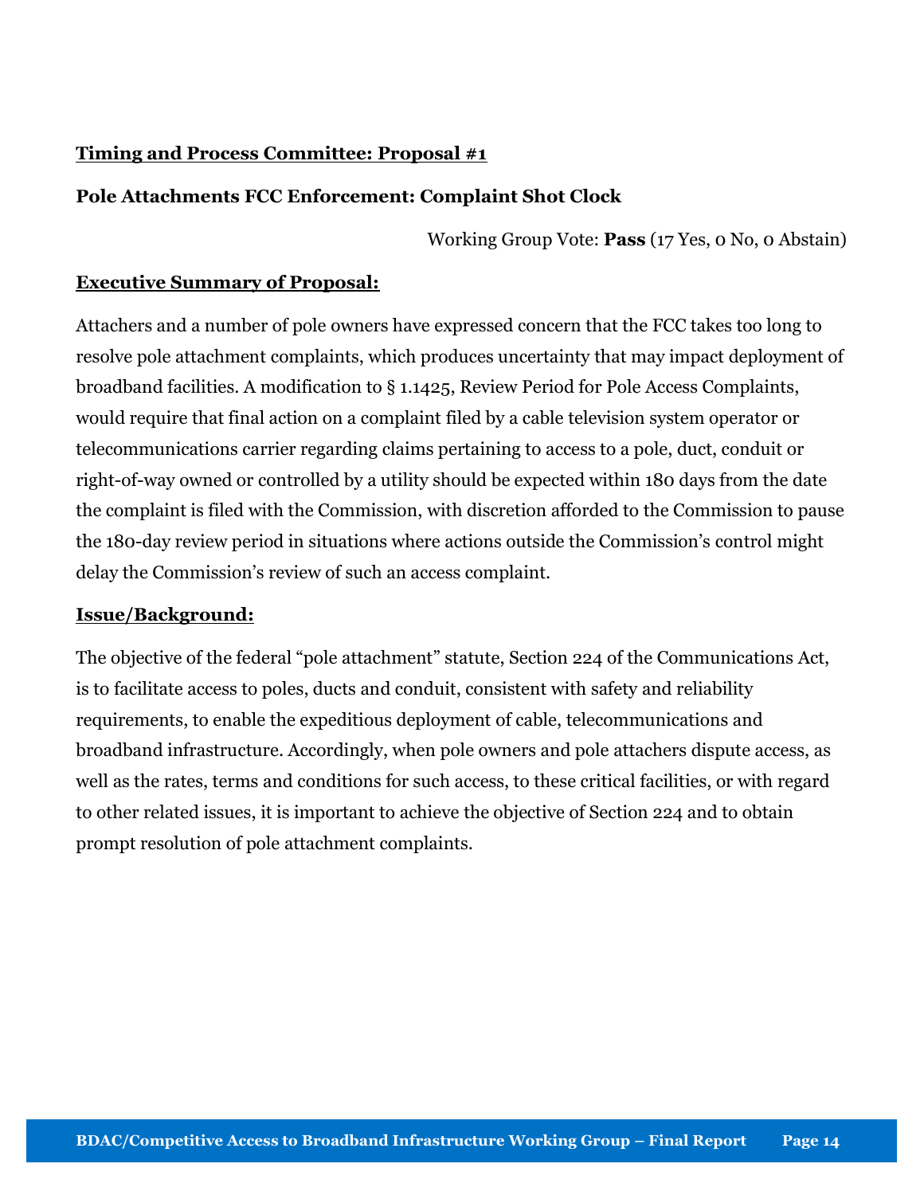**Timing and Process Committee: Proposal #1**

**Pole Attachments FCC Enforcement: Complaint Shot Clock**

Working Group Vote: **Pass** (17 Yes, 0 No, 0 Abstain)

**Executive Summary of Proposal:**

Attachers and a number of pole owners have expressed concern that the FCC takes too long to resolve pole attachment complaints, which produces uncertainty that may impact deployment of broadband facilities. A modification to § 1.1425, Review Period for Pole Access Complaints, would require that final action on a complaint filed by a cable television system operator or telecommunications carrier regarding claims pertaining to access to a pole, duct, conduit or right-of-way owned or controlled by a utility should be expected within 180 days from the date the complaint is filed with the Commission, with discretion afforded to the Commission to pause the 180-day review period in situations where actions outside the Commission's control might delay the Commission's review of such an access complaint.

**Issue/Background:**

The objective of the federal "pole attachment" statute, Section 224 of the Communications Act, is to facilitate access to poles, ducts and conduit, consistent with safety and reliability requirements, to enable the expeditious deployment of cable, telecommunications and broadband infrastructure. Accordingly, when pole owners and pole attachers dispute access, as well as the rates, terms and conditions for such access, to these critical facilities, or with regard to other related issues, it is important to achieve the objective of Section 224 and to obtain prompt resolution of pole attachment complaints.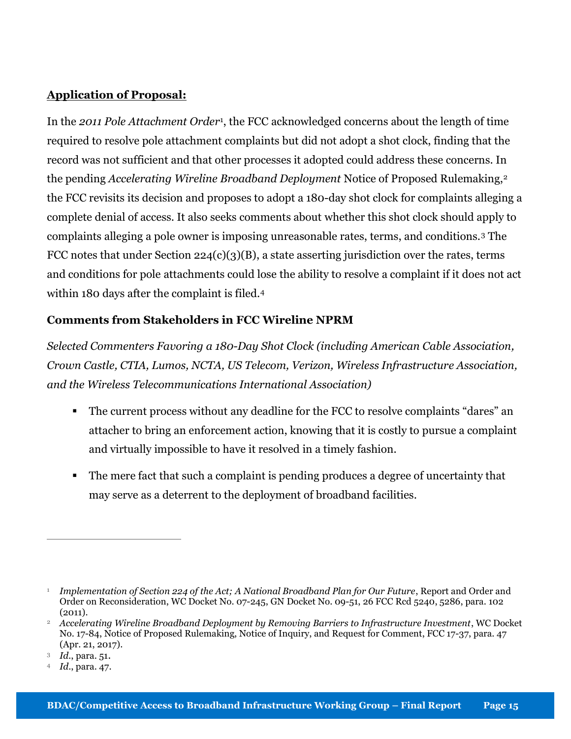**Application of Proposal:**

In the *2011 Pole Attachment Order*[1], the FCC acknowledged concerns about the length of time required to resolve pole attachment complaints but did not adopt a shot clock, finding that the record was not sufficient and that other processes it adopted could address these concerns. In the pending *Accelerating Wireline Broadband Deployment* Notice of Proposed Rulemaking,[2] the FCC revisits its decision and proposes to adopt a 180-day shot clock for complaints alleging a complete denial of access. It also seeks comments about whether this shot clock should apply to complaints alleging a pole owner is imposing unreasonable rates, terms, and conditions.[3] The FCC notes that under Section 224(c)(3)(B), a state asserting jurisdiction over the rates, terms and conditions for pole attachments could lose the ability to resolve a complaint if it does not act within 180 days after the complaint is filed.[4]

**Comments from Stakeholders in FCC Wireline NPRM**

*Selected Commenters Favoring a 180-Day Shot Clock (including American Cable Association, Crown Castle, CTIA, Lumos, NCTA, US Telecom, Verizon, Wireless Infrastructure Association, and the Wireless Telecommunications International Association)*

- The current process without any deadline for the FCC to resolve complaints "dares" an attacher to bring an enforcement action, knowing that it is costly to pursue a complaint and virtually impossible to have it resolved in a timely fashion.
- The mere fact that such a complaint is pending produces a degree of uncertainty that may serve as a deterrent to the deployment of broadband facilities.

---

[1] *Implementation of Section 224 of the Act; A National Broadband Plan for Our Future*, Report and Order and Order on Reconsideration, WC Docket No. 07-245, GN Docket No. 09-51, 26 FCC Rcd 5240, 5286, para. 102 (2011).

[2] *Accelerating Wireline Broadband Deployment by Removing Barriers to Infrastructure Investment*, WC Docket No. 17-84, Notice of Proposed Rulemaking, Notice of Inquiry, and Request for Comment, FCC 17-37, para. 47 (Apr. 21, 2017).

[3] *Id.*, para. 51.

[4] *Id.*, para. 47.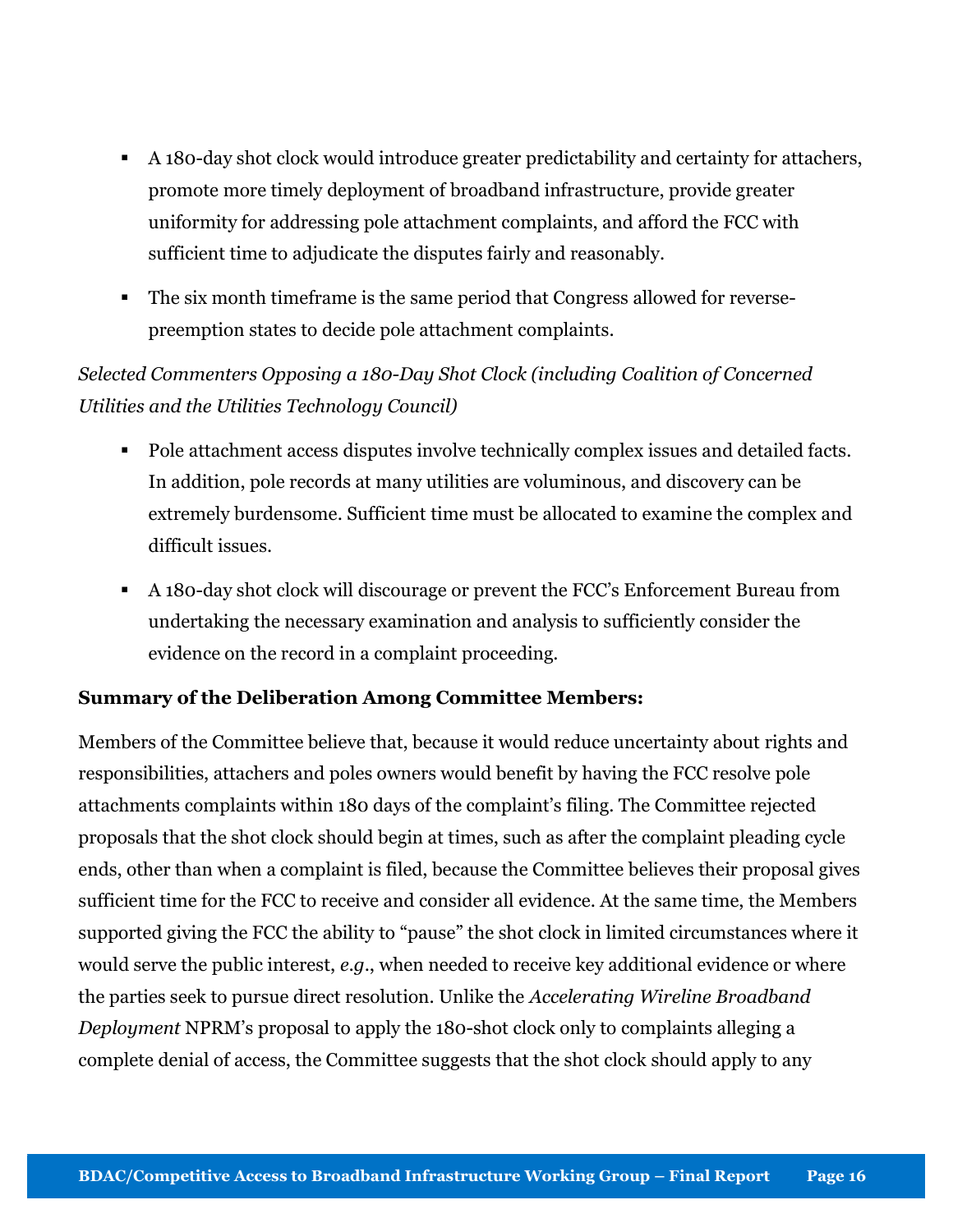- A 180-day shot clock would introduce greater predictability and certainty for attachers, promote more timely deployment of broadband infrastructure, provide greater uniformity for addressing pole attachment complaints, and afford the FCC with sufficient time to adjudicate the disputes fairly and reasonably.
- The six month timeframe is the same period that Congress allowed for reverse-preemption states to decide pole attachment complaints.

*Selected Commenters Opposing a 180-Day Shot Clock (including Coalition of Concerned Utilities and the Utilities Technology Council)*

- Pole attachment access disputes involve technically complex issues and detailed facts. In addition, pole records at many utilities are voluminous, and discovery can be extremely burdensome. Sufficient time must be allocated to examine the complex and difficult issues.
- A 180-day shot clock will discourage or prevent the FCC's Enforcement Bureau from undertaking the necessary examination and analysis to sufficiently consider the evidence on the record in a complaint proceeding.

**Summary of the Deliberation Among Committee Members:**

Members of the Committee believe that, because it would reduce uncertainty about rights and responsibilities, attachers and poles owners would benefit by having the FCC resolve pole attachments complaints within 180 days of the complaint's filing. The Committee rejected proposals that the shot clock should begin at times, such as after the complaint pleading cycle ends, other than when a complaint is filed, because the Committee believes their proposal gives sufficient time for the FCC to receive and consider all evidence. At the same time, the Members supported giving the FCC the ability to "pause" the shot clock in limited circumstances where it would serve the public interest, *e.g.*, when needed to receive key additional evidence or where the parties seek to pursue direct resolution. Unlike the *Accelerating Wireline Broadband Deployment* NPRM's proposal to apply the 180-shot clock only to complaints alleging a complete denial of access, the Committee suggests that the shot clock should apply to any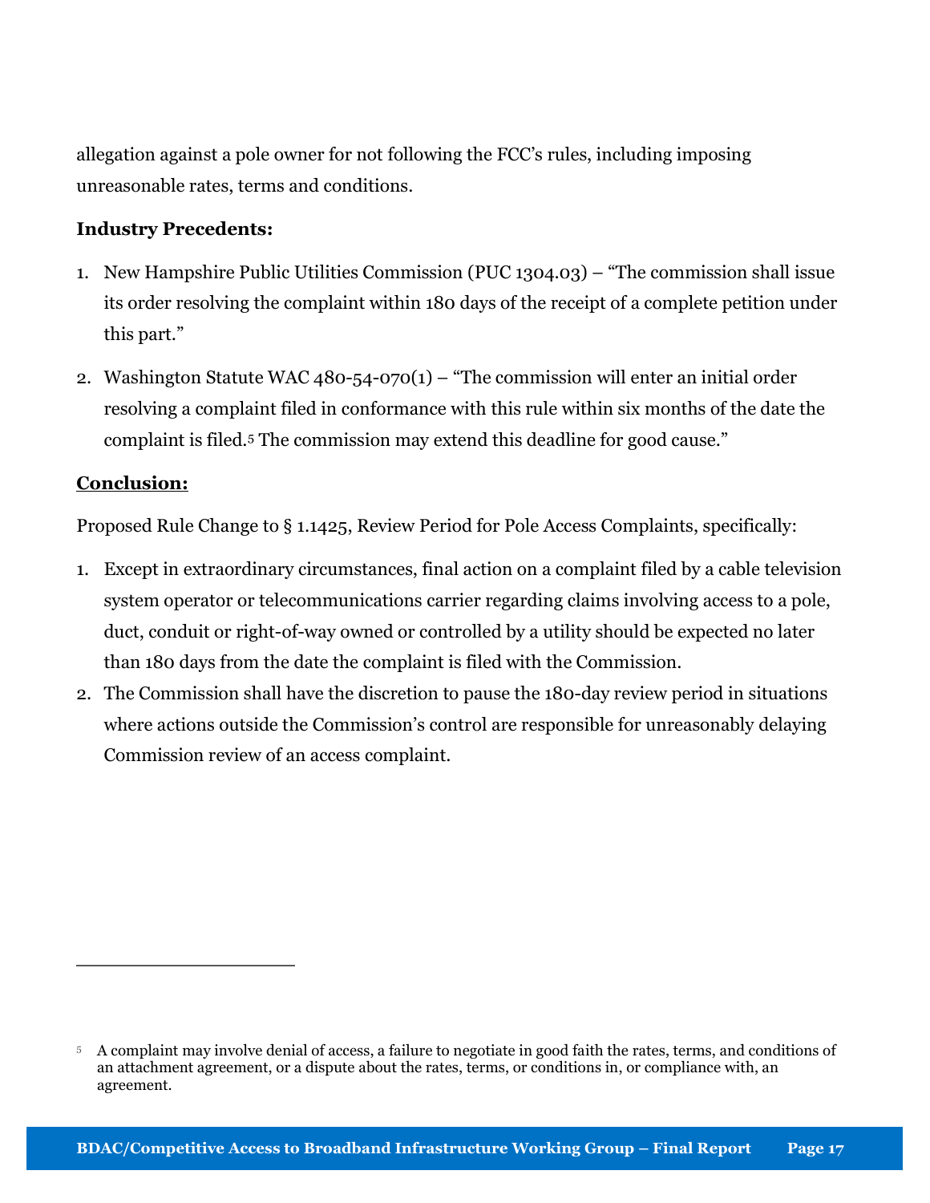allegation against a pole owner for not following the FCC's rules, including imposing unreasonable rates, terms and conditions.

**Industry Precedents:**

1. New Hampshire Public Utilities Commission (PUC 1304.03) – "The commission shall issue its order resolving the complaint within 180 days of the receipt of a complete petition under this part."
2. Washington Statute WAC 480-54-070(1) – "The commission will enter an initial order resolving a complaint filed in conformance with this rule within six months of the date the complaint is filed.[5] The commission may extend this deadline for good cause."

**Conclusion:**

Proposed Rule Change to § 1.1425, Review Period for Pole Access Complaints, specifically:

1. Except in extraordinary circumstances, final action on a complaint filed by a cable television system operator or telecommunications carrier regarding claims involving access to a pole, duct, conduit or right-of-way owned or controlled by a utility should be expected no later than 180 days from the date the complaint is filed with the Commission.
2. The Commission shall have the discretion to pause the 180-day review period in situations where actions outside the Commission's control are responsible for unreasonably delaying Commission review of an access complaint.

---

[5] A complaint may involve denial of access, a failure to negotiate in good faith the rates, terms, and conditions of an attachment agreement, or a dispute about the rates, terms, or conditions in, or compliance with, an agreement.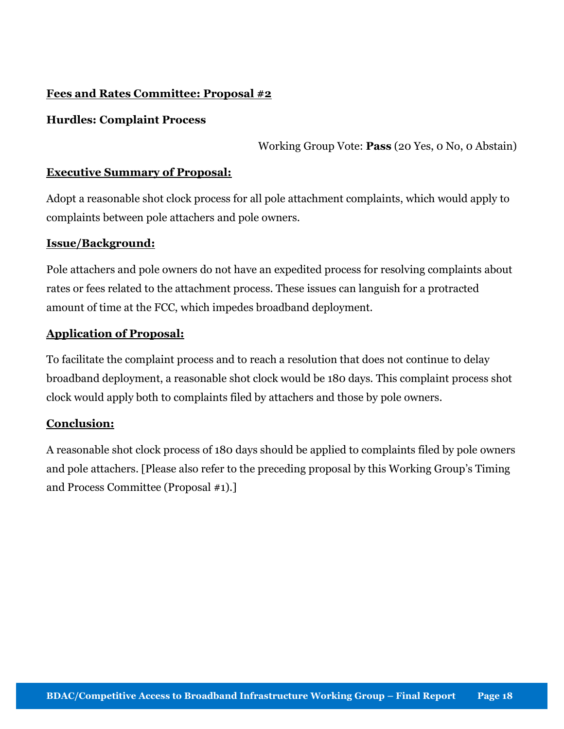**Fees and Rates Committee: Proposal #2**

**Hurdles: Complaint Process**

Working Group Vote: **Pass** (20 Yes, 0 No, 0 Abstain)

**Executive Summary of Proposal:**

Adopt a reasonable shot clock process for all pole attachment complaints, which would apply to complaints between pole attachers and pole owners.

**Issue/Background:**

Pole attachers and pole owners do not have an expedited process for resolving complaints about rates or fees related to the attachment process. These issues can languish for a protracted amount of time at the FCC, which impedes broadband deployment.

**Application of Proposal:**

To facilitate the complaint process and to reach a resolution that does not continue to delay broadband deployment, a reasonable shot clock would be 180 days. This complaint process shot clock would apply both to complaints filed by attachers and those by pole owners.

**Conclusion:**

A reasonable shot clock process of 180 days should be applied to complaints filed by pole owners and pole attachers. [Please also refer to the preceding proposal by this Working Group's Timing and Process Committee (Proposal #1).]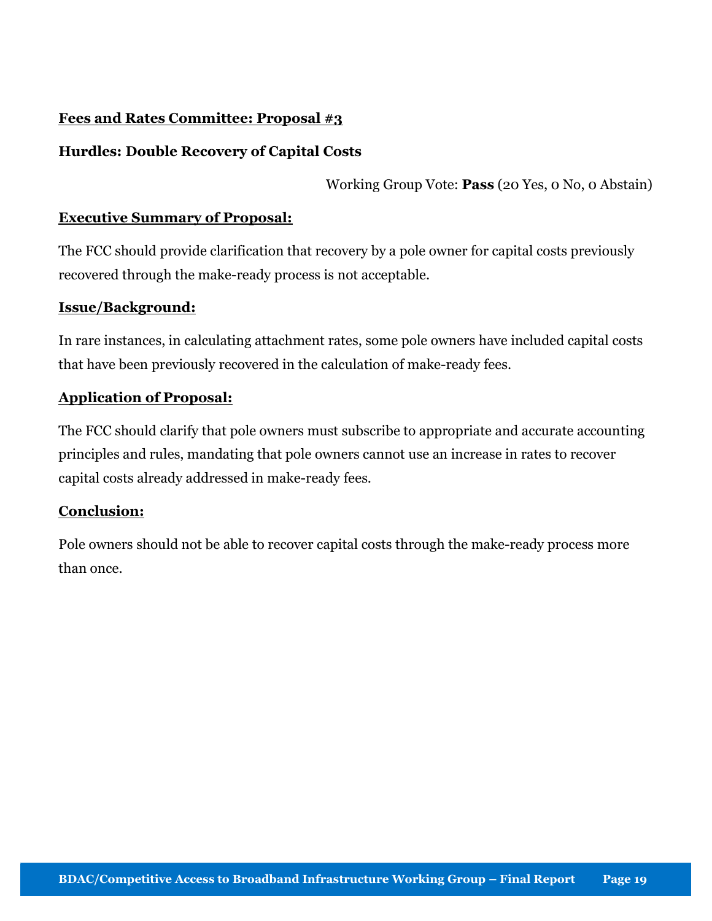## Fees and Rates Committee: Proposal #3

### Hurdles: Double Recovery of Capital Costs

Working Group Vote: **Pass** (20 Yes, 0 No, 0 Abstain)

**Executive Summary of Proposal:**

The FCC should provide clarification that recovery by a pole owner for capital costs previously recovered through the make-ready process is not acceptable.

**Issue/Background:**

In rare instances, in calculating attachment rates, some pole owners have included capital costs that have been previously recovered in the calculation of make-ready fees.

**Application of Proposal:**

The FCC should clarify that pole owners must subscribe to appropriate and accurate accounting principles and rules, mandating that pole owners cannot use an increase in rates to recover capital costs already addressed in make-ready fees.

**Conclusion:**

Pole owners should not be able to recover capital costs through the make-ready process more than once.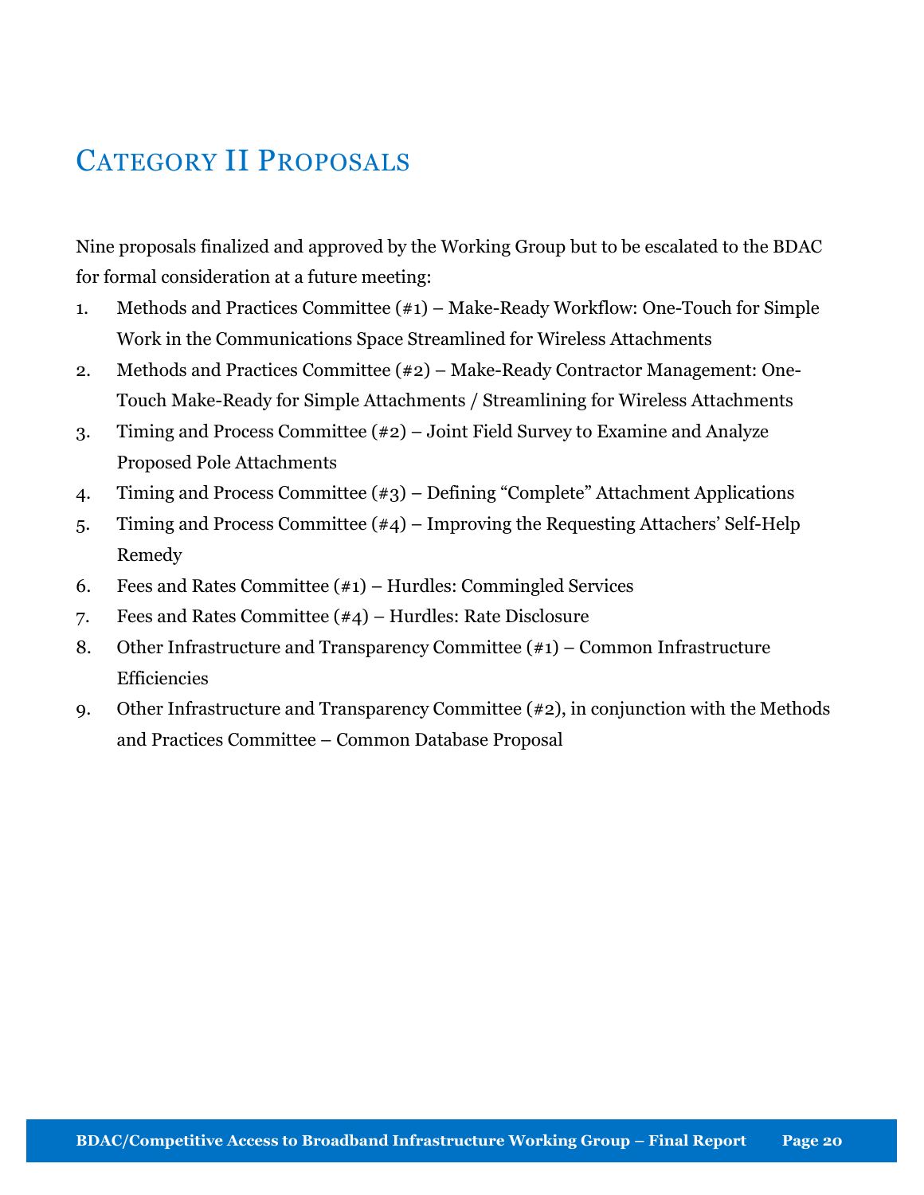## Category II Proposals

Nine proposals finalized and approved by the Working Group but to be escalated to the BDAC for formal consideration at a future meeting:

1. Methods and Practices Committee (#1) – Make-Ready Workflow: One-Touch for Simple Work in the Communications Space Streamlined for Wireless Attachments
2. Methods and Practices Committee (#2) – Make-Ready Contractor Management: One-Touch Make-Ready for Simple Attachments / Streamlining for Wireless Attachments
3. Timing and Process Committee (#2) – Joint Field Survey to Examine and Analyze Proposed Pole Attachments
4. Timing and Process Committee (#3) – Defining "Complete" Attachment Applications
5. Timing and Process Committee (#4) – Improving the Requesting Attachers' Self-Help Remedy
6. Fees and Rates Committee (#1) – Hurdles: Commingled Services
7. Fees and Rates Committee (#4) – Hurdles: Rate Disclosure
8. Other Infrastructure and Transparency Committee (#1) – Common Infrastructure Efficiencies
9. Other Infrastructure and Transparency Committee (#2), in conjunction with the Methods and Practices Committee – Common Database Proposal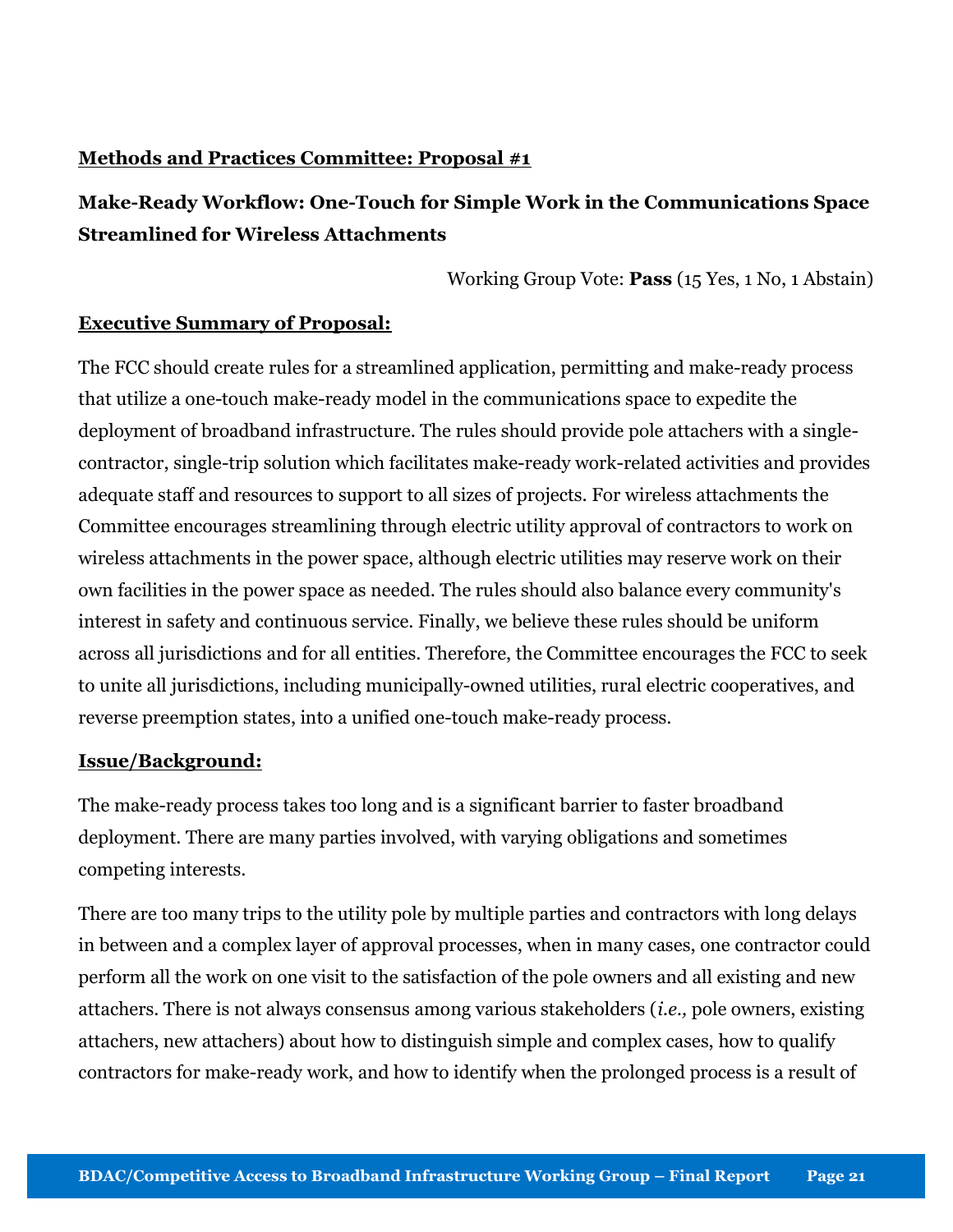**Methods and Practices Committee: Proposal #1**

**Make-Ready Workflow: One-Touch for Simple Work in the Communications Space Streamlined for Wireless Attachments**

Working Group Vote: **Pass** (15 Yes, 1 No, 1 Abstain)

**Executive Summary of Proposal:**

The FCC should create rules for a streamlined application, permitting and make-ready process that utilize a one-touch make-ready model in the communications space to expedite the deployment of broadband infrastructure. The rules should provide pole attachers with a single-contractor, single-trip solution which facilitates make-ready work-related activities and provides adequate staff and resources to support to all sizes of projects. For wireless attachments the Committee encourages streamlining through electric utility approval of contractors to work on wireless attachments in the power space, although electric utilities may reserve work on their own facilities in the power space as needed. The rules should also balance every community's interest in safety and continuous service. Finally, we believe these rules should be uniform across all jurisdictions and for all entities. Therefore, the Committee encourages the FCC to seek to unite all jurisdictions, including municipally-owned utilities, rural electric cooperatives, and reverse preemption states, into a unified one-touch make-ready process.

**Issue/Background:**

The make-ready process takes too long and is a significant barrier to faster broadband deployment. There are many parties involved, with varying obligations and sometimes competing interests.

There are too many trips to the utility pole by multiple parties and contractors with long delays in between and a complex layer of approval processes, when in many cases, one contractor could perform all the work on one visit to the satisfaction of the pole owners and all existing and new attachers. There is not always consensus among various stakeholders (*i.e.,* pole owners, existing attachers, new attachers) about how to distinguish simple and complex cases, how to qualify contractors for make-ready work, and how to identify when the prolonged process is a result of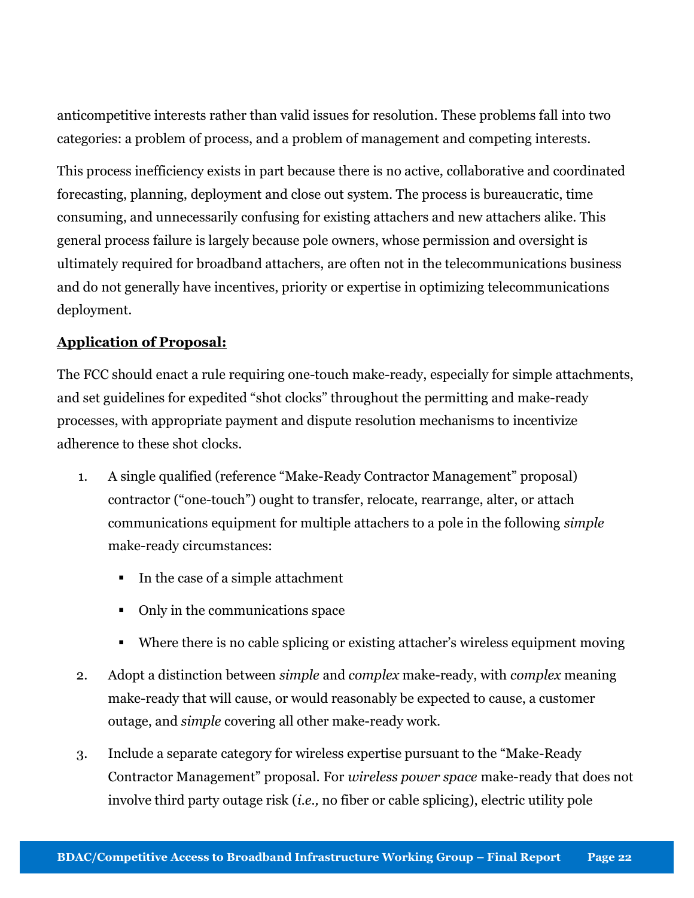anticompetitive interests rather than valid issues for resolution. These problems fall into two categories: a problem of process, and a problem of management and competing interests.

This process inefficiency exists in part because there is no active, collaborative and coordinated forecasting, planning, deployment and close out system. The process is bureaucratic, time consuming, and unnecessarily confusing for existing attachers and new attachers alike. This general process failure is largely because pole owners, whose permission and oversight is ultimately required for broadband attachers, are often not in the telecommunications business and do not generally have incentives, priority or expertise in optimizing telecommunications deployment.

**<u>Application of Proposal:</u>**

The FCC should enact a rule requiring one-touch make-ready, especially for simple attachments, and set guidelines for expedited "shot clocks" throughout the permitting and make-ready processes, with appropriate payment and dispute resolution mechanisms to incentivize adherence to these shot clocks.

1. A single qualified (reference "Make-Ready Contractor Management" proposal) contractor ("one-touch") ought to transfer, relocate, rearrange, alter, or attach communications equipment for multiple attachers to a pole in the following *simple* make-ready circumstances:
   - In the case of a simple attachment
   - Only in the communications space
   - Where there is no cable splicing or existing attacher's wireless equipment moving
2. Adopt a distinction between *simple* and *complex* make-ready, with *complex* meaning make-ready that will cause, or would reasonably be expected to cause, a customer outage, and *simple* covering all other make-ready work.
3. Include a separate category for wireless expertise pursuant to the "Make-Ready Contractor Management" proposal. For *wireless power space* make-ready that does not involve third party outage risk (*i.e.,* no fiber or cable splicing), electric utility pole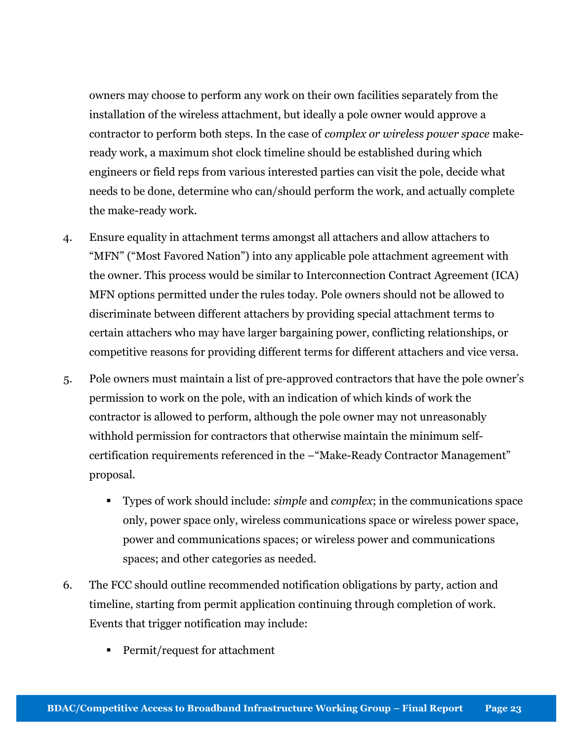owners may choose to perform any work on their own facilities separately from the installation of the wireless attachment, but ideally a pole owner would approve a contractor to perform both steps. In the case of *complex or wireless power space* make-ready work, a maximum shot clock timeline should be established during which engineers or field reps from various interested parties can visit the pole, decide what needs to be done, determine who can/should perform the work, and actually complete the make-ready work.

4. Ensure equality in attachment terms amongst all attachers and allow attachers to "MFN" ("Most Favored Nation") into any applicable pole attachment agreement with the owner. This process would be similar to Interconnection Contract Agreement (ICA) MFN options permitted under the rules today. Pole owners should not be allowed to discriminate between different attachers by providing special attachment terms to certain attachers who may have larger bargaining power, conflicting relationships, or competitive reasons for providing different terms for different attachers and vice versa.

5. Pole owners must maintain a list of pre-approved contractors that have the pole owner's permission to work on the pole, with an indication of which kinds of work the contractor is allowed to perform, although the pole owner may not unreasonably withhold permission for contractors that otherwise maintain the minimum self-certification requirements referenced in the –"Make-Ready Contractor Management" proposal.

   - Types of work should include: *simple* and *complex*; in the communications space only, power space only, wireless communications space or wireless power space, power and communications spaces; or wireless power and communications spaces; and other categories as needed.

6. The FCC should outline recommended notification obligations by party, action and timeline, starting from permit application continuing through completion of work. Events that trigger notification may include:

   - Permit/request for attachment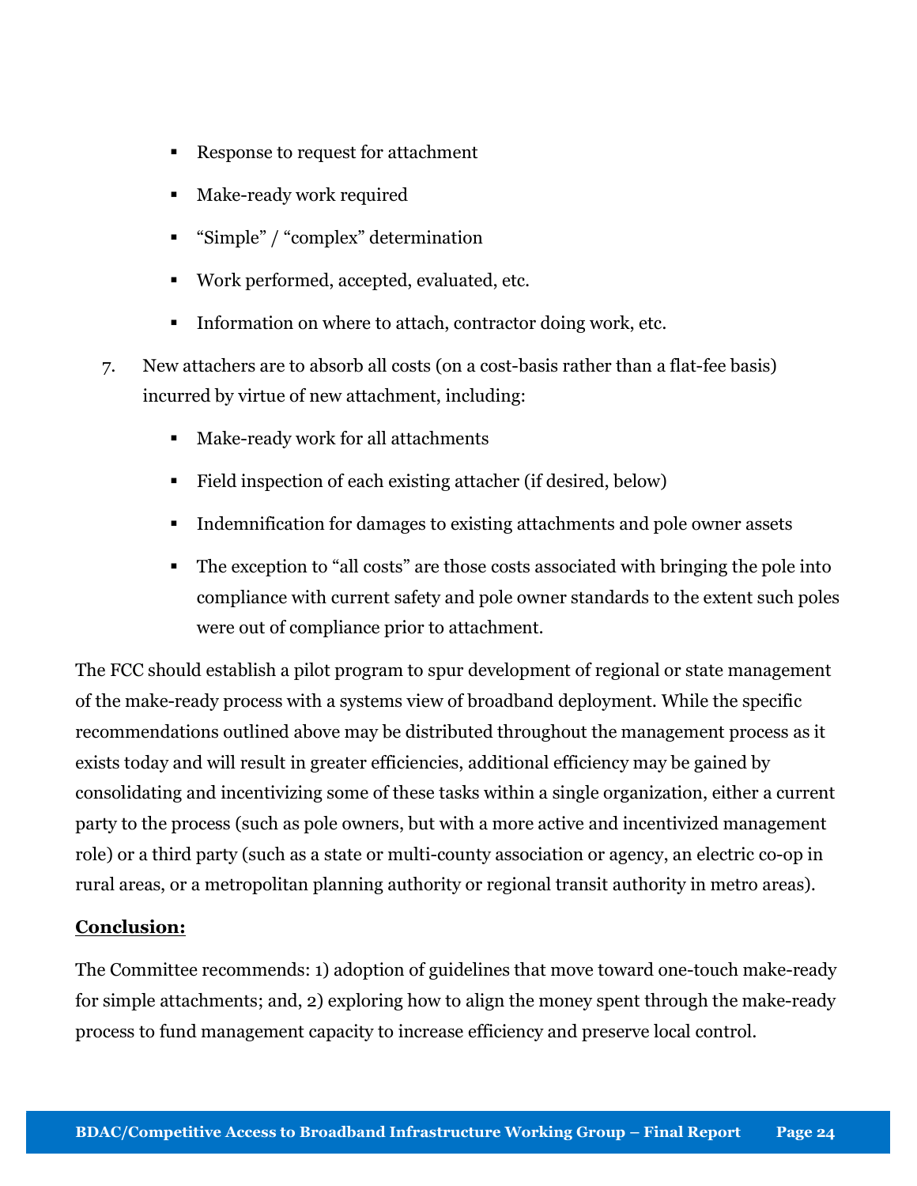- Response to request for attachment
- Make-ready work required
- "Simple" / "complex" determination
- Work performed, accepted, evaluated, etc.
- Information on where to attach, contractor doing work, etc.

7. New attachers are to absorb all costs (on a cost-basis rather than a flat-fee basis) incurred by virtue of new attachment, including:
   - Make-ready work for all attachments
   - Field inspection of each existing attacher (if desired, below)
   - Indemnification for damages to existing attachments and pole owner assets
   - The exception to "all costs" are those costs associated with bringing the pole into compliance with current safety and pole owner standards to the extent such poles were out of compliance prior to attachment.

The FCC should establish a pilot program to spur development of regional or state management of the make-ready process with a systems view of broadband deployment. While the specific recommendations outlined above may be distributed throughout the management process as it exists today and will result in greater efficiencies, additional efficiency may be gained by consolidating and incentivizing some of these tasks within a single organization, either a current party to the process (such as pole owners, but with a more active and incentivized management role) or a third party (such as a state or multi-county association or agency, an electric co-op in rural areas, or a metropolitan planning authority or regional transit authority in metro areas).

**Conclusion:**

The Committee recommends: 1) adoption of guidelines that move toward one-touch make-ready for simple attachments; and, 2) exploring how to align the money spent through the make-ready process to fund management capacity to increase efficiency and preserve local control.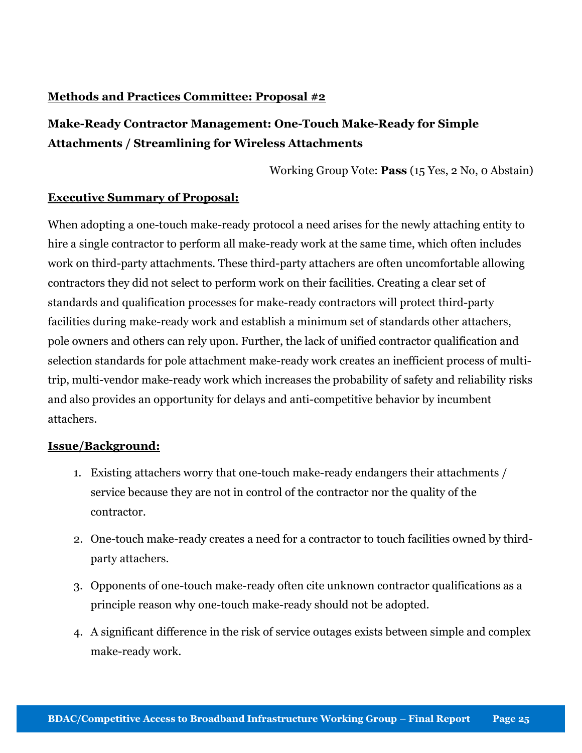**Methods and Practices Committee: Proposal #2**

**Make-Ready Contractor Management: One-Touch Make-Ready for Simple Attachments / Streamlining for Wireless Attachments**

Working Group Vote: **Pass** (15 Yes, 2 No, 0 Abstain)

**Executive Summary of Proposal:**

When adopting a one-touch make-ready protocol a need arises for the newly attaching entity to hire a single contractor to perform all make-ready work at the same time, which often includes work on third-party attachments. These third-party attachers are often uncomfortable allowing contractors they did not select to perform work on their facilities. Creating a clear set of standards and qualification processes for make-ready contractors will protect third-party facilities during make-ready work and establish a minimum set of standards other attachers, pole owners and others can rely upon. Further, the lack of unified contractor qualification and selection standards for pole attachment make-ready work creates an inefficient process of multi-trip, multi-vendor make-ready work which increases the probability of safety and reliability risks and also provides an opportunity for delays and anti-competitive behavior by incumbent attachers.

**Issue/Background:**

1. Existing attachers worry that one-touch make-ready endangers their attachments / service because they are not in control of the contractor nor the quality of the contractor.
2. One-touch make-ready creates a need for a contractor to touch facilities owned by third-party attachers.
3. Opponents of one-touch make-ready often cite unknown contractor qualifications as a principle reason why one-touch make-ready should not be adopted.
4. A significant difference in the risk of service outages exists between simple and complex make-ready work.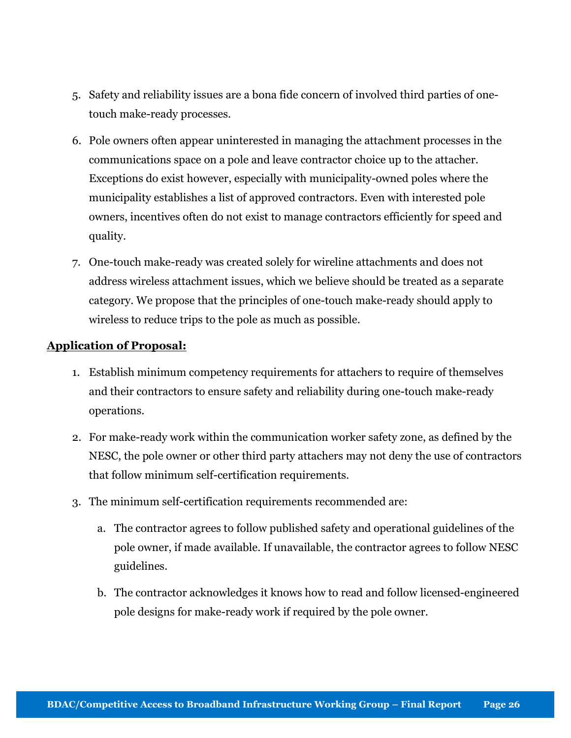5. Safety and reliability issues are a bona fide concern of involved third parties of one-touch make-ready processes.

6. Pole owners often appear uninterested in managing the attachment processes in the communications space on a pole and leave contractor choice up to the attacher. Exceptions do exist however, especially with municipality-owned poles where the municipality establishes a list of approved contractors. Even with interested pole owners, incentives often do not exist to manage contractors efficiently for speed and quality.

7. One-touch make-ready was created solely for wireline attachments and does not address wireless attachment issues, which we believe should be treated as a separate category. We propose that the principles of one-touch make-ready should apply to wireless to reduce trips to the pole as much as possible.

**Application of Proposal:**

1. Establish minimum competency requirements for attachers to require of themselves and their contractors to ensure safety and reliability during one-touch make-ready operations.

2. For make-ready work within the communication worker safety zone, as defined by the NESC, the pole owner or other third party attachers may not deny the use of contractors that follow minimum self-certification requirements.

3. The minimum self-certification requirements recommended are:

   a. The contractor agrees to follow published safety and operational guidelines of the pole owner, if made available. If unavailable, the contractor agrees to follow NESC guidelines.

   b. The contractor acknowledges it knows how to read and follow licensed-engineered pole designs for make-ready work if required by the pole owner.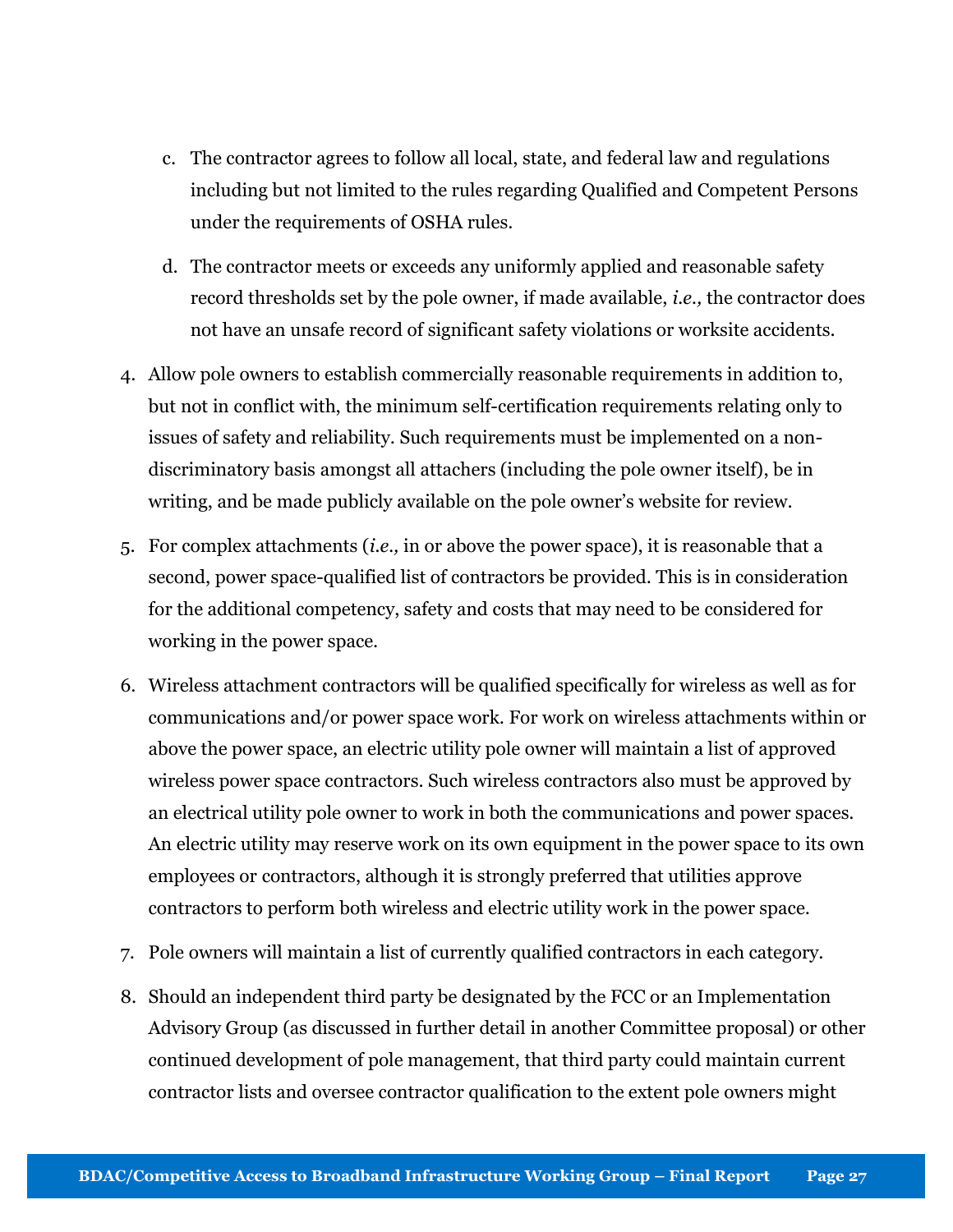c. The contractor agrees to follow all local, state, and federal law and regulations including but not limited to the rules regarding Qualified and Competent Persons under the requirements of OSHA rules.

d. The contractor meets or exceeds any uniformly applied and reasonable safety record thresholds set by the pole owner, if made available, *i.e.,* the contractor does not have an unsafe record of significant safety violations or worksite accidents.

4. Allow pole owners to establish commercially reasonable requirements in addition to, but not in conflict with, the minimum self-certification requirements relating only to issues of safety and reliability. Such requirements must be implemented on a non-discriminatory basis amongst all attachers (including the pole owner itself), be in writing, and be made publicly available on the pole owner's website for review.

5. For complex attachments (*i.e.,* in or above the power space), it is reasonable that a second, power space-qualified list of contractors be provided. This is in consideration for the additional competency, safety and costs that may need to be considered for working in the power space.

6. Wireless attachment contractors will be qualified specifically for wireless as well as for communications and/or power space work. For work on wireless attachments within or above the power space, an electric utility pole owner will maintain a list of approved wireless power space contractors. Such wireless contractors also must be approved by an electrical utility pole owner to work in both the communications and power spaces. An electric utility may reserve work on its own equipment in the power space to its own employees or contractors, although it is strongly preferred that utilities approve contractors to perform both wireless and electric utility work in the power space.

7. Pole owners will maintain a list of currently qualified contractors in each category.

8. Should an independent third party be designated by the FCC or an Implementation Advisory Group (as discussed in further detail in another Committee proposal) or other continued development of pole management, that third party could maintain current contractor lists and oversee contractor qualification to the extent pole owners might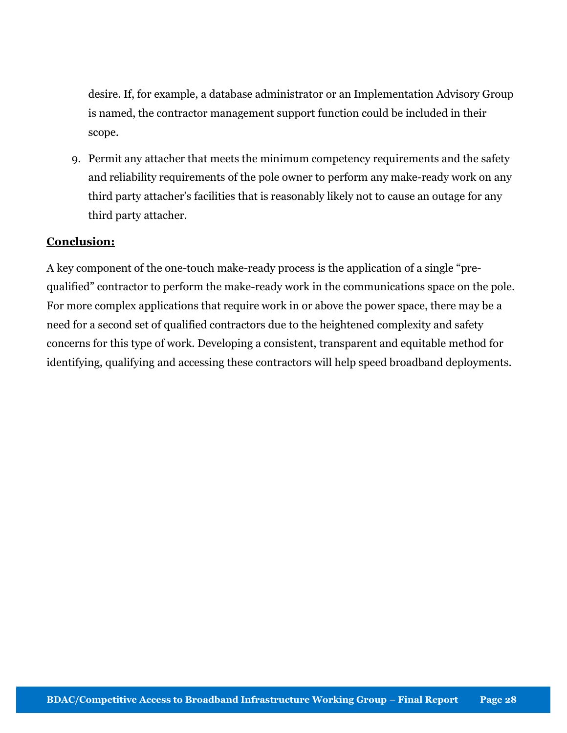desire. If, for example, a database administrator or an Implementation Advisory Group is named, the contractor management support function could be included in their scope.

9. Permit any attacher that meets the minimum competency requirements and the safety and reliability requirements of the pole owner to perform any make-ready work on any third party attacher's facilities that is reasonably likely not to cause an outage for any third party attacher.

**Conclusion:**

A key component of the one-touch make-ready process is the application of a single "pre-qualified" contractor to perform the make-ready work in the communications space on the pole. For more complex applications that require work in or above the power space, there may be a need for a second set of qualified contractors due to the heightened complexity and safety concerns for this type of work. Developing a consistent, transparent and equitable method for identifying, qualifying and accessing these contractors will help speed broadband deployments.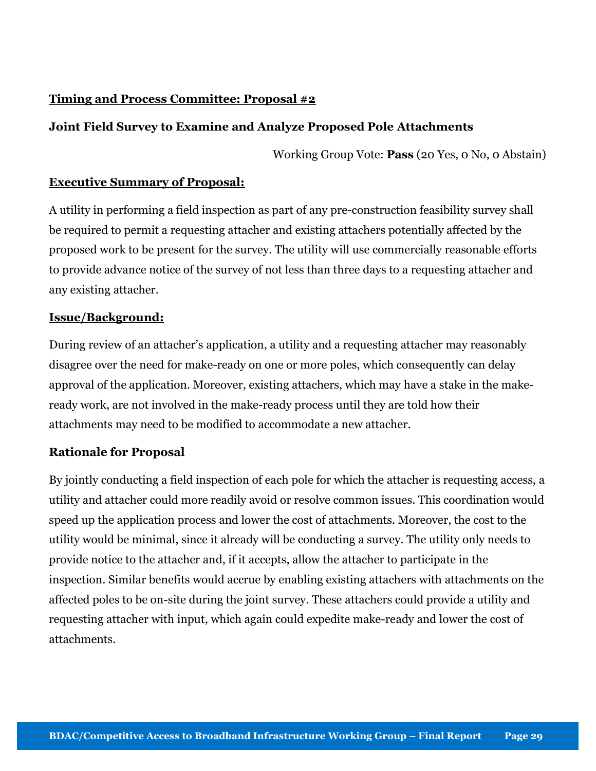**Timing and Process Committee: Proposal #2**

**Joint Field Survey to Examine and Analyze Proposed Pole Attachments**

Working Group Vote: **Pass** (20 Yes, 0 No, 0 Abstain)

**Executive Summary of Proposal:**

A utility in performing a field inspection as part of any pre-construction feasibility survey shall be required to permit a requesting attacher and existing attachers potentially affected by the proposed work to be present for the survey. The utility will use commercially reasonable efforts to provide advance notice of the survey of not less than three days to a requesting attacher and any existing attacher.

**Issue/Background:**

During review of an attacher's application, a utility and a requesting attacher may reasonably disagree over the need for make-ready on one or more poles, which consequently can delay approval of the application. Moreover, existing attachers, which may have a stake in the make-ready work, are not involved in the make-ready process until they are told how their attachments may need to be modified to accommodate a new attacher.

**Rationale for Proposal**

By jointly conducting a field inspection of each pole for which the attacher is requesting access, a utility and attacher could more readily avoid or resolve common issues. This coordination would speed up the application process and lower the cost of attachments. Moreover, the cost to the utility would be minimal, since it already will be conducting a survey. The utility only needs to provide notice to the attacher and, if it accepts, allow the attacher to participate in the inspection. Similar benefits would accrue by enabling existing attachers with attachments on the affected poles to be on-site during the joint survey. These attachers could provide a utility and requesting attacher with input, which again could expedite make-ready and lower the cost of attachments.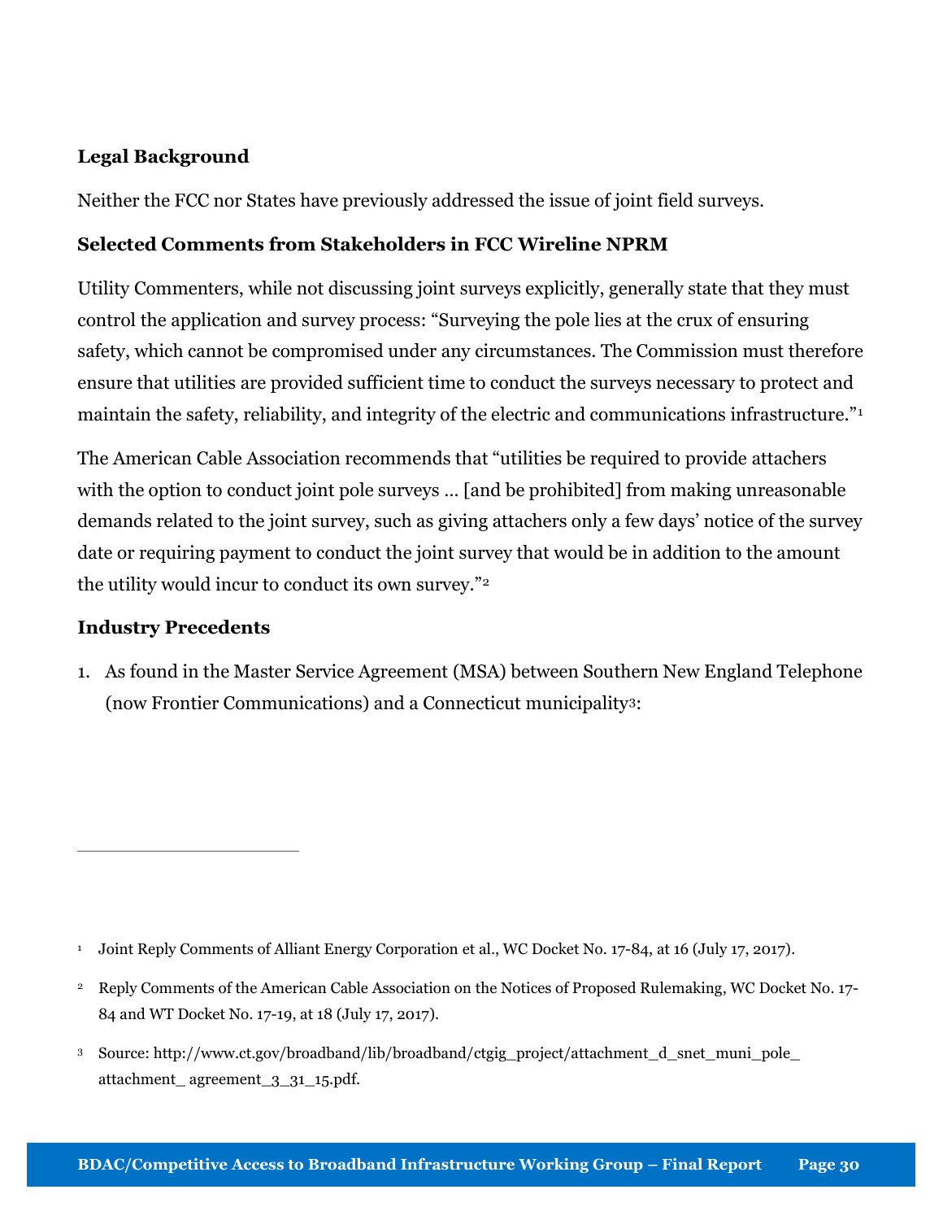### Legal Background

Neither the FCC nor States have previously addressed the issue of joint field surveys.

### Selected Comments from Stakeholders in FCC Wireline NPRM

Utility Commenters, while not discussing joint surveys explicitly, generally state that they must control the application and survey process: "Surveying the pole lies at the crux of ensuring safety, which cannot be compromised under any circumstances. The Commission must therefore ensure that utilities are provided sufficient time to conduct the surveys necessary to protect and maintain the safety, reliability, and integrity of the electric and communications infrastructure."[1]

The American Cable Association recommends that "utilities be required to provide attachers with the option to conduct joint pole surveys … [and be prohibited] from making unreasonable demands related to the joint survey, such as giving attachers only a few days' notice of the survey date or requiring payment to conduct the joint survey that would be in addition to the amount the utility would incur to conduct its own survey."[2]

### Industry Precedents

1. As found in the Master Service Agreement (MSA) between Southern New England Telephone (now Frontier Communications) and a Connecticut municipality[3]:

---

[1] Joint Reply Comments of Alliant Energy Corporation et al., WC Docket No. 17-84, at 16 (July 17, 2017).

[2] Reply Comments of the American Cable Association on the Notices of Proposed Rulemaking, WC Docket No. 17-84 and WT Docket No. 17-19, at 18 (July 17, 2017).

[3] Source: http://www.ct.gov/broadband/lib/broadband/ctgig_project/attachment_d_snet_muni_pole_attachment_ agreement_3_31_15.pdf.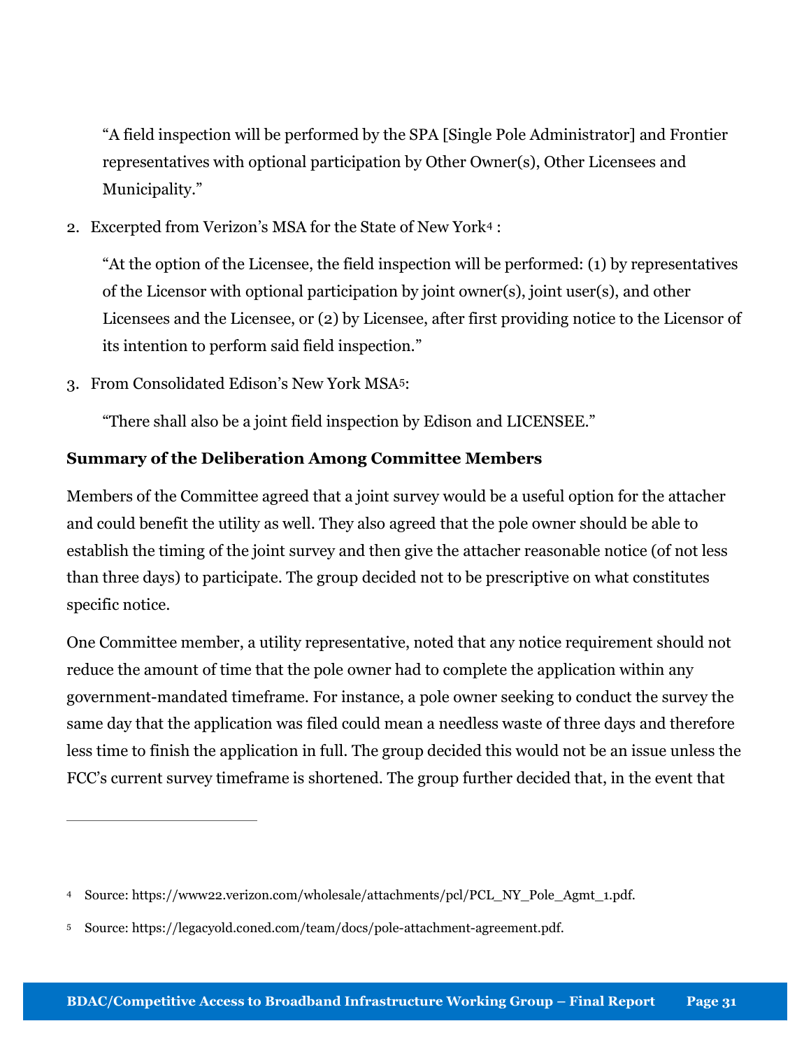"A field inspection will be performed by the SPA [Single Pole Administrator] and Frontier representatives with optional participation by Other Owner(s), Other Licensees and Municipality."

2. Excerpted from Verizon's MSA for the State of New York[4] :

   "At the option of the Licensee, the field inspection will be performed: (1) by representatives of the Licensor with optional participation by joint owner(s), joint user(s), and other Licensees and the Licensee, or (2) by Licensee, after first providing notice to the Licensor of its intention to perform said field inspection."

3. From Consolidated Edison's New York MSA[5]:

   "There shall also be a joint field inspection by Edison and LICENSEE."

**Summary of the Deliberation Among Committee Members**

Members of the Committee agreed that a joint survey would be a useful option for the attacher and could benefit the utility as well. They also agreed that the pole owner should be able to establish the timing of the joint survey and then give the attacher reasonable notice (of not less than three days) to participate. The group decided not to be prescriptive on what constitutes specific notice.

One Committee member, a utility representative, noted that any notice requirement should not reduce the amount of time that the pole owner had to complete the application within any government-mandated timeframe. For instance, a pole owner seeking to conduct the survey the same day that the application was filed could mean a needless waste of three days and therefore less time to finish the application in full. The group decided this would not be an issue unless the FCC's current survey timeframe is shortened. The group further decided that, in the event that

---

[4] Source: https://www22.verizon.com/wholesale/attachments/pcl/PCL_NY_Pole_Agmt_1.pdf.

[5] Source: https://legacyold.coned.com/team/docs/pole-attachment-agreement.pdf.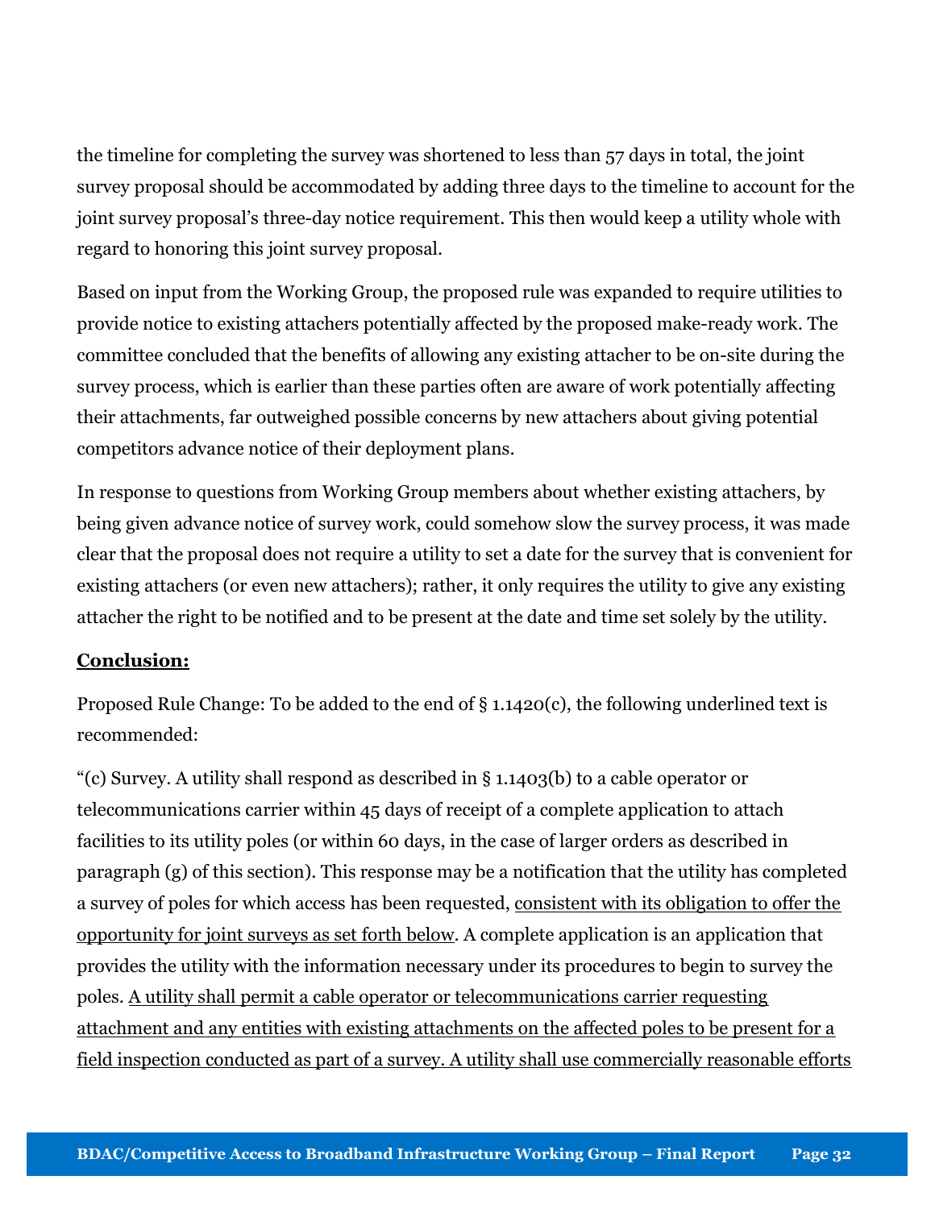the timeline for completing the survey was shortened to less than 57 days in total, the joint survey proposal should be accommodated by adding three days to the timeline to account for the joint survey proposal's three-day notice requirement. This then would keep a utility whole with regard to honoring this joint survey proposal.

Based on input from the Working Group, the proposed rule was expanded to require utilities to provide notice to existing attachers potentially affected by the proposed make-ready work. The committee concluded that the benefits of allowing any existing attacher to be on-site during the survey process, which is earlier than these parties often are aware of work potentially affecting their attachments, far outweighed possible concerns by new attachers about giving potential competitors advance notice of their deployment plans.

In response to questions from Working Group members about whether existing attachers, by being given advance notice of survey work, could somehow slow the survey process, it was made clear that the proposal does not require a utility to set a date for the survey that is convenient for existing attachers (or even new attachers); rather, it only requires the utility to give any existing attacher the right to be notified and to be present at the date and time set solely by the utility.

**<u>Conclusion:</u>**

Proposed Rule Change: To be added to the end of § 1.1420(c), the following underlined text is recommended:

"(c) Survey. A utility shall respond as described in § 1.1403(b) to a cable operator or telecommunications carrier within 45 days of receipt of a complete application to attach facilities to its utility poles (or within 60 days, in the case of larger orders as described in paragraph (g) of this section). This response may be a notification that the utility has completed a survey of poles for which access has been requested, <u>consistent with its obligation to offer the opportunity for joint surveys as set forth below</u>. A complete application is an application that provides the utility with the information necessary under its procedures to begin to survey the poles. <u>A utility shall permit a cable operator or telecommunications carrier requesting attachment and any entities with existing attachments on the affected poles to be present for a field inspection conducted as part of a survey. A utility shall use commercially reasonable efforts</u>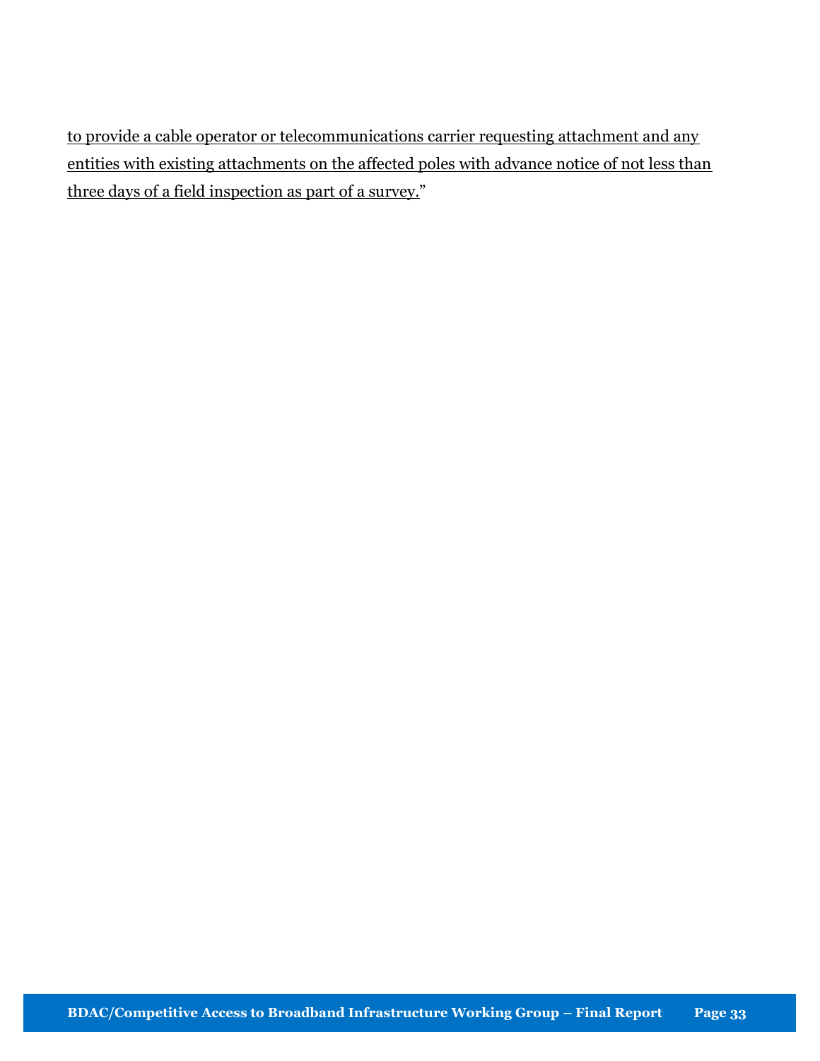<u>to provide a cable operator or telecommunications carrier requesting attachment and any entities with existing attachments on the affected poles with advance notice of not less than three days of a field inspection as part of a survey.</u>"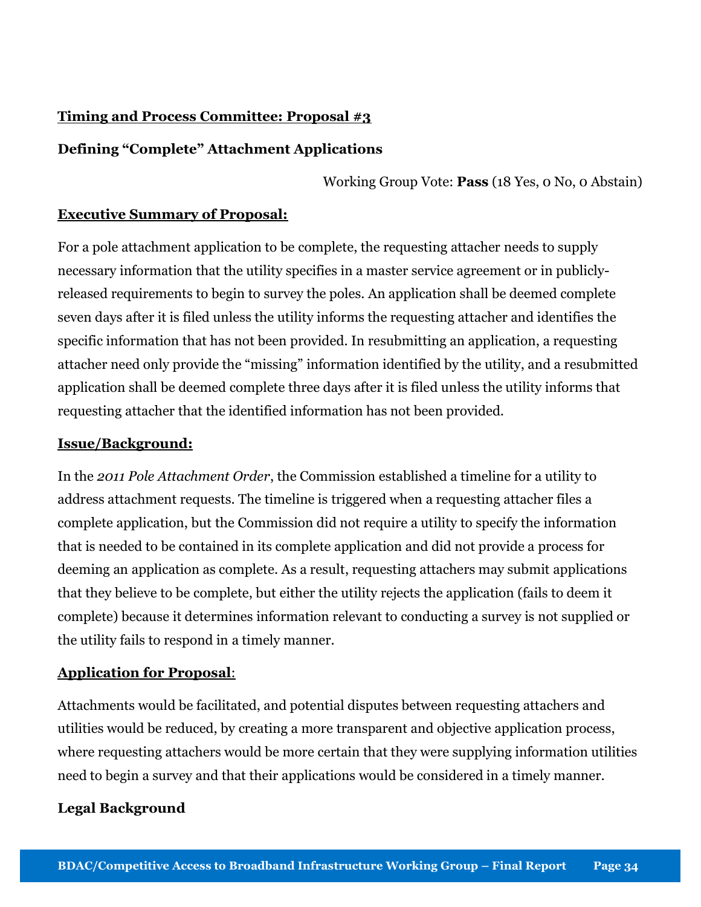**Timing and Process Committee: Proposal #3**

**Defining "Complete" Attachment Applications**

Working Group Vote: **Pass** (18 Yes, 0 No, 0 Abstain)

**Executive Summary of Proposal:**

For a pole attachment application to be complete, the requesting attacher needs to supply necessary information that the utility specifies in a master service agreement or in publicly-released requirements to begin to survey the poles. An application shall be deemed complete seven days after it is filed unless the utility informs the requesting attacher and identifies the specific information that has not been provided. In resubmitting an application, a requesting attacher need only provide the "missing" information identified by the utility, and a resubmitted application shall be deemed complete three days after it is filed unless the utility informs that requesting attacher that the identified information has not been provided.

**Issue/Background:**

In the *2011 Pole Attachment Order*, the Commission established a timeline for a utility to address attachment requests. The timeline is triggered when a requesting attacher files a complete application, but the Commission did not require a utility to specify the information that is needed to be contained in its complete application and did not provide a process for deeming an application as complete. As a result, requesting attachers may submit applications that they believe to be complete, but either the utility rejects the application (fails to deem it complete) because it determines information relevant to conducting a survey is not supplied or the utility fails to respond in a timely manner.

**Application for Proposal**:

Attachments would be facilitated, and potential disputes between requesting attachers and utilities would be reduced, by creating a more transparent and objective application process, where requesting attachers would be more certain that they were supplying information utilities need to begin a survey and that their applications would be considered in a timely manner.

**Legal Background**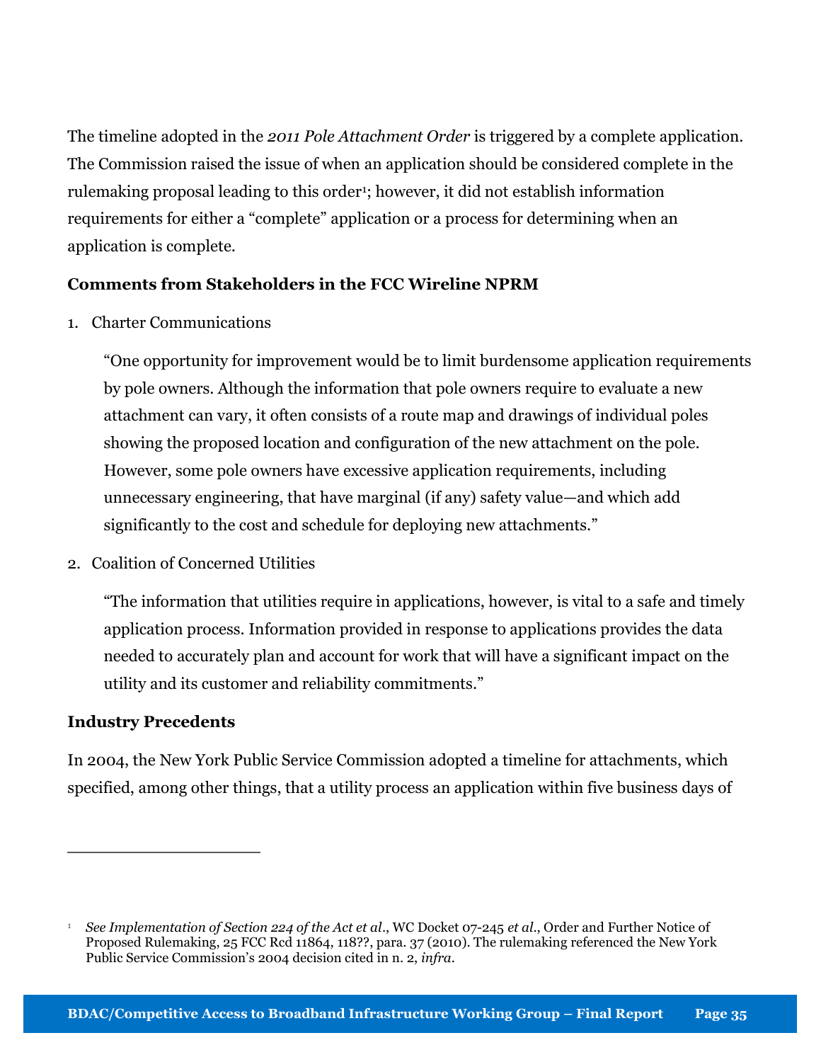The timeline adopted in the *2011 Pole Attachment Order* is triggered by a complete application. The Commission raised the issue of when an application should be considered complete in the rulemaking proposal leading to this order[1]; however, it did not establish information requirements for either a "complete" application or a process for determining when an application is complete.

**Comments from Stakeholders in the FCC Wireline NPRM**

1. Charter Communications

   "One opportunity for improvement would be to limit burdensome application requirements by pole owners. Although the information that pole owners require to evaluate a new attachment can vary, it often consists of a route map and drawings of individual poles showing the proposed location and configuration of the new attachment on the pole. However, some pole owners have excessive application requirements, including unnecessary engineering, that have marginal (if any) safety value—and which add significantly to the cost and schedule for deploying new attachments."

2. Coalition of Concerned Utilities

   "The information that utilities require in applications, however, is vital to a safe and timely application process. Information provided in response to applications provides the data needed to accurately plan and account for work that will have a significant impact on the utility and its customer and reliability commitments."

**Industry Precedents**

In 2004, the New York Public Service Commission adopted a timeline for attachments, which specified, among other things, that a utility process an application within five business days of

---

[1] *See Implementation of Section 224 of the Act et al.*, WC Docket 07-245 *et al.*, Order and Further Notice of Proposed Rulemaking, 25 FCC Rcd 11864, 118??, para. 37 (2010). The rulemaking referenced the New York Public Service Commission's 2004 decision cited in n. 2, *infra*.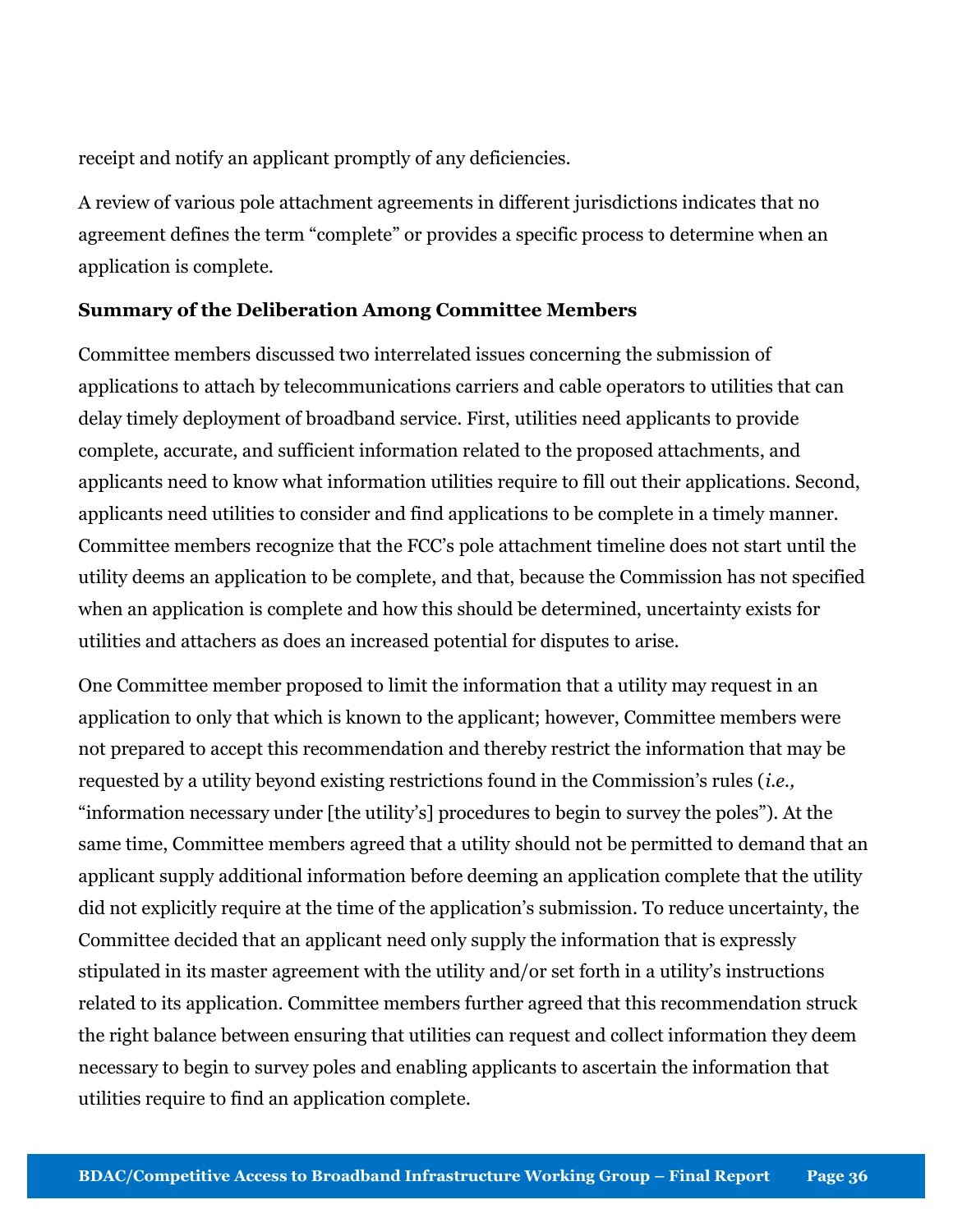receipt and notify an applicant promptly of any deficiencies.

A review of various pole attachment agreements in different jurisdictions indicates that no agreement defines the term "complete" or provides a specific process to determine when an application is complete.

**Summary of the Deliberation Among Committee Members**

Committee members discussed two interrelated issues concerning the submission of applications to attach by telecommunications carriers and cable operators to utilities that can delay timely deployment of broadband service. First, utilities need applicants to provide complete, accurate, and sufficient information related to the proposed attachments, and applicants need to know what information utilities require to fill out their applications. Second, applicants need utilities to consider and find applications to be complete in a timely manner. Committee members recognize that the FCC's pole attachment timeline does not start until the utility deems an application to be complete, and that, because the Commission has not specified when an application is complete and how this should be determined, uncertainty exists for utilities and attachers as does an increased potential for disputes to arise.

One Committee member proposed to limit the information that a utility may request in an application to only that which is known to the applicant; however, Committee members were not prepared to accept this recommendation and thereby restrict the information that may be requested by a utility beyond existing restrictions found in the Commission's rules (*i.e.,* "information necessary under [the utility's] procedures to begin to survey the poles"). At the same time, Committee members agreed that a utility should not be permitted to demand that an applicant supply additional information before deeming an application complete that the utility did not explicitly require at the time of the application's submission. To reduce uncertainty, the Committee decided that an applicant need only supply the information that is expressly stipulated in its master agreement with the utility and/or set forth in a utility's instructions related to its application. Committee members further agreed that this recommendation struck the right balance between ensuring that utilities can request and collect information they deem necessary to begin to survey poles and enabling applicants to ascertain the information that utilities require to find an application complete.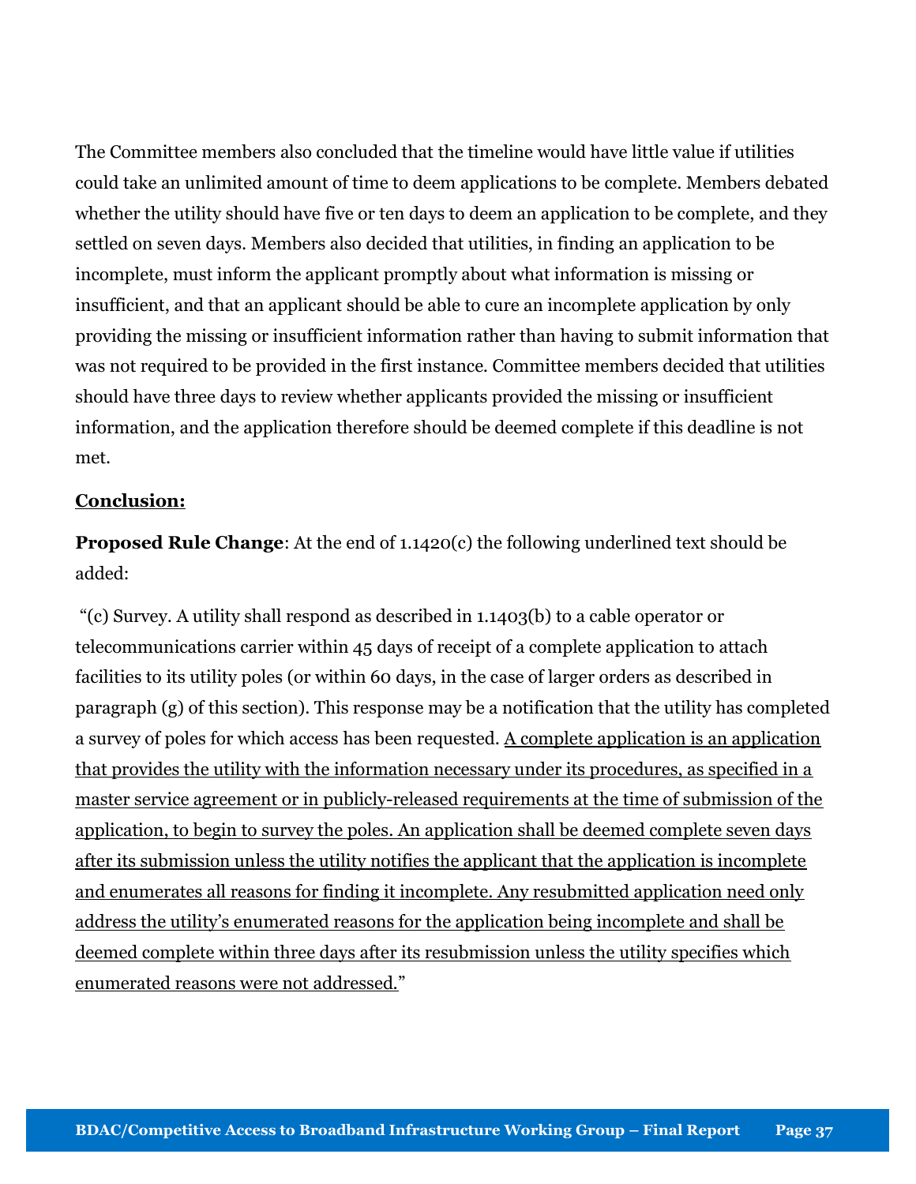The Committee members also concluded that the timeline would have little value if utilities could take an unlimited amount of time to deem applications to be complete. Members debated whether the utility should have five or ten days to deem an application to be complete, and they settled on seven days. Members also decided that utilities, in finding an application to be incomplete, must inform the applicant promptly about what information is missing or insufficient, and that an applicant should be able to cure an incomplete application by only providing the missing or insufficient information rather than having to submit information that was not required to be provided in the first instance. Committee members decided that utilities should have three days to review whether applicants provided the missing or insufficient information, and the application therefore should be deemed complete if this deadline is not met.

**Conclusion:**

**Proposed Rule Change**: At the end of 1.1420(c) the following underlined text should be added:

"(c) Survey. A utility shall respond as described in 1.1403(b) to a cable operator or telecommunications carrier within 45 days of receipt of a complete application to attach facilities to its utility poles (or within 60 days, in the case of larger orders as described in paragraph (g) of this section). This response may be a notification that the utility has completed a survey of poles for which access has been requested. <u>A complete application is an application that provides the utility with the information necessary under its procedures, as specified in a master service agreement or in publicly-released requirements at the time of submission of the application, to begin to survey the poles. An application shall be deemed complete seven days after its submission unless the utility notifies the applicant that the application is incomplete and enumerates all reasons for finding it incomplete. Any resubmitted application need only address the utility's enumerated reasons for the application being incomplete and shall be deemed complete within three days after its resubmission unless the utility specifies which enumerated reasons were not addressed.</u>"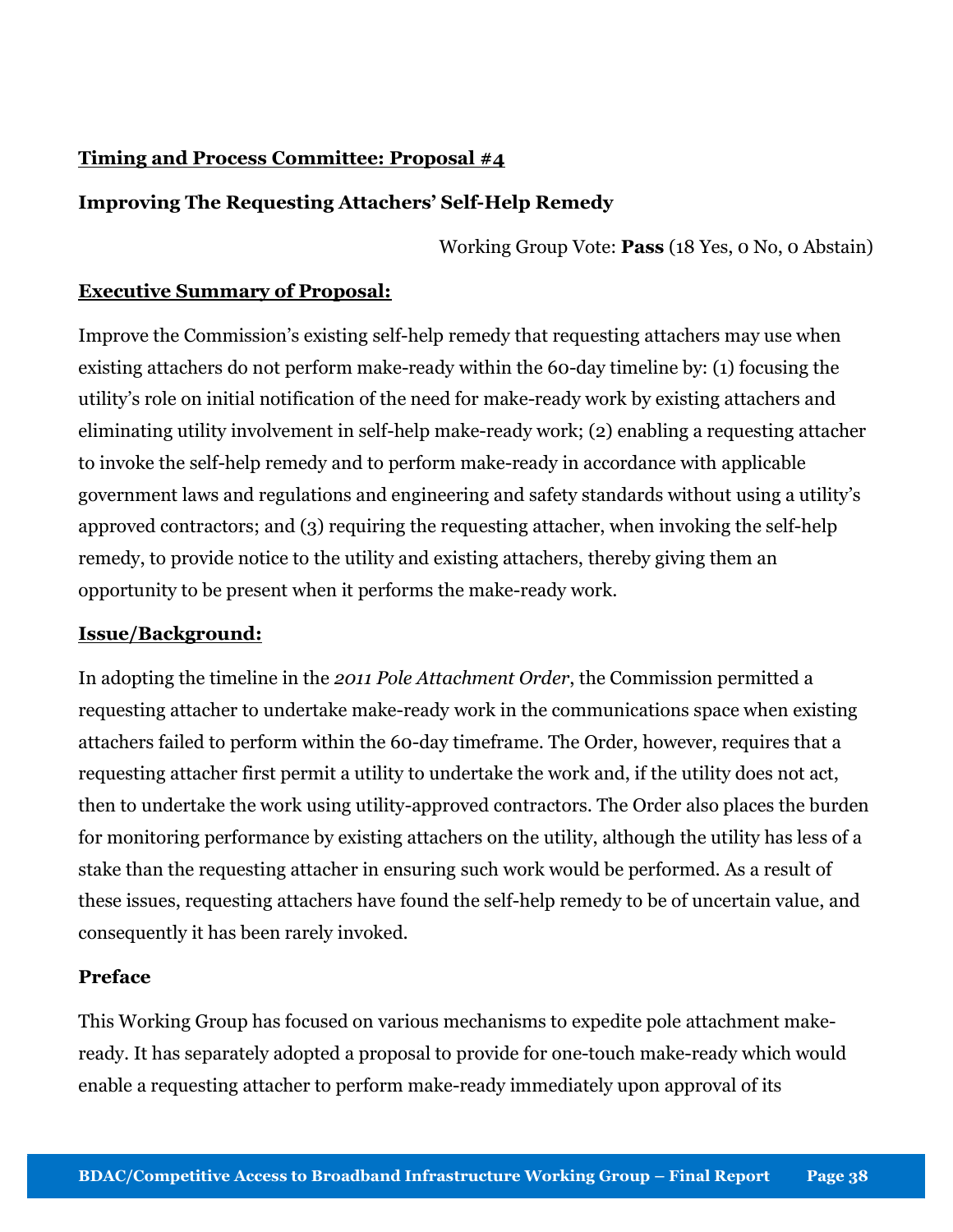**Timing and Process Committee: Proposal #4**

**Improving The Requesting Attachers' Self-Help Remedy**

Working Group Vote: **Pass** (18 Yes, 0 No, 0 Abstain)

**Executive Summary of Proposal:**

Improve the Commission's existing self-help remedy that requesting attachers may use when existing attachers do not perform make-ready within the 60-day timeline by: (1) focusing the utility's role on initial notification of the need for make-ready work by existing attachers and eliminating utility involvement in self-help make-ready work; (2) enabling a requesting attacher to invoke the self-help remedy and to perform make-ready in accordance with applicable government laws and regulations and engineering and safety standards without using a utility's approved contractors; and (3) requiring the requesting attacher, when invoking the self-help remedy, to provide notice to the utility and existing attachers, thereby giving them an opportunity to be present when it performs the make-ready work.

**Issue/Background:**

In adopting the timeline in the *2011 Pole Attachment Order*, the Commission permitted a requesting attacher to undertake make-ready work in the communications space when existing attachers failed to perform within the 60-day timeframe. The Order, however, requires that a requesting attacher first permit a utility to undertake the work and, if the utility does not act, then to undertake the work using utility-approved contractors. The Order also places the burden for monitoring performance by existing attachers on the utility, although the utility has less of a stake than the requesting attacher in ensuring such work would be performed. As a result of these issues, requesting attachers have found the self-help remedy to be of uncertain value, and consequently it has been rarely invoked.

**Preface**

This Working Group has focused on various mechanisms to expedite pole attachment make-ready. It has separately adopted a proposal to provide for one-touch make-ready which would enable a requesting attacher to perform make-ready immediately upon approval of its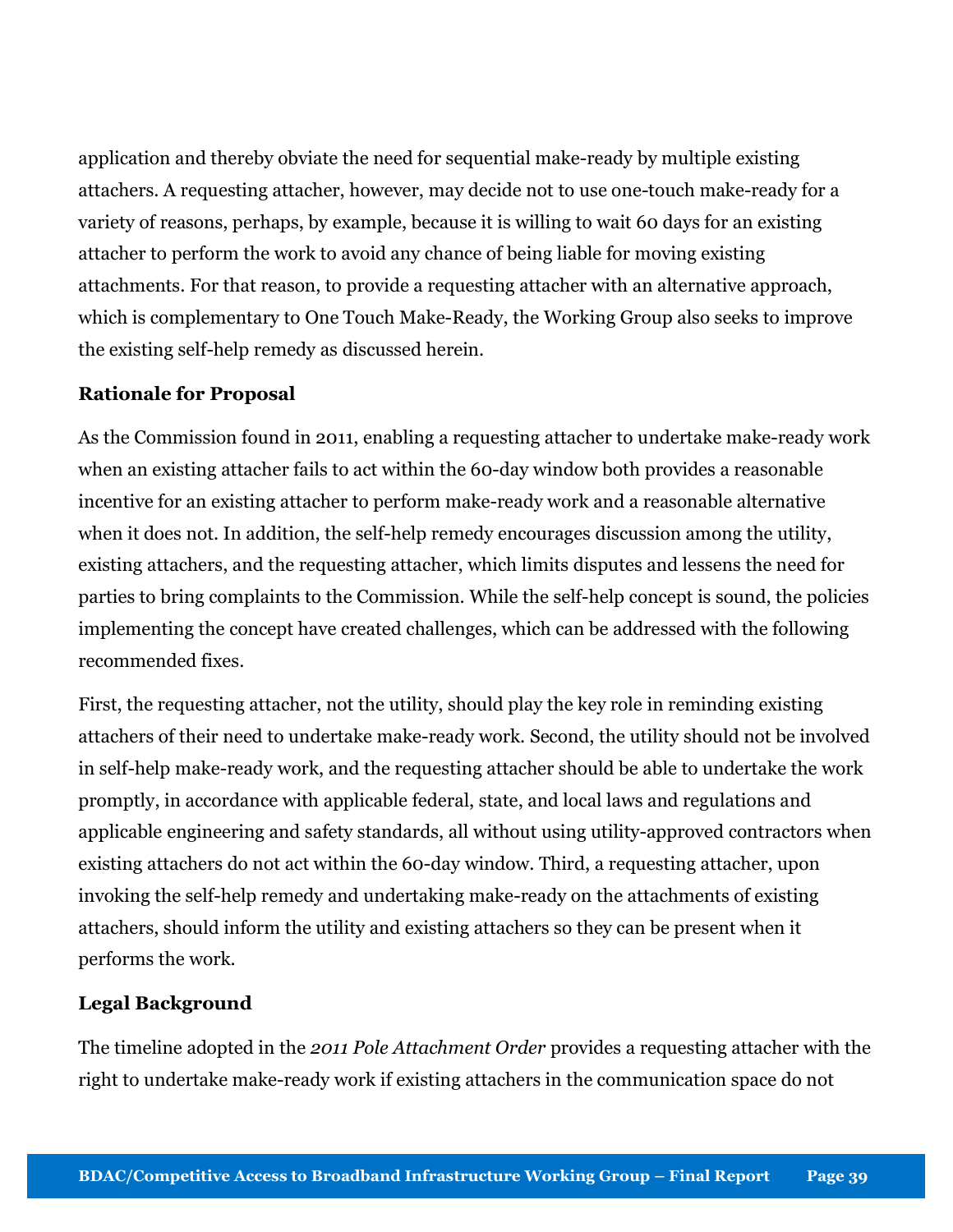application and thereby obviate the need for sequential make-ready by multiple existing attachers. A requesting attacher, however, may decide not to use one-touch make-ready for a variety of reasons, perhaps, by example, because it is willing to wait 60 days for an existing attacher to perform the work to avoid any chance of being liable for moving existing attachments. For that reason, to provide a requesting attacher with an alternative approach, which is complementary to One Touch Make-Ready, the Working Group also seeks to improve the existing self-help remedy as discussed herein.

**Rationale for Proposal**

As the Commission found in 2011, enabling a requesting attacher to undertake make-ready work when an existing attacher fails to act within the 60-day window both provides a reasonable incentive for an existing attacher to perform make-ready work and a reasonable alternative when it does not. In addition, the self-help remedy encourages discussion among the utility, existing attachers, and the requesting attacher, which limits disputes and lessens the need for parties to bring complaints to the Commission. While the self-help concept is sound, the policies implementing the concept have created challenges, which can be addressed with the following recommended fixes.

First, the requesting attacher, not the utility, should play the key role in reminding existing attachers of their need to undertake make-ready work. Second, the utility should not be involved in self-help make-ready work, and the requesting attacher should be able to undertake the work promptly, in accordance with applicable federal, state, and local laws and regulations and applicable engineering and safety standards, all without using utility-approved contractors when existing attachers do not act within the 60-day window. Third, a requesting attacher, upon invoking the self-help remedy and undertaking make-ready on the attachments of existing attachers, should inform the utility and existing attachers so they can be present when it performs the work.

**Legal Background**

The timeline adopted in the *2011 Pole Attachment Order* provides a requesting attacher with the right to undertake make-ready work if existing attachers in the communication space do not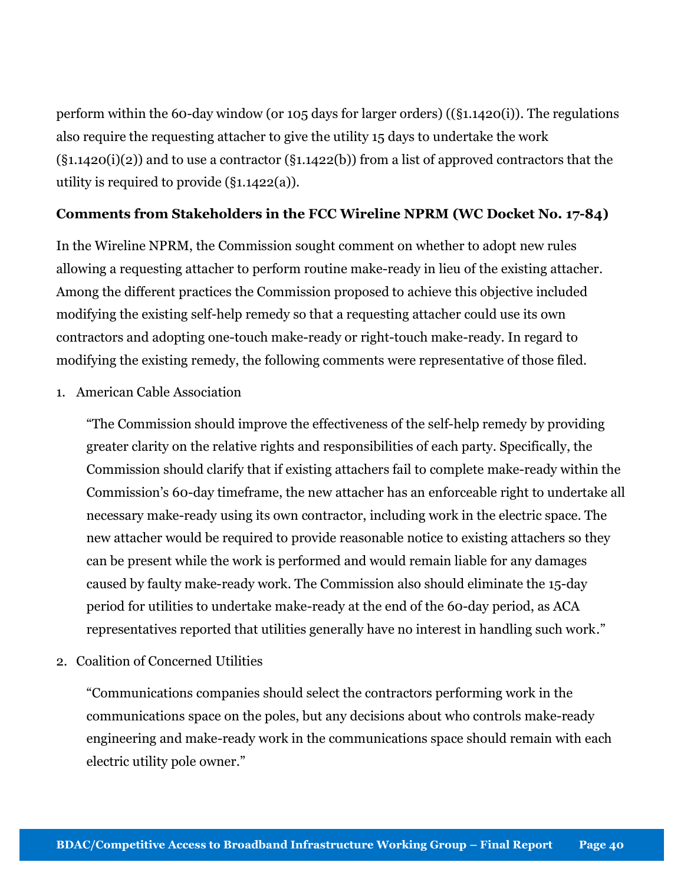perform within the 60-day window (or 105 days for larger orders) ((§1.1420(i)). The regulations also require the requesting attacher to give the utility 15 days to undertake the work (§1.1420(i)(2)) and to use a contractor (§1.1422(b)) from a list of approved contractors that the utility is required to provide (§1.1422(a)).

**Comments from Stakeholders in the FCC Wireline NPRM (WC Docket No. 17-84)**

In the Wireline NPRM, the Commission sought comment on whether to adopt new rules allowing a requesting attacher to perform routine make-ready in lieu of the existing attacher. Among the different practices the Commission proposed to achieve this objective included modifying the existing self-help remedy so that a requesting attacher could use its own contractors and adopting one-touch make-ready or right-touch make-ready. In regard to modifying the existing remedy, the following comments were representative of those filed.

1. American Cable Association

   "The Commission should improve the effectiveness of the self-help remedy by providing greater clarity on the relative rights and responsibilities of each party. Specifically, the Commission should clarify that if existing attachers fail to complete make-ready within the Commission's 60-day timeframe, the new attacher has an enforceable right to undertake all necessary make-ready using its own contractor, including work in the electric space. The new attacher would be required to provide reasonable notice to existing attachers so they can be present while the work is performed and would remain liable for any damages caused by faulty make-ready work. The Commission also should eliminate the 15-day period for utilities to undertake make-ready at the end of the 60-day period, as ACA representatives reported that utilities generally have no interest in handling such work."

2. Coalition of Concerned Utilities

   "Communications companies should select the contractors performing work in the communications space on the poles, but any decisions about who controls make-ready engineering and make-ready work in the communications space should remain with each electric utility pole owner."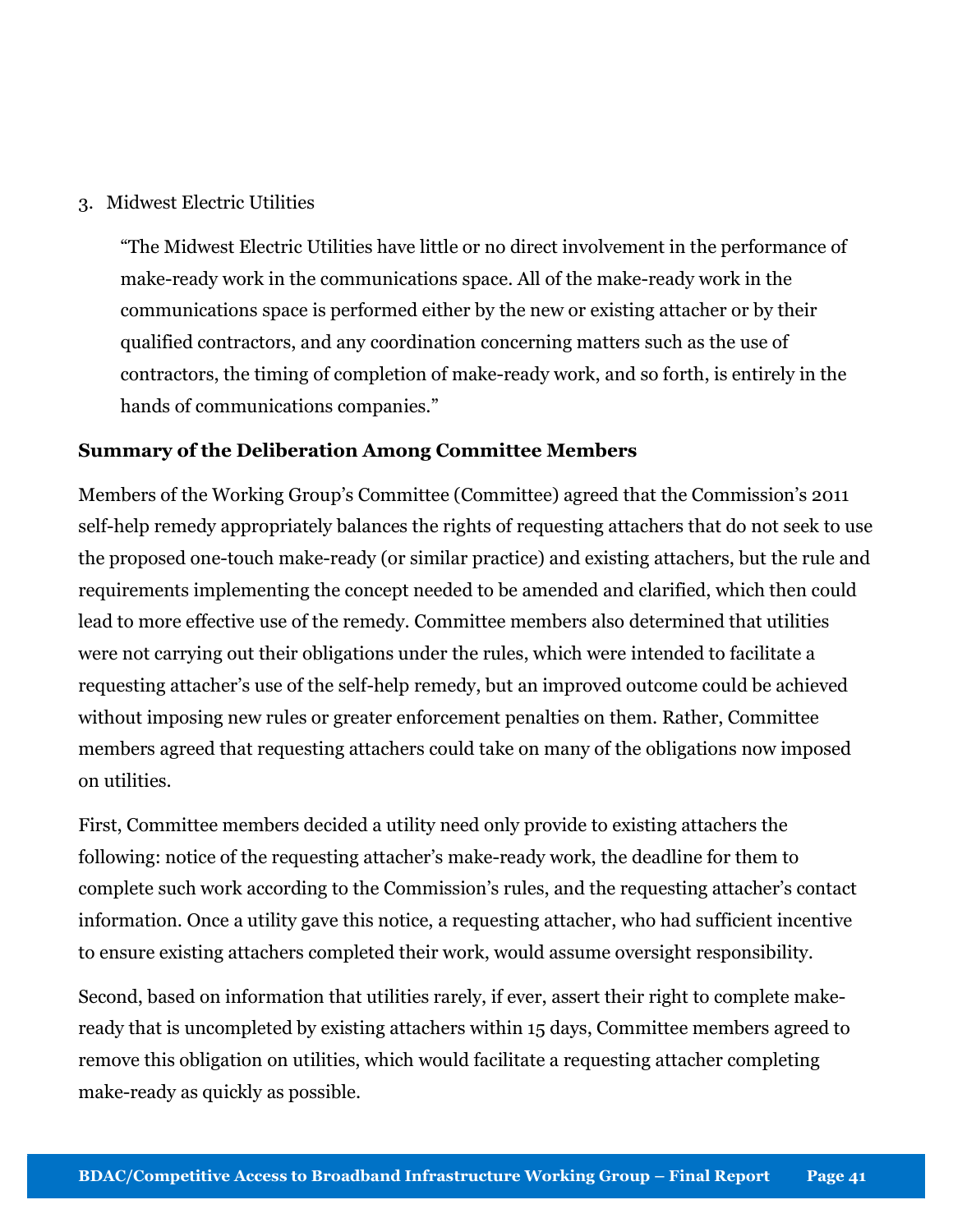3. Midwest Electric Utilities

> "The Midwest Electric Utilities have little or no direct involvement in the performance of make-ready work in the communications space. All of the make-ready work in the communications space is performed either by the new or existing attacher or by their qualified contractors, and any coordination concerning matters such as the use of contractors, the timing of completion of make-ready work, and so forth, is entirely in the hands of communications companies."

**Summary of the Deliberation Among Committee Members**

Members of the Working Group's Committee (Committee) agreed that the Commission's 2011 self-help remedy appropriately balances the rights of requesting attachers that do not seek to use the proposed one-touch make-ready (or similar practice) and existing attachers, but the rule and requirements implementing the concept needed to be amended and clarified, which then could lead to more effective use of the remedy. Committee members also determined that utilities were not carrying out their obligations under the rules, which were intended to facilitate a requesting attacher's use of the self-help remedy, but an improved outcome could be achieved without imposing new rules or greater enforcement penalties on them. Rather, Committee members agreed that requesting attachers could take on many of the obligations now imposed on utilities.

First, Committee members decided a utility need only provide to existing attachers the following: notice of the requesting attacher's make-ready work, the deadline for them to complete such work according to the Commission's rules, and the requesting attacher's contact information. Once a utility gave this notice, a requesting attacher, who had sufficient incentive to ensure existing attachers completed their work, would assume oversight responsibility.

Second, based on information that utilities rarely, if ever, assert their right to complete make-ready that is uncompleted by existing attachers within 15 days, Committee members agreed to remove this obligation on utilities, which would facilitate a requesting attacher completing make-ready as quickly as possible.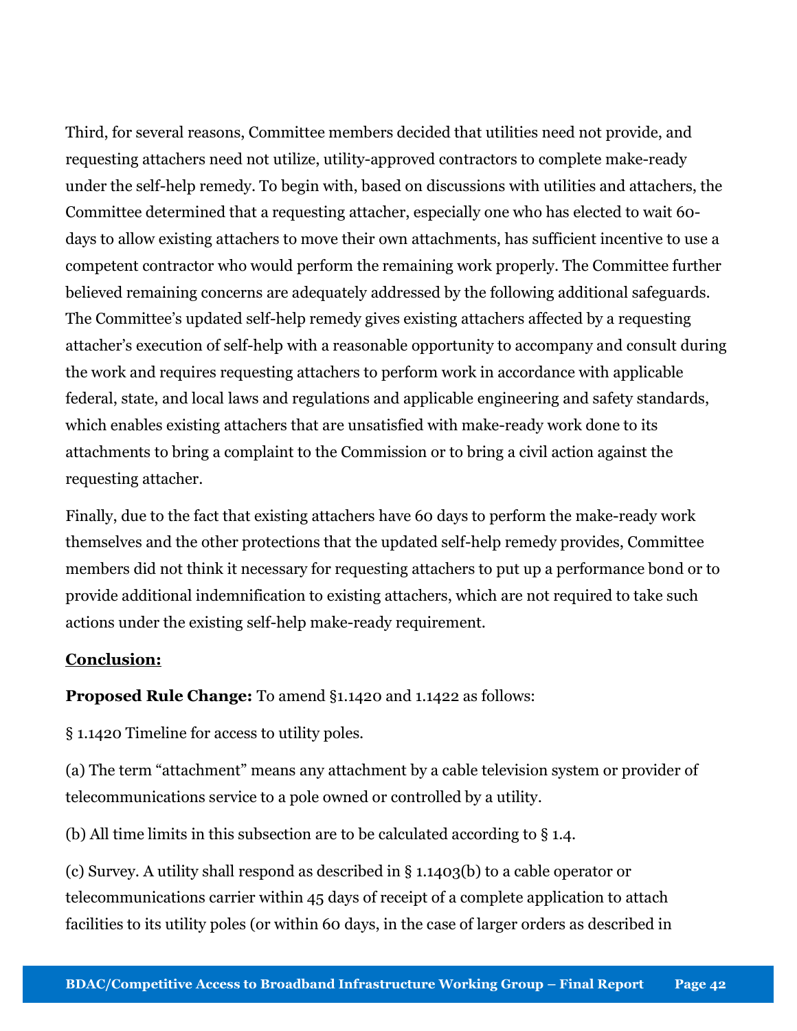Third, for several reasons, Committee members decided that utilities need not provide, and requesting attachers need not utilize, utility-approved contractors to complete make-ready under the self-help remedy. To begin with, based on discussions with utilities and attachers, the Committee determined that a requesting attacher, especially one who has elected to wait 60-days to allow existing attachers to move their own attachments, has sufficient incentive to use a competent contractor who would perform the remaining work properly. The Committee further believed remaining concerns are adequately addressed by the following additional safeguards. The Committee's updated self-help remedy gives existing attachers affected by a requesting attacher's execution of self-help with a reasonable opportunity to accompany and consult during the work and requires requesting attachers to perform work in accordance with applicable federal, state, and local laws and regulations and applicable engineering and safety standards, which enables existing attachers that are unsatisfied with make-ready work done to its attachments to bring a complaint to the Commission or to bring a civil action against the requesting attacher.

Finally, due to the fact that existing attachers have 60 days to perform the make-ready work themselves and the other protections that the updated self-help remedy provides, Committee members did not think it necessary for requesting attachers to put up a performance bond or to provide additional indemnification to existing attachers, which are not required to take such actions under the existing self-help make-ready requirement.

**Conclusion:**

**Proposed Rule Change:** To amend §1.1420 and 1.1422 as follows:

§ 1.1420 Timeline for access to utility poles.

(a) The term "attachment" means any attachment by a cable television system or provider of telecommunications service to a pole owned or controlled by a utility.

(b) All time limits in this subsection are to be calculated according to § 1.4.

(c) Survey. A utility shall respond as described in § 1.1403(b) to a cable operator or telecommunications carrier within 45 days of receipt of a complete application to attach facilities to its utility poles (or within 60 days, in the case of larger orders as described in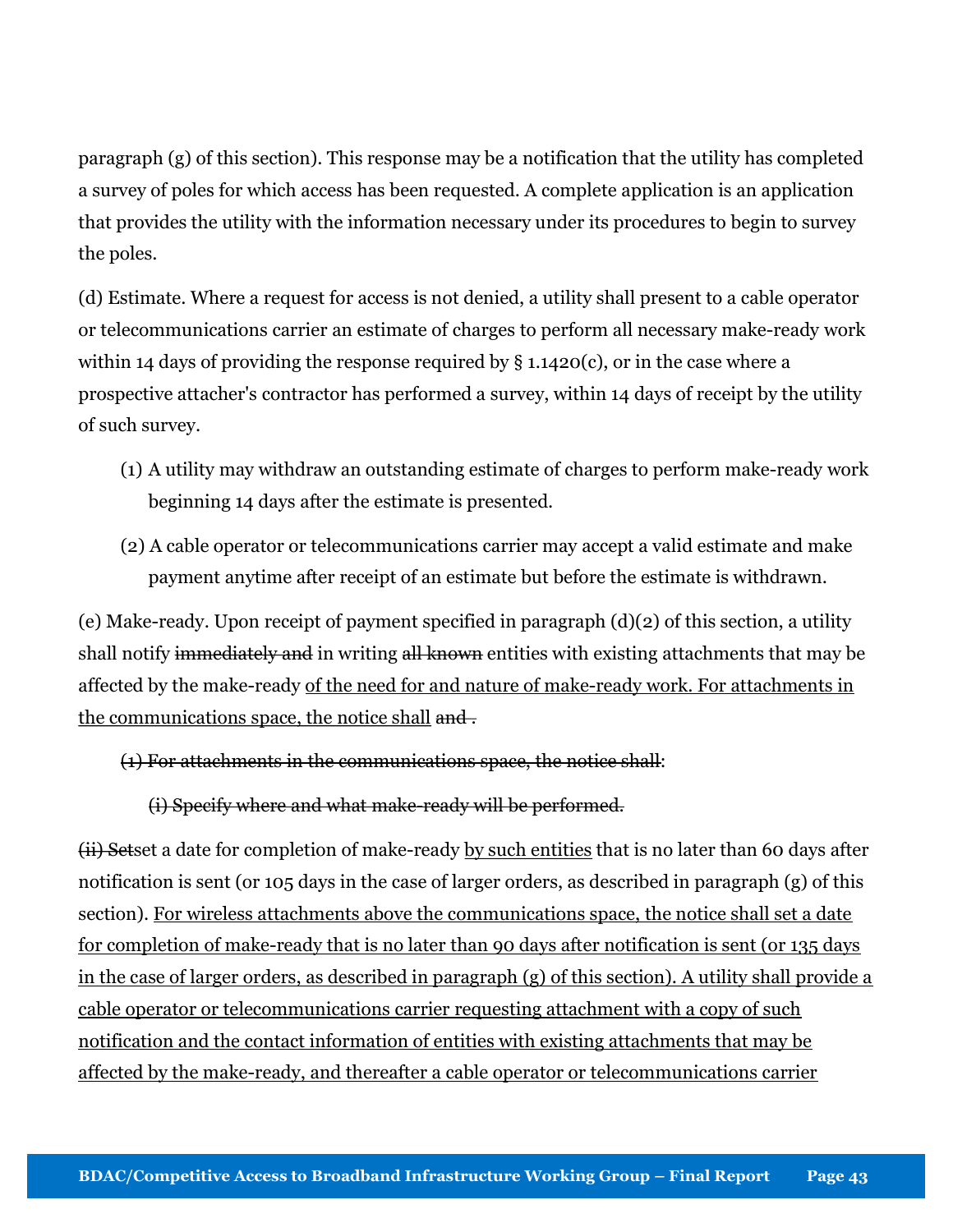paragraph (g) of this section). This response may be a notification that the utility has completed a survey of poles for which access has been requested. A complete application is an application that provides the utility with the information necessary under its procedures to begin to survey the poles.

(d) Estimate. Where a request for access is not denied, a utility shall present to a cable operator or telecommunications carrier an estimate of charges to perform all necessary make-ready work within 14 days of providing the response required by § 1.1420(c), or in the case where a prospective attacher's contractor has performed a survey, within 14 days of receipt by the utility of such survey.

(1) A utility may withdraw an outstanding estimate of charges to perform make-ready work beginning 14 days after the estimate is presented.

(2) A cable operator or telecommunications carrier may accept a valid estimate and make payment anytime after receipt of an estimate but before the estimate is withdrawn.

(e) Make-ready. Upon receipt of payment specified in paragraph (d)(2) of this section, a utility shall notify ~~immediately and~~ in writing ~~all known~~ entities with existing attachments that may be affected by the make-ready <u>of the need for and nature of make-ready work. For attachments in the communications space, the notice shall</u> ~~and~~ .

~~(1) For attachments in the communications space, the notice shall~~:

~~(i) Specify where and what make-ready will be performed.~~

~~(ii) Set~~set a date for completion of make-ready <u>by such entities</u> that is no later than 60 days after notification is sent (or 105 days in the case of larger orders, as described in paragraph (g) of this section). <u>For wireless attachments above the communications space, the notice shall set a date for completion of make-ready that is no later than 90 days after notification is sent (or 135 days in the case of larger orders, as described in paragraph (g) of this section). A utility shall provide a cable operator or telecommunications carrier requesting attachment with a copy of such notification and the contact information of entities with existing attachments that may be affected by the make-ready, and thereafter a cable operator or telecommunications carrier</u>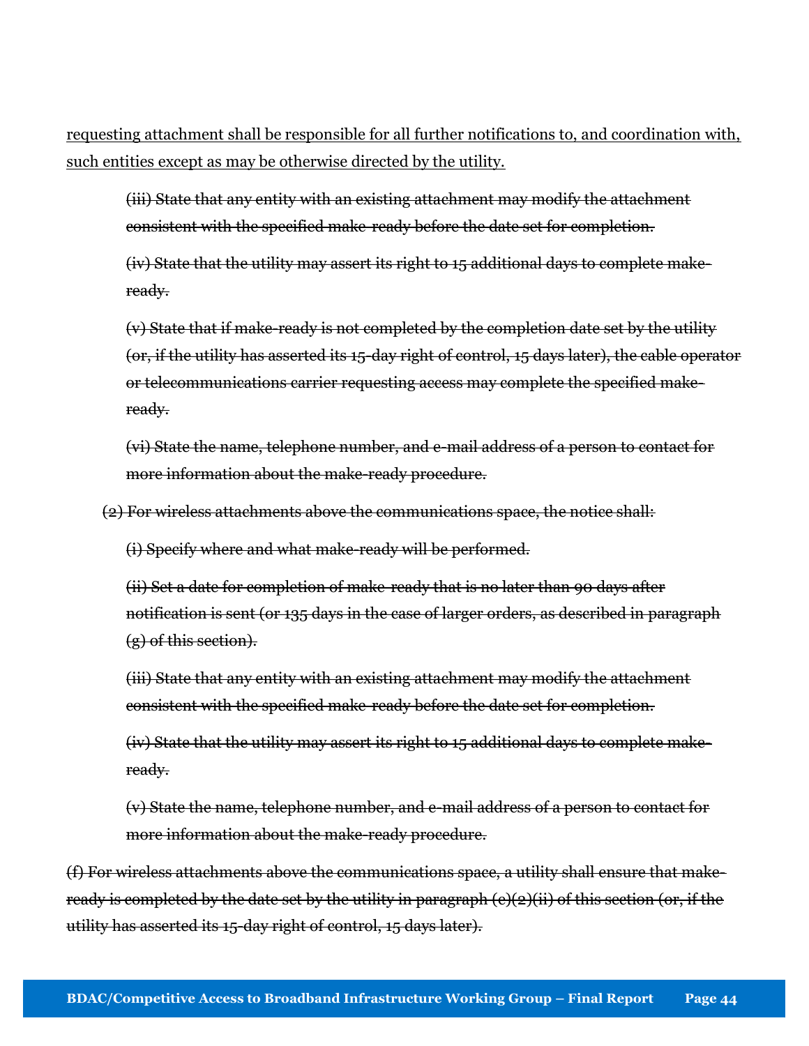<u>requesting attachment shall be responsible for all further notifications to, and coordination with, such entities except as may be otherwise directed by the utility.</u>

~~(iii) State that any entity with an existing attachment may modify the attachment consistent with the specified make-ready before the date set for completion.~~

~~(iv) State that the utility may assert its right to 15 additional days to complete make-ready.~~

~~(v) State that if make-ready is not completed by the completion date set by the utility (or, if the utility has asserted its 15-day right of control, 15 days later), the cable operator or telecommunications carrier requesting access may complete the specified make-ready.~~

~~(vi) State the name, telephone number, and e-mail address of a person to contact for more information about the make-ready procedure.~~

~~(2) For wireless attachments above the communications space, the notice shall:~~

~~(i) Specify where and what make-ready will be performed.~~

~~(ii) Set a date for completion of make-ready that is no later than 90 days after notification is sent (or 135 days in the case of larger orders, as described in paragraph (g) of this section).~~

~~(iii) State that any entity with an existing attachment may modify the attachment consistent with the specified make-ready before the date set for completion.~~

~~(iv) State that the utility may assert its right to 15 additional days to complete make-ready.~~

~~(v) State the name, telephone number, and e-mail address of a person to contact for more information about the make-ready procedure.~~

~~(f) For wireless attachments above the communications space, a utility shall ensure that make-ready is completed by the date set by the utility in paragraph (e)(2)(ii) of this section (or, if the utility has asserted its 15-day right of control, 15 days later).~~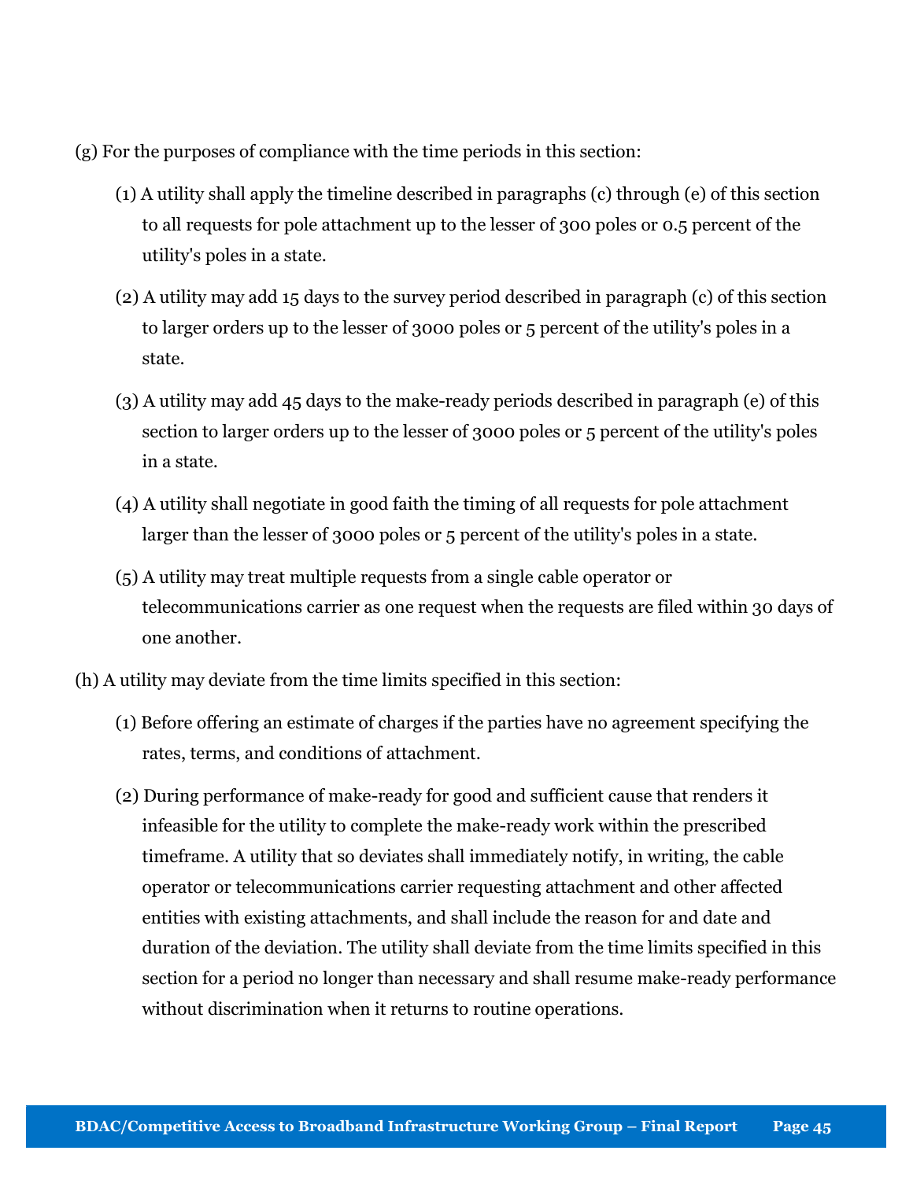(g) For the purposes of compliance with the time periods in this section:

(1) A utility shall apply the timeline described in paragraphs (c) through (e) of this section to all requests for pole attachment up to the lesser of 300 poles or 0.5 percent of the utility's poles in a state.

(2) A utility may add 15 days to the survey period described in paragraph (c) of this section to larger orders up to the lesser of 3000 poles or 5 percent of the utility's poles in a state.

(3) A utility may add 45 days to the make-ready periods described in paragraph (e) of this section to larger orders up to the lesser of 3000 poles or 5 percent of the utility's poles in a state.

(4) A utility shall negotiate in good faith the timing of all requests for pole attachment larger than the lesser of 3000 poles or 5 percent of the utility's poles in a state.

(5) A utility may treat multiple requests from a single cable operator or telecommunications carrier as one request when the requests are filed within 30 days of one another.

(h) A utility may deviate from the time limits specified in this section:

(1) Before offering an estimate of charges if the parties have no agreement specifying the rates, terms, and conditions of attachment.

(2) During performance of make-ready for good and sufficient cause that renders it infeasible for the utility to complete the make-ready work within the prescribed timeframe. A utility that so deviates shall immediately notify, in writing, the cable operator or telecommunications carrier requesting attachment and other affected entities with existing attachments, and shall include the reason for and date and duration of the deviation. The utility shall deviate from the time limits specified in this section for a period no longer than necessary and shall resume make-ready performance without discrimination when it returns to routine operations.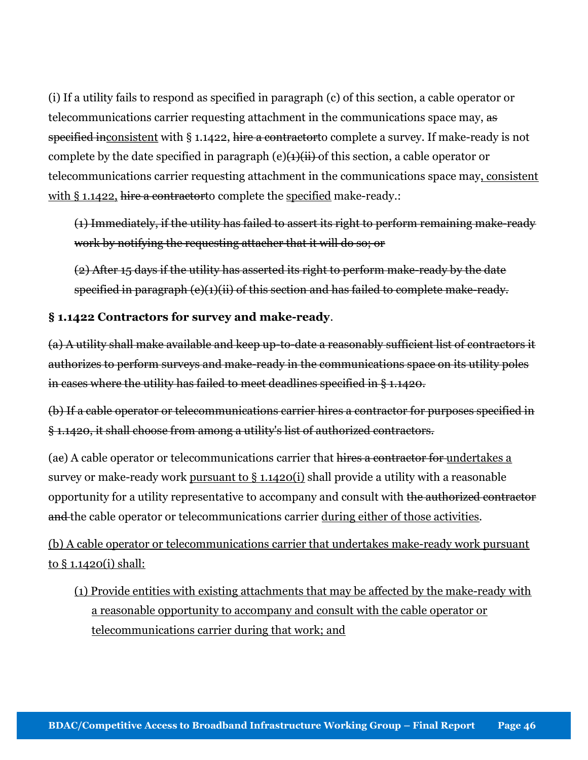(i) If a utility fails to respond as specified in paragraph (c) of this section, a cable operator or telecommunications carrier requesting attachment in the communications space may, ~~as specified in~~<u>consistent</u> with § 1.1422, ~~hire a contractor~~to complete a survey. If make-ready is not complete by the date specified in paragraph (e)~~(1)(ii)~~ of this section, a cable operator or telecommunications carrier requesting attachment in the communications space may<u>, consistent with § 1.1422,</u> ~~hire a contractor~~to complete the <u>specified</u> make-ready.:

> ~~(1) Immediately, if the utility has failed to assert its right to perform remaining make-ready work by notifying the requesting attacher that it will do so; or~~
>
> ~~(2) After 15 days if the utility has asserted its right to perform make-ready by the date specified in paragraph (e)(1)(ii) of this section and has failed to complete make-ready.~~

**§ 1.1422 Contractors for survey and make-ready**.

~~(a) A utility shall make available and keep up-to-date a reasonably sufficient list of contractors it authorizes to perform surveys and make-ready in the communications space on its utility poles in cases where the utility has failed to meet deadlines specified in § 1.1420.~~

~~(b) If a cable operator or telecommunications carrier hires a contractor for purposes specified in § 1.1420, it shall choose from among a utility's list of authorized contractors.~~

(a~~c~~) A cable operator or telecommunications carrier that ~~hires a contractor for~~ <u>undertakes a</u> survey or make-ready work <u>pursuant to § 1.1420(i)</u> shall provide a utility with a reasonable opportunity for a utility representative to accompany and consult with ~~the authorized contractor and~~ the cable operator or telecommunications carrier <u>during either of those activities</u>.

<u>(b) A cable operator or telecommunications carrier that undertakes make-ready work pursuant to § 1.1420(i) shall:</u>

> <u>(1) Provide entities with existing attachments that may be affected by the make-ready with a reasonable opportunity to accompany and consult with the cable operator or telecommunications carrier during that work; and</u>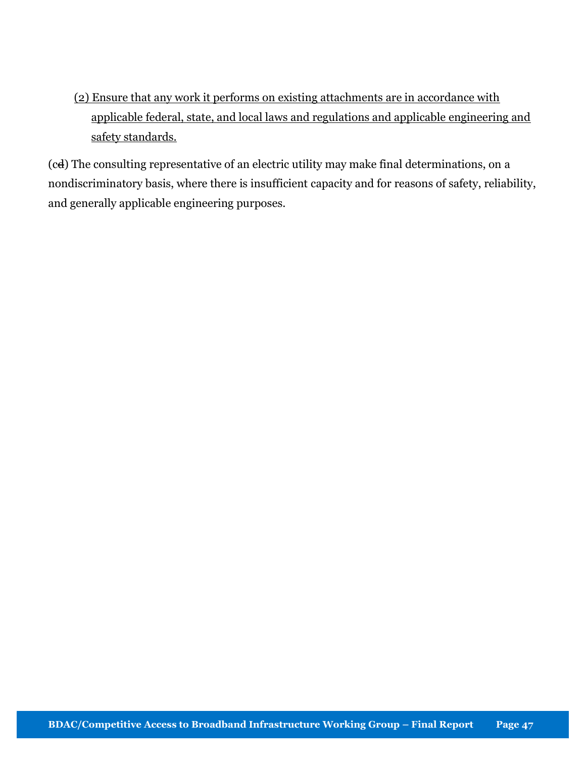(2) Ensure that any work it performs on existing attachments are in accordance with applicable federal, state, and local laws and regulations and applicable engineering and safety standards.

(cd) The consulting representative of an electric utility may make final determinations, on a nondiscriminatory basis, where there is insufficient capacity and for reasons of safety, reliability, and generally applicable engineering purposes.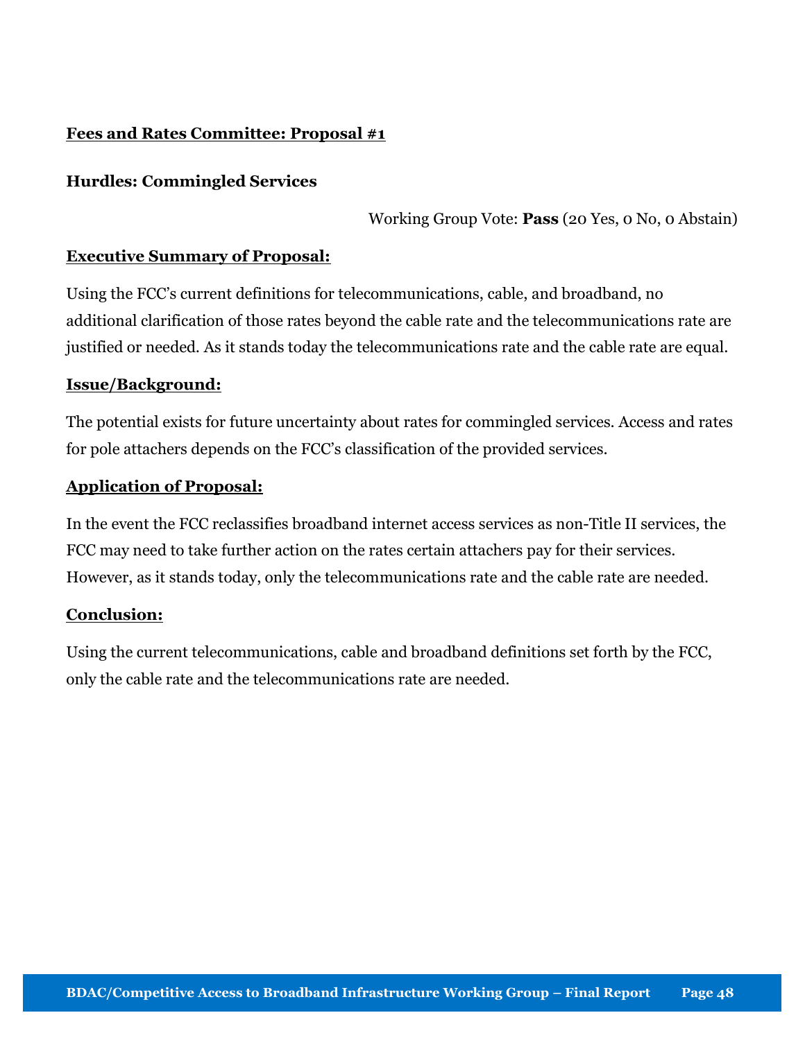**Fees and Rates Committee: Proposal #1**

**Hurdles: Commingled Services**

Working Group Vote: **Pass** (20 Yes, 0 No, 0 Abstain)

**Executive Summary of Proposal:**

Using the FCC's current definitions for telecommunications, cable, and broadband, no additional clarification of those rates beyond the cable rate and the telecommunications rate are justified or needed. As it stands today the telecommunications rate and the cable rate are equal.

**Issue/Background:**

The potential exists for future uncertainty about rates for commingled services. Access and rates for pole attachers depends on the FCC's classification of the provided services.

**Application of Proposal:**

In the event the FCC reclassifies broadband internet access services as non-Title II services, the FCC may need to take further action on the rates certain attachers pay for their services. However, as it stands today, only the telecommunications rate and the cable rate are needed.

**Conclusion:**

Using the current telecommunications, cable and broadband definitions set forth by the FCC, only the cable rate and the telecommunications rate are needed.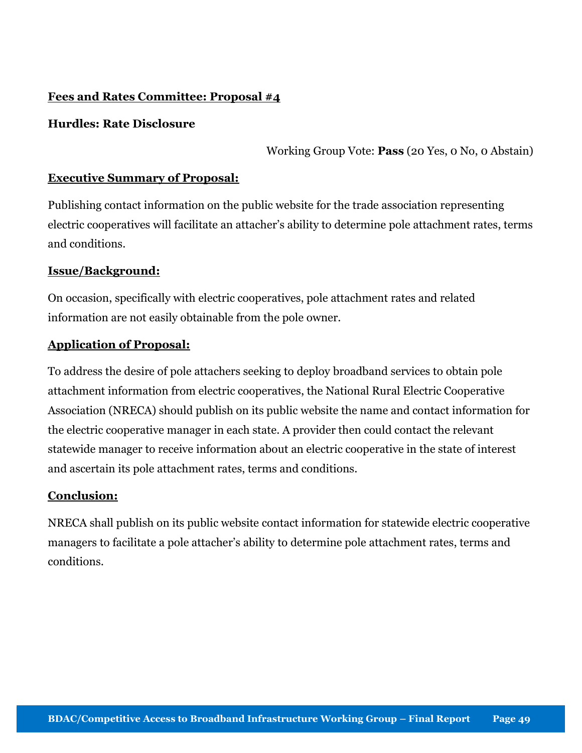**Fees and Rates Committee: Proposal #4**

**Hurdles: Rate Disclosure**

Working Group Vote: **Pass** (20 Yes, 0 No, 0 Abstain)

**Executive Summary of Proposal:**

Publishing contact information on the public website for the trade association representing electric cooperatives will facilitate an attacher's ability to determine pole attachment rates, terms and conditions.

**Issue/Background:**

On occasion, specifically with electric cooperatives, pole attachment rates and related information are not easily obtainable from the pole owner.

**Application of Proposal:**

To address the desire of pole attachers seeking to deploy broadband services to obtain pole attachment information from electric cooperatives, the National Rural Electric Cooperative Association (NRECA) should publish on its public website the name and contact information for the electric cooperative manager in each state. A provider then could contact the relevant statewide manager to receive information about an electric cooperative in the state of interest and ascertain its pole attachment rates, terms and conditions.

**Conclusion:**

NRECA shall publish on its public website contact information for statewide electric cooperative managers to facilitate a pole attacher's ability to determine pole attachment rates, terms and conditions.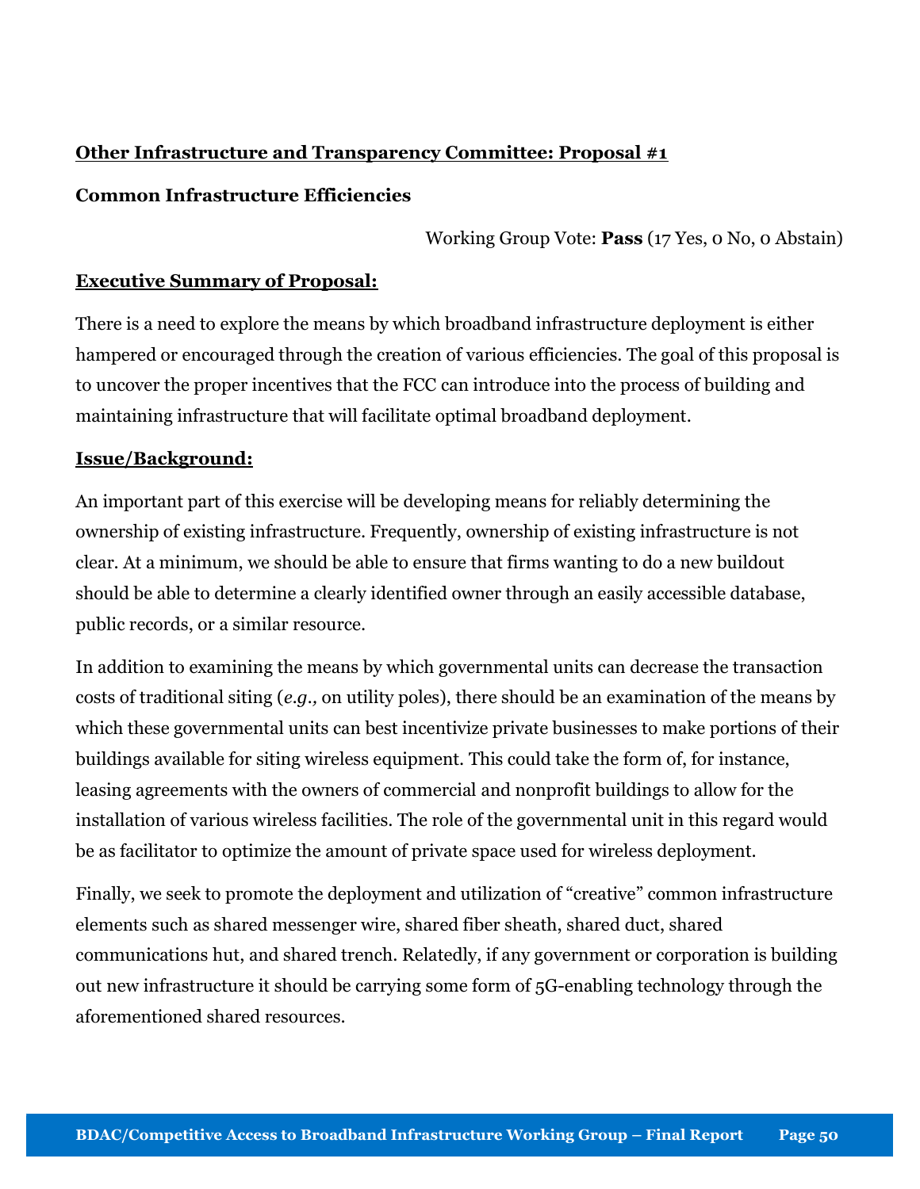**<u>Other Infrastructure and Transparency Committee: Proposal #1</u>**

**Common Infrastructure Efficiencies**

Working Group Vote: **Pass** (17 Yes, 0 No, 0 Abstain)

**<u>Executive Summary of Proposal:</u>**

There is a need to explore the means by which broadband infrastructure deployment is either hampered or encouraged through the creation of various efficiencies. The goal of this proposal is to uncover the proper incentives that the FCC can introduce into the process of building and maintaining infrastructure that will facilitate optimal broadband deployment.

**<u>Issue/Background:</u>**

An important part of this exercise will be developing means for reliably determining the ownership of existing infrastructure. Frequently, ownership of existing infrastructure is not clear. At a minimum, we should be able to ensure that firms wanting to do a new buildout should be able to determine a clearly identified owner through an easily accessible database, public records, or a similar resource.

In addition to examining the means by which governmental units can decrease the transaction costs of traditional siting (*e.g.,* on utility poles), there should be an examination of the means by which these governmental units can best incentivize private businesses to make portions of their buildings available for siting wireless equipment. This could take the form of, for instance, leasing agreements with the owners of commercial and nonprofit buildings to allow for the installation of various wireless facilities. The role of the governmental unit in this regard would be as facilitator to optimize the amount of private space used for wireless deployment.

Finally, we seek to promote the deployment and utilization of "creative" common infrastructure elements such as shared messenger wire, shared fiber sheath, shared duct, shared communications hut, and shared trench. Relatedly, if any government or corporation is building out new infrastructure it should be carrying some form of 5G-enabling technology through the aforementioned shared resources.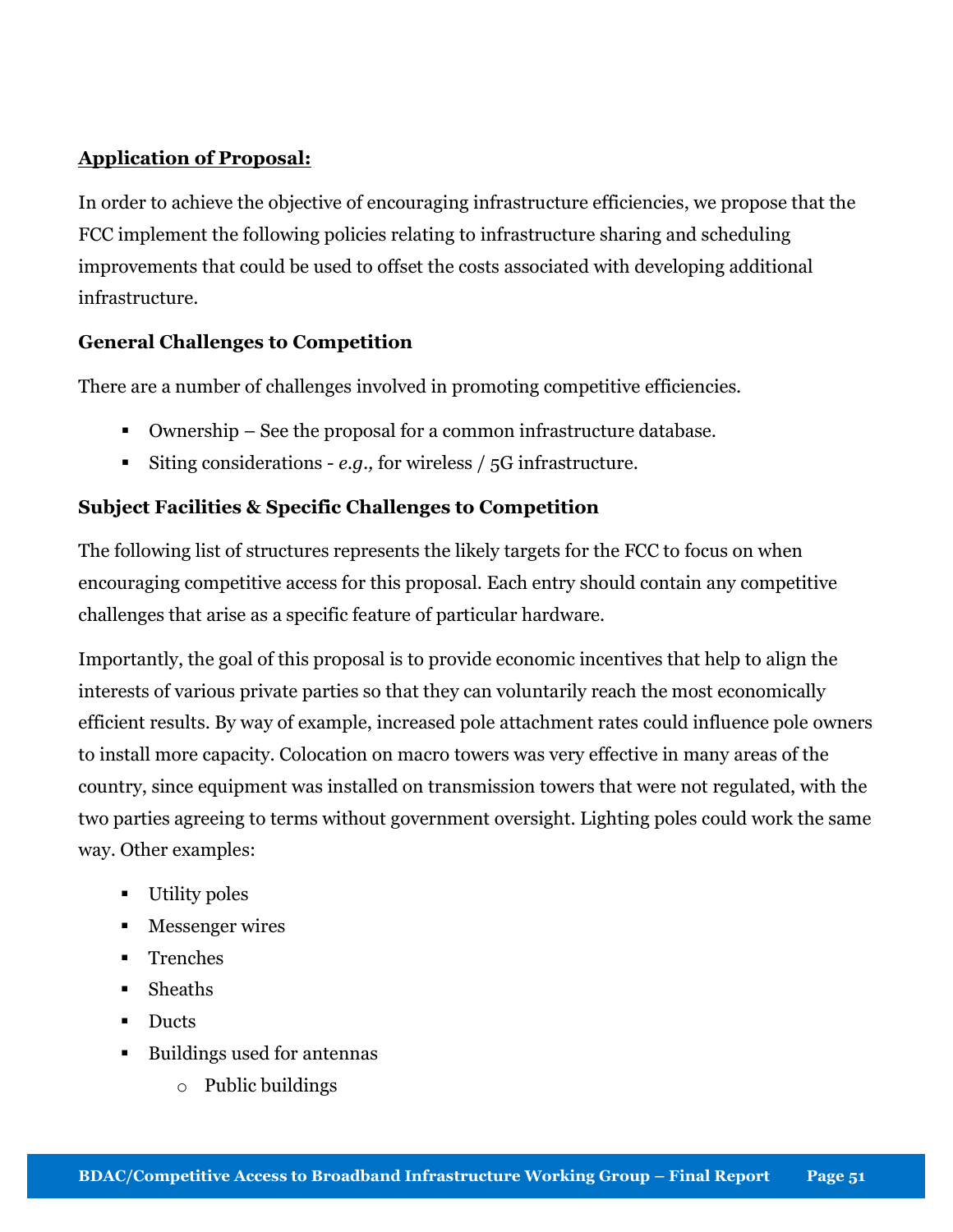**Application of Proposal:**

In order to achieve the objective of encouraging infrastructure efficiencies, we propose that the FCC implement the following policies relating to infrastructure sharing and scheduling improvements that could be used to offset the costs associated with developing additional infrastructure.

### General Challenges to Competition

There are a number of challenges involved in promoting competitive efficiencies.

- Ownership – See the proposal for a common infrastructure database.
- Siting considerations - *e.g.,* for wireless / 5G infrastructure.

### Subject Facilities & Specific Challenges to Competition

The following list of structures represents the likely targets for the FCC to focus on when encouraging competitive access for this proposal. Each entry should contain any competitive challenges that arise as a specific feature of particular hardware.

Importantly, the goal of this proposal is to provide economic incentives that help to align the interests of various private parties so that they can voluntarily reach the most economically efficient results. By way of example, increased pole attachment rates could influence pole owners to install more capacity. Colocation on macro towers was very effective in many areas of the country, since equipment was installed on transmission towers that were not regulated, with the two parties agreeing to terms without government oversight. Lighting poles could work the same way. Other examples:

- Utility poles
- Messenger wires
- Trenches
- Sheaths
- Ducts
- Buildings used for antennas
  - Public buildings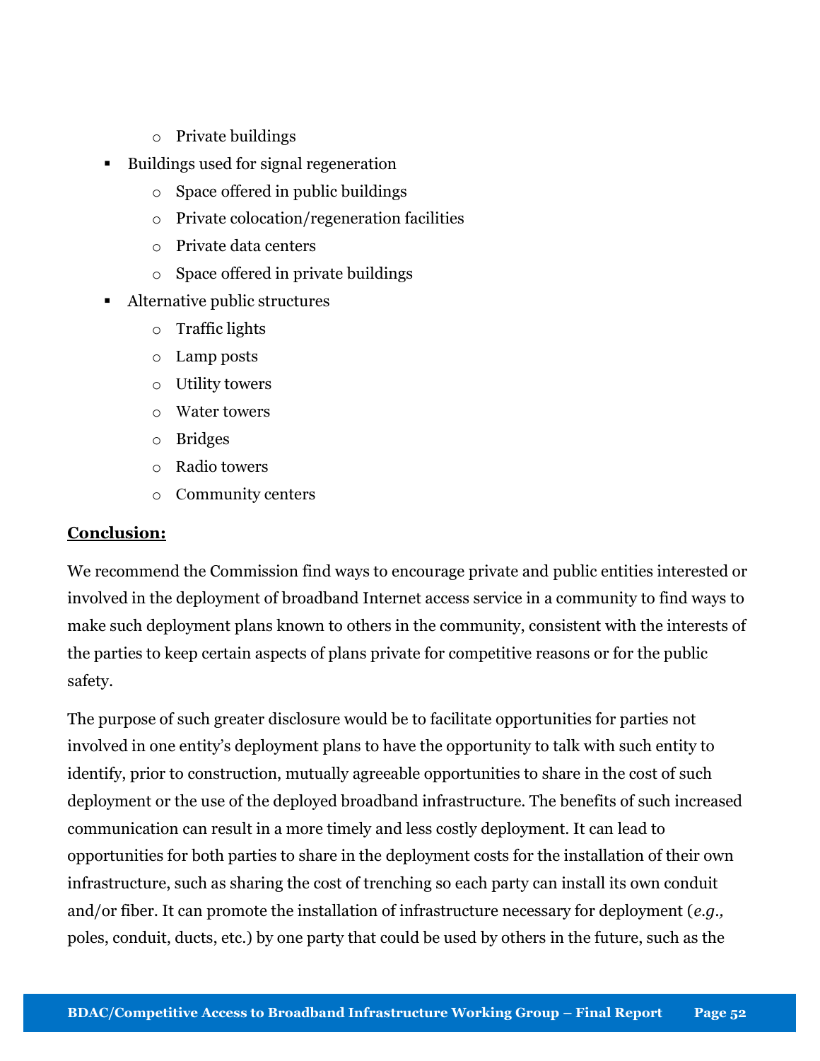- Private buildings
- Buildings used for signal regeneration
    - Space offered in public buildings
    - Private colocation/regeneration facilities
    - Private data centers
    - Space offered in private buildings
- Alternative public structures
    - Traffic lights
    - Lamp posts
    - Utility towers
    - Water towers
    - Bridges
    - Radio towers
    - Community centers

**Conclusion:**

We recommend the Commission find ways to encourage private and public entities interested or involved in the deployment of broadband Internet access service in a community to find ways to make such deployment plans known to others in the community, consistent with the interests of the parties to keep certain aspects of plans private for competitive reasons or for the public safety.

The purpose of such greater disclosure would be to facilitate opportunities for parties not involved in one entity's deployment plans to have the opportunity to talk with such entity to identify, prior to construction, mutually agreeable opportunities to share in the cost of such deployment or the use of the deployed broadband infrastructure. The benefits of such increased communication can result in a more timely and less costly deployment. It can lead to opportunities for both parties to share in the deployment costs for the installation of their own infrastructure, such as sharing the cost of trenching so each party can install its own conduit and/or fiber. It can promote the installation of infrastructure necessary for deployment (*e.g.,* poles, conduit, ducts, etc.) by one party that could be used by others in the future, such as the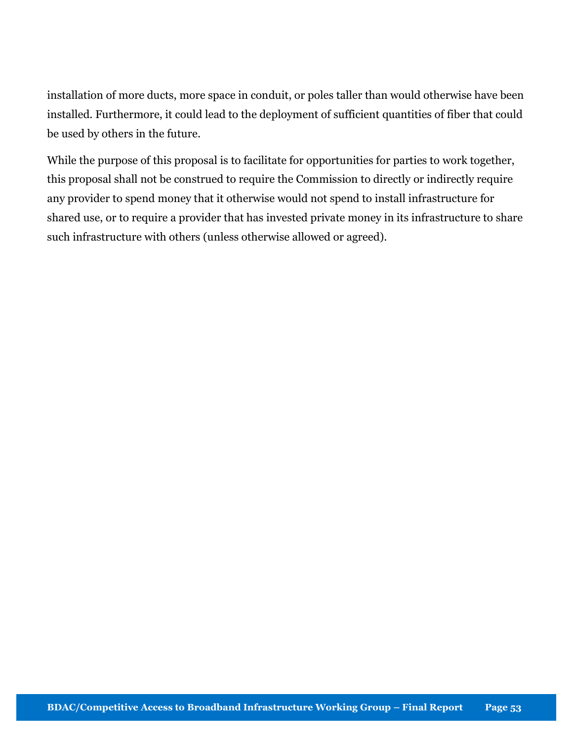installation of more ducts, more space in conduit, or poles taller than would otherwise have been installed. Furthermore, it could lead to the deployment of sufficient quantities of fiber that could be used by others in the future.

While the purpose of this proposal is to facilitate for opportunities for parties to work together, this proposal shall not be construed to require the Commission to directly or indirectly require any provider to spend money that it otherwise would not spend to install infrastructure for shared use, or to require a provider that has invested private money in its infrastructure to share such infrastructure with others (unless otherwise allowed or agreed).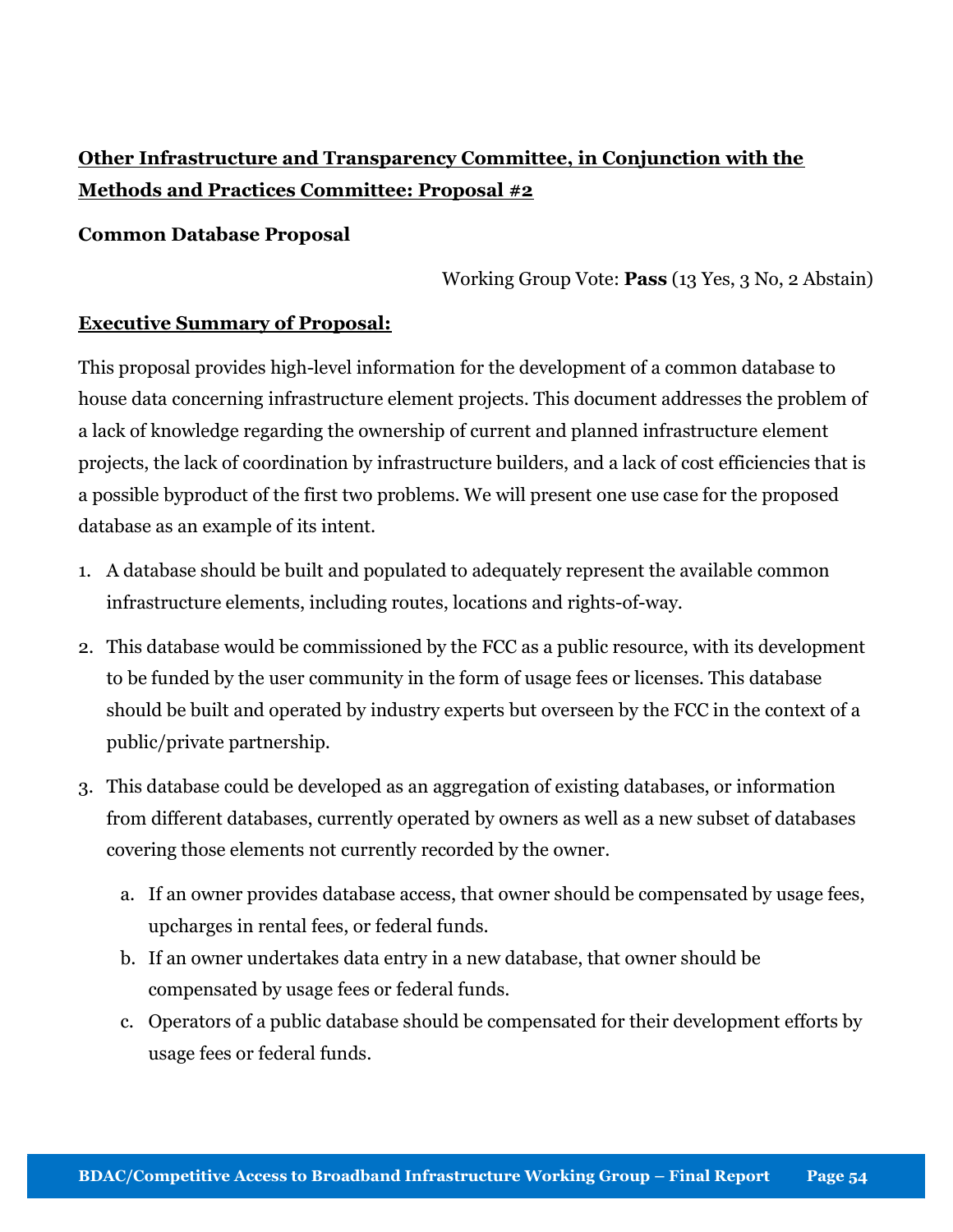## **<u>Other Infrastructure and Transparency Committee, in Conjunction with the Methods and Practices Committee: Proposal #2</u>**

### **Common Database Proposal**

Working Group Vote: **Pass** (13 Yes, 3 No, 2 Abstain)

**<u>Executive Summary of Proposal:</u>**

This proposal provides high-level information for the development of a common database to house data concerning infrastructure element projects. This document addresses the problem of a lack of knowledge regarding the ownership of current and planned infrastructure element projects, the lack of coordination by infrastructure builders, and a lack of cost efficiencies that is a possible byproduct of the first two problems. We will present one use case for the proposed database as an example of its intent.

1. A database should be built and populated to adequately represent the available common infrastructure elements, including routes, locations and rights-of-way.
2. This database would be commissioned by the FCC as a public resource, with its development to be funded by the user community in the form of usage fees or licenses. This database should be built and operated by industry experts but overseen by the FCC in the context of a public/private partnership.
3. This database could be developed as an aggregation of existing databases, or information from different databases, currently operated by owners as well as a new subset of databases covering those elements not currently recorded by the owner.
   a. If an owner provides database access, that owner should be compensated by usage fees, upcharges in rental fees, or federal funds.
   b. If an owner undertakes data entry in a new database, that owner should be compensated by usage fees or federal funds.
   c. Operators of a public database should be compensated for their development efforts by usage fees or federal funds.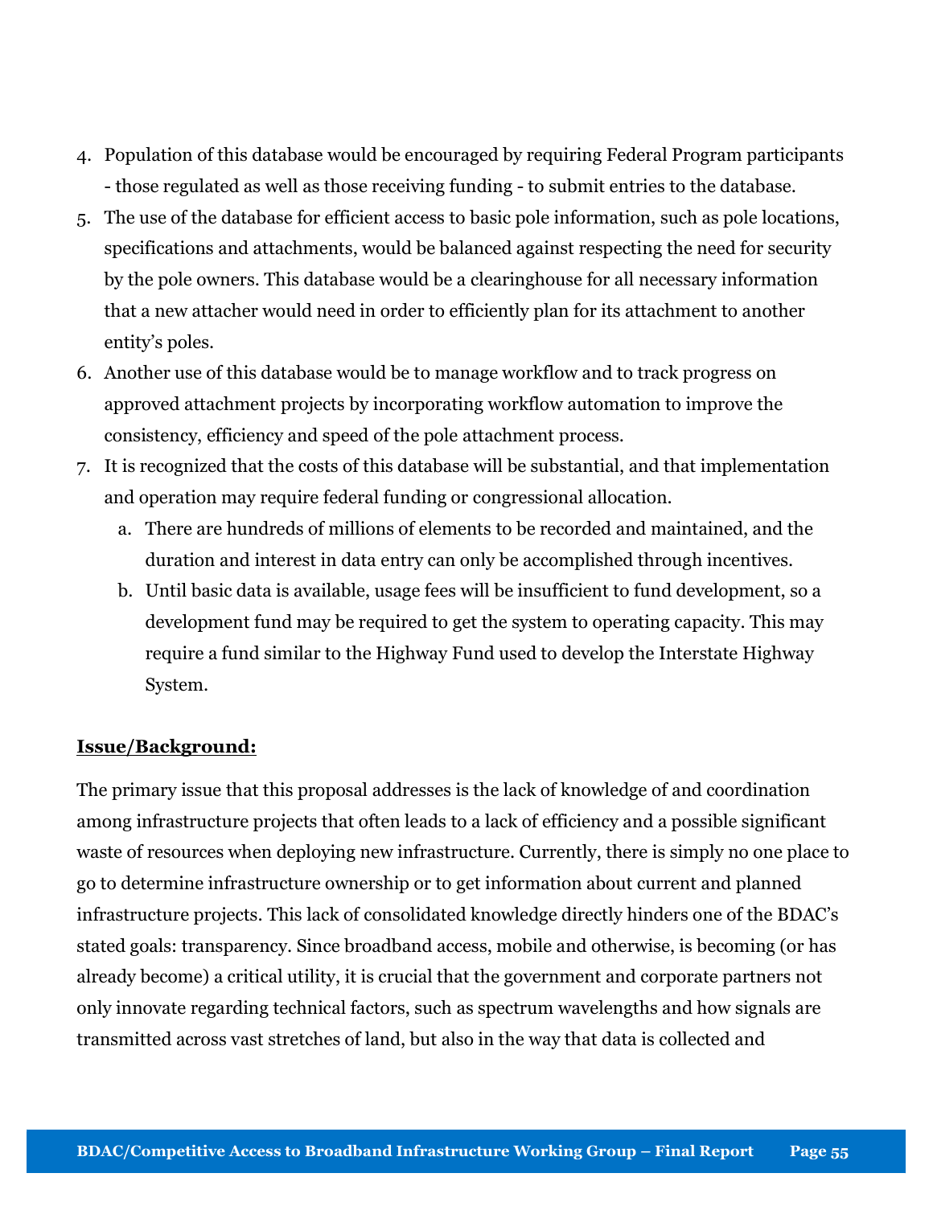4. Population of this database would be encouraged by requiring Federal Program participants - those regulated as well as those receiving funding - to submit entries to the database.
5. The use of the database for efficient access to basic pole information, such as pole locations, specifications and attachments, would be balanced against respecting the need for security by the pole owners. This database would be a clearinghouse for all necessary information that a new attacher would need in order to efficiently plan for its attachment to another entity's poles.
6. Another use of this database would be to manage workflow and to track progress on approved attachment projects by incorporating workflow automation to improve the consistency, efficiency and speed of the pole attachment process.
7. It is recognized that the costs of this database will be substantial, and that implementation and operation may require federal funding or congressional allocation.
   a. There are hundreds of millions of elements to be recorded and maintained, and the duration and interest in data entry can only be accomplished through incentives.
   b. Until basic data is available, usage fees will be insufficient to fund development, so a development fund may be required to get the system to operating capacity. This may require a fund similar to the Highway Fund used to develop the Interstate Highway System.

**Issue/Background:**

The primary issue that this proposal addresses is the lack of knowledge of and coordination among infrastructure projects that often leads to a lack of efficiency and a possible significant waste of resources when deploying new infrastructure. Currently, there is simply no one place to go to determine infrastructure ownership or to get information about current and planned infrastructure projects. This lack of consolidated knowledge directly hinders one of the BDAC's stated goals: transparency. Since broadband access, mobile and otherwise, is becoming (or has already become) a critical utility, it is crucial that the government and corporate partners not only innovate regarding technical factors, such as spectrum wavelengths and how signals are transmitted across vast stretches of land, but also in the way that data is collected and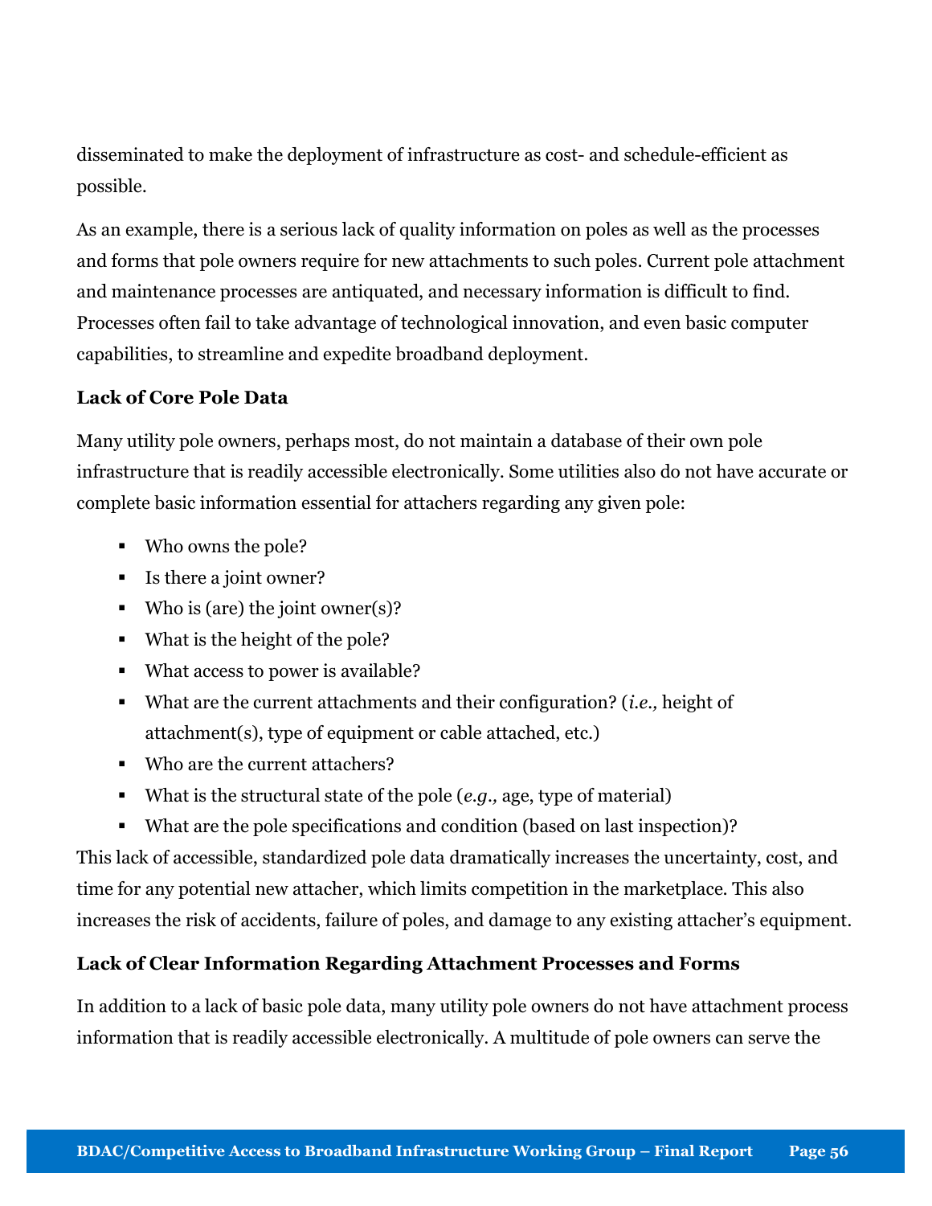disseminated to make the deployment of infrastructure as cost- and schedule-efficient as possible.

As an example, there is a serious lack of quality information on poles as well as the processes and forms that pole owners require for new attachments to such poles. Current pole attachment and maintenance processes are antiquated, and necessary information is difficult to find. Processes often fail to take advantage of technological innovation, and even basic computer capabilities, to streamline and expedite broadband deployment.

**Lack of Core Pole Data**

Many utility pole owners, perhaps most, do not maintain a database of their own pole infrastructure that is readily accessible electronically. Some utilities also do not have accurate or complete basic information essential for attachers regarding any given pole:

- Who owns the pole?
- Is there a joint owner?
- Who is (are) the joint owner(s)?
- What is the height of the pole?
- What access to power is available?
- What are the current attachments and their configuration? (*i.e.,* height of attachment(s), type of equipment or cable attached, etc.)
- Who are the current attachers?
- What is the structural state of the pole (*e.g.,* age, type of material)
- What are the pole specifications and condition (based on last inspection)?

This lack of accessible, standardized pole data dramatically increases the uncertainty, cost, and time for any potential new attacher, which limits competition in the marketplace. This also increases the risk of accidents, failure of poles, and damage to any existing attacher's equipment.

**Lack of Clear Information Regarding Attachment Processes and Forms**

In addition to a lack of basic pole data, many utility pole owners do not have attachment process information that is readily accessible electronically. A multitude of pole owners can serve the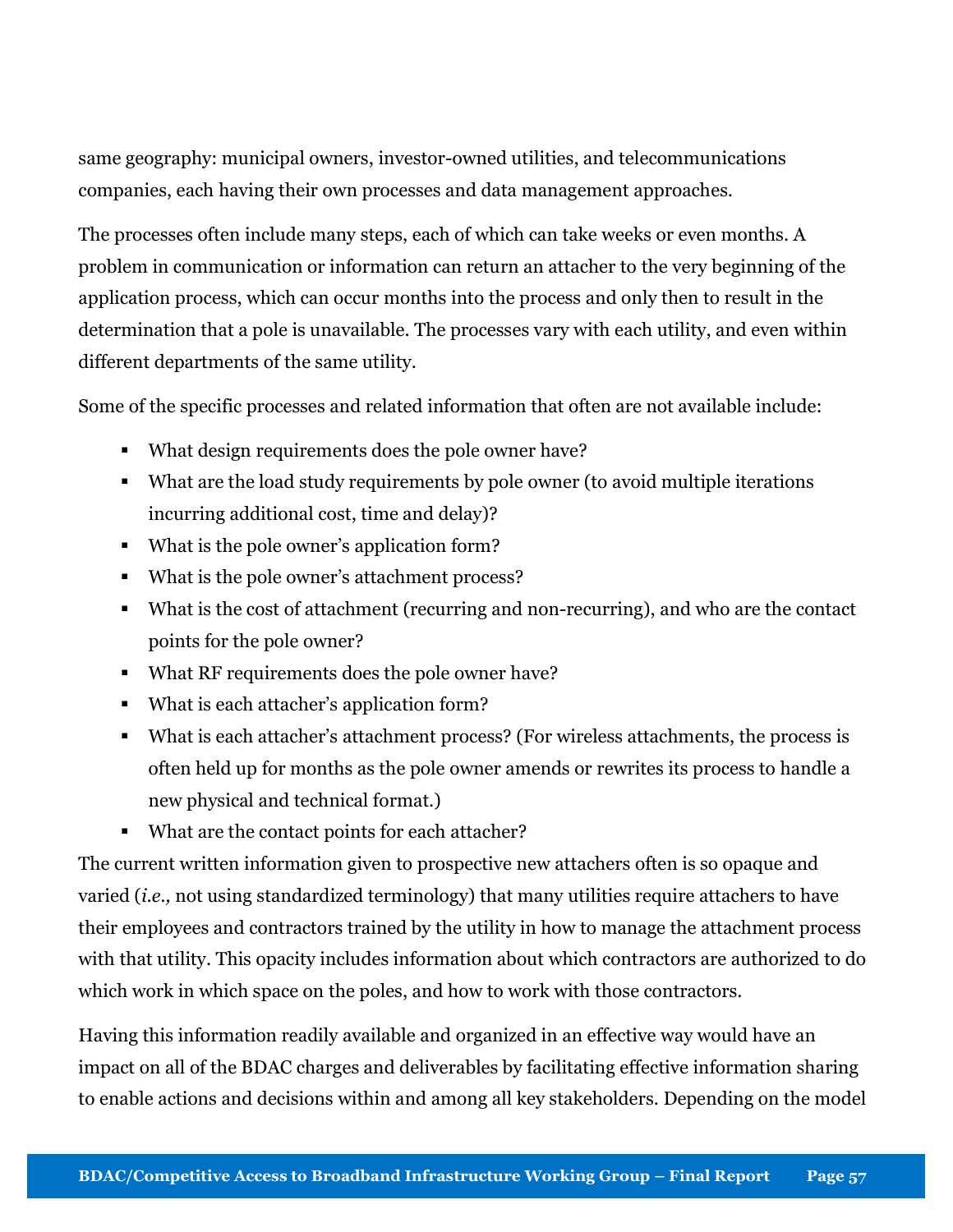same geography: municipal owners, investor-owned utilities, and telecommunications companies, each having their own processes and data management approaches.

The processes often include many steps, each of which can take weeks or even months. A problem in communication or information can return an attacher to the very beginning of the application process, which can occur months into the process and only then to result in the determination that a pole is unavailable. The processes vary with each utility, and even within different departments of the same utility.

Some of the specific processes and related information that often are not available include:

- What design requirements does the pole owner have?
- What are the load study requirements by pole owner (to avoid multiple iterations incurring additional cost, time and delay)?
- What is the pole owner's application form?
- What is the pole owner's attachment process?
- What is the cost of attachment (recurring and non-recurring), and who are the contact points for the pole owner?
- What RF requirements does the pole owner have?
- What is each attacher's application form?
- What is each attacher's attachment process? (For wireless attachments, the process is often held up for months as the pole owner amends or rewrites its process to handle a new physical and technical format.)
- What are the contact points for each attacher?

The current written information given to prospective new attachers often is so opaque and varied (*i.e.,* not using standardized terminology) that many utilities require attachers to have their employees and contractors trained by the utility in how to manage the attachment process with that utility. This opacity includes information about which contractors are authorized to do which work in which space on the poles, and how to work with those contractors.

Having this information readily available and organized in an effective way would have an impact on all of the BDAC charges and deliverables by facilitating effective information sharing to enable actions and decisions within and among all key stakeholders. Depending on the model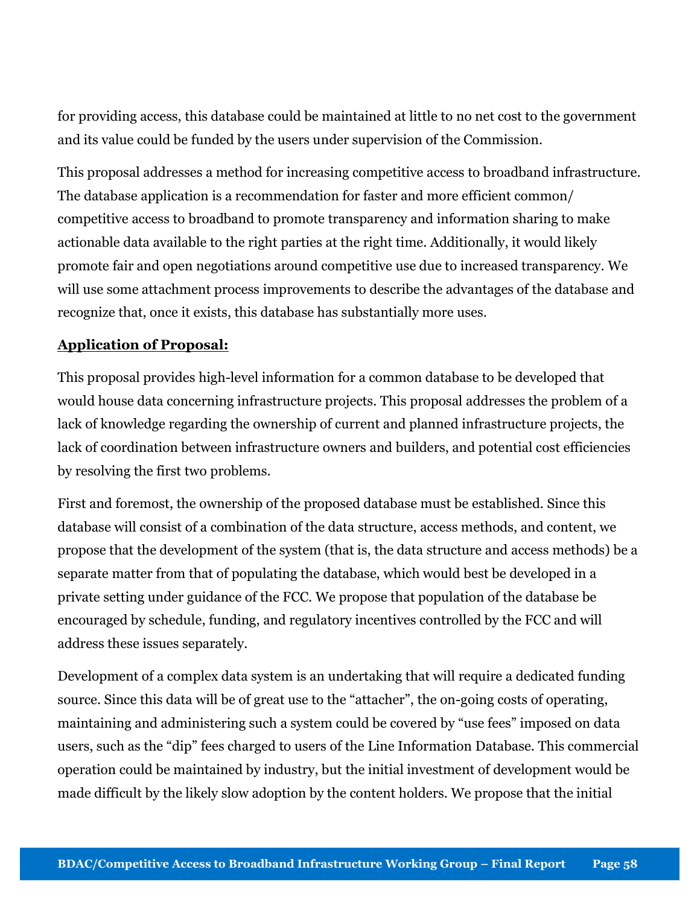for providing access, this database could be maintained at little to no net cost to the government and its value could be funded by the users under supervision of the Commission.

This proposal addresses a method for increasing competitive access to broadband infrastructure. The database application is a recommendation for faster and more efficient common/ competitive access to broadband to promote transparency and information sharing to make actionable data available to the right parties at the right time. Additionally, it would likely promote fair and open negotiations around competitive use due to increased transparency. We will use some attachment process improvements to describe the advantages of the database and recognize that, once it exists, this database has substantially more uses.

**Application of Proposal:**

This proposal provides high-level information for a common database to be developed that would house data concerning infrastructure projects. This proposal addresses the problem of a lack of knowledge regarding the ownership of current and planned infrastructure projects, the lack of coordination between infrastructure owners and builders, and potential cost efficiencies by resolving the first two problems.

First and foremost, the ownership of the proposed database must be established. Since this database will consist of a combination of the data structure, access methods, and content, we propose that the development of the system (that is, the data structure and access methods) be a separate matter from that of populating the database, which would best be developed in a private setting under guidance of the FCC. We propose that population of the database be encouraged by schedule, funding, and regulatory incentives controlled by the FCC and will address these issues separately.

Development of a complex data system is an undertaking that will require a dedicated funding source. Since this data will be of great use to the "attacher", the on-going costs of operating, maintaining and administering such a system could be covered by "use fees" imposed on data users, such as the "dip" fees charged to users of the Line Information Database. This commercial operation could be maintained by industry, but the initial investment of development would be made difficult by the likely slow adoption by the content holders. We propose that the initial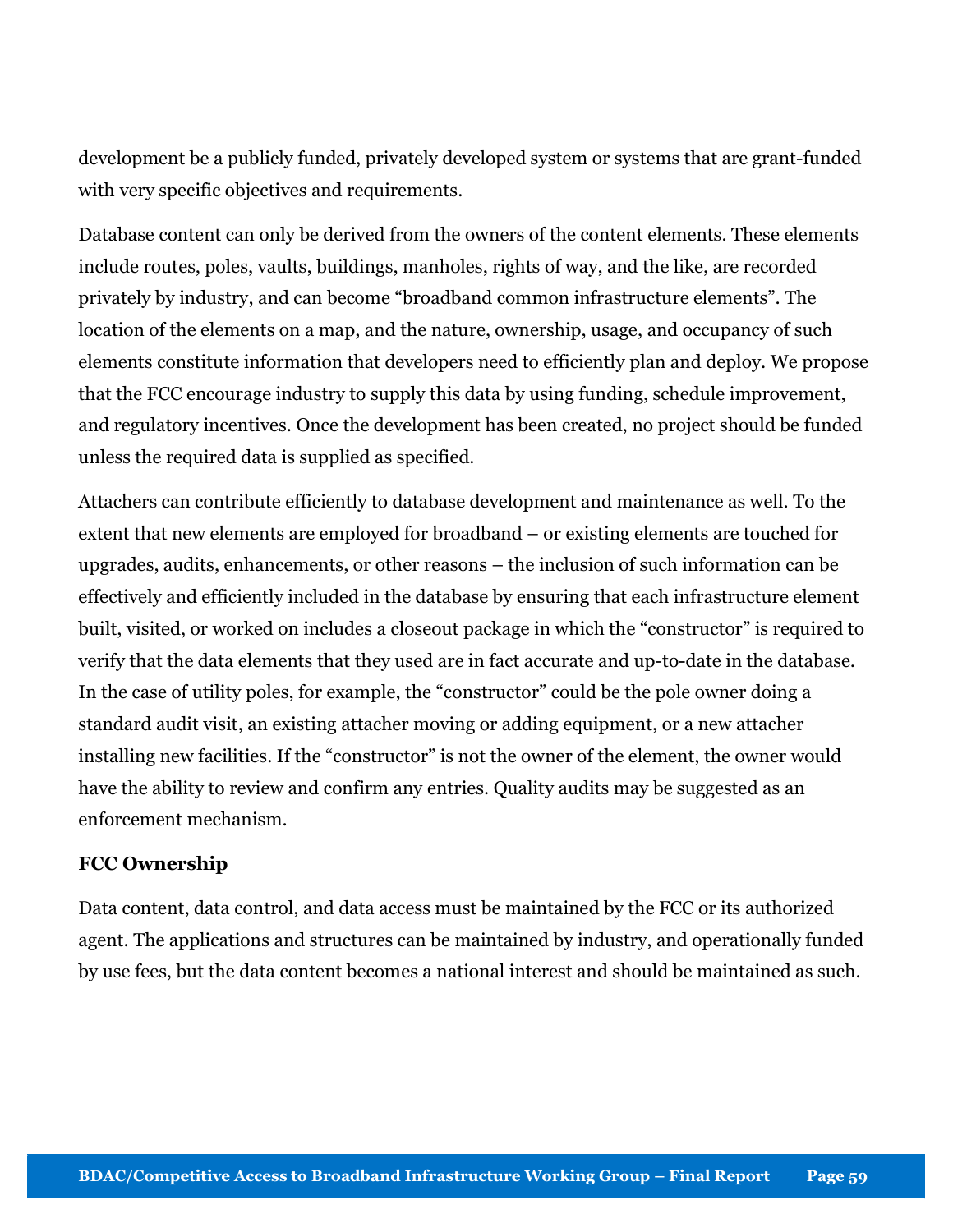development be a publicly funded, privately developed system or systems that are grant-funded with very specific objectives and requirements.

Database content can only be derived from the owners of the content elements. These elements include routes, poles, vaults, buildings, manholes, rights of way, and the like, are recorded privately by industry, and can become "broadband common infrastructure elements". The location of the elements on a map, and the nature, ownership, usage, and occupancy of such elements constitute information that developers need to efficiently plan and deploy. We propose that the FCC encourage industry to supply this data by using funding, schedule improvement, and regulatory incentives. Once the development has been created, no project should be funded unless the required data is supplied as specified.

Attachers can contribute efficiently to database development and maintenance as well. To the extent that new elements are employed for broadband – or existing elements are touched for upgrades, audits, enhancements, or other reasons – the inclusion of such information can be effectively and efficiently included in the database by ensuring that each infrastructure element built, visited, or worked on includes a closeout package in which the "constructor" is required to verify that the data elements that they used are in fact accurate and up-to-date in the database. In the case of utility poles, for example, the "constructor" could be the pole owner doing a standard audit visit, an existing attacher moving or adding equipment, or a new attacher installing new facilities. If the "constructor" is not the owner of the element, the owner would have the ability to review and confirm any entries. Quality audits may be suggested as an enforcement mechanism.

**FCC Ownership**

Data content, data control, and data access must be maintained by the FCC or its authorized agent. The applications and structures can be maintained by industry, and operationally funded by use fees, but the data content becomes a national interest and should be maintained as such.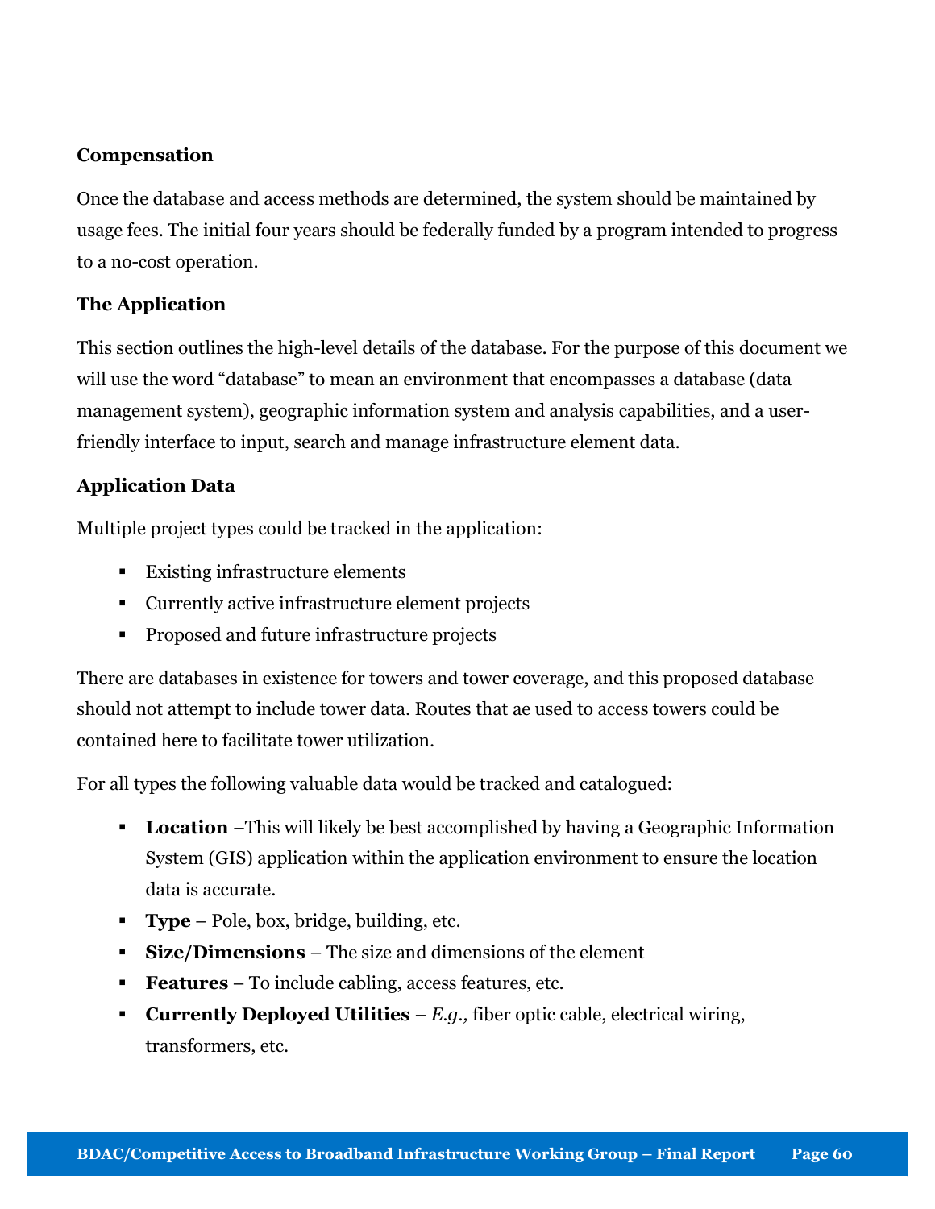**Compensation**

Once the database and access methods are determined, the system should be maintained by usage fees. The initial four years should be federally funded by a program intended to progress to a no-cost operation.

**The Application**

This section outlines the high-level details of the database. For the purpose of this document we will use the word "database" to mean an environment that encompasses a database (data management system), geographic information system and analysis capabilities, and a user-friendly interface to input, search and manage infrastructure element data.

**Application Data**

Multiple project types could be tracked in the application:

- Existing infrastructure elements
- Currently active infrastructure element projects
- Proposed and future infrastructure projects

There are databases in existence for towers and tower coverage, and this proposed database should not attempt to include tower data. Routes that ae used to access towers could be contained here to facilitate tower utilization.

For all types the following valuable data would be tracked and catalogued:

- **Location** –This will likely be best accomplished by having a Geographic Information System (GIS) application within the application environment to ensure the location data is accurate.
- **Type** – Pole, box, bridge, building, etc.
- **Size/Dimensions** – The size and dimensions of the element
- **Features** – To include cabling, access features, etc.
- **Currently Deployed Utilities** – *E.g.,* fiber optic cable, electrical wiring, transformers, etc.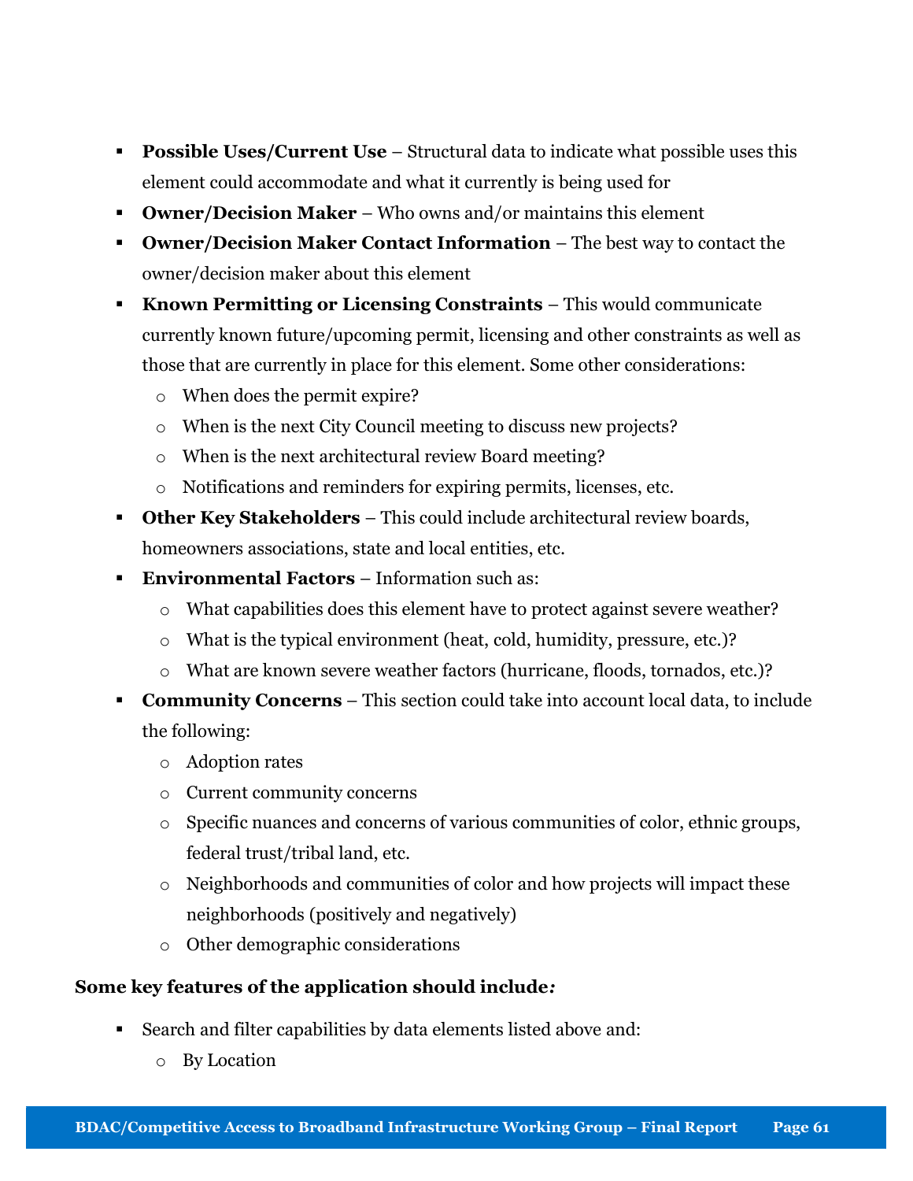- **Possible Uses/Current Use** – Structural data to indicate what possible uses this element could accommodate and what it currently is being used for
- **Owner/Decision Maker** – Who owns and/or maintains this element
- **Owner/Decision Maker Contact Information** – The best way to contact the owner/decision maker about this element
- **Known Permitting or Licensing Constraints** – This would communicate currently known future/upcoming permit, licensing and other constraints as well as those that are currently in place for this element. Some other considerations:
  - When does the permit expire?
  - When is the next City Council meeting to discuss new projects?
  - When is the next architectural review Board meeting?
  - Notifications and reminders for expiring permits, licenses, etc.
- **Other Key Stakeholders** – This could include architectural review boards, homeowners associations, state and local entities, etc.
- **Environmental Factors** – Information such as:
  - What capabilities does this element have to protect against severe weather?
  - What is the typical environment (heat, cold, humidity, pressure, etc.)?
  - What are known severe weather factors (hurricane, floods, tornados, etc.)?
- **Community Concerns** – This section could take into account local data, to include the following:
  - Adoption rates
  - Current community concerns
  - Specific nuances and concerns of various communities of color, ethnic groups, federal trust/tribal land, etc.
  - Neighborhoods and communities of color and how projects will impact these neighborhoods (positively and negatively)
  - Other demographic considerations

**Some key features of the application should include*:***

- Search and filter capabilities by data elements listed above and:
  - By Location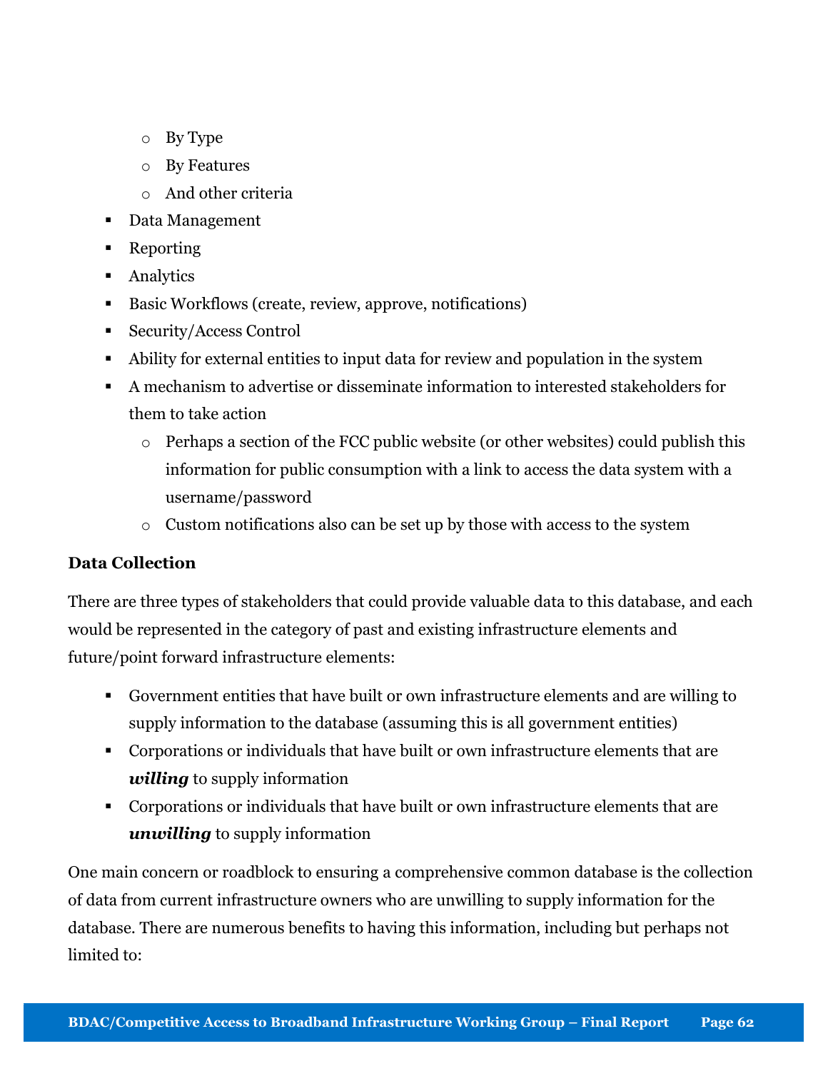- By Type
    - By Features
    - And other criteria
- Data Management
- Reporting
- Analytics
- Basic Workflows (create, review, approve, notifications)
- Security/Access Control
- Ability for external entities to input data for review and population in the system
- A mechanism to advertise or disseminate information to interested stakeholders for them to take action
    - Perhaps a section of the FCC public website (or other websites) could publish this information for public consumption with a link to access the data system with a username/password
    - Custom notifications also can be set up by those with access to the system

**Data Collection**

There are three types of stakeholders that could provide valuable data to this database, and each would be represented in the category of past and existing infrastructure elements and future/point forward infrastructure elements:

- Government entities that have built or own infrastructure elements and are willing to supply information to the database (assuming this is all government entities)
- Corporations or individuals that have built or own infrastructure elements that are ***willing*** to supply information
- Corporations or individuals that have built or own infrastructure elements that are ***unwilling*** to supply information

One main concern or roadblock to ensuring a comprehensive common database is the collection of data from current infrastructure owners who are unwilling to supply information for the database. There are numerous benefits to having this information, including but perhaps not limited to: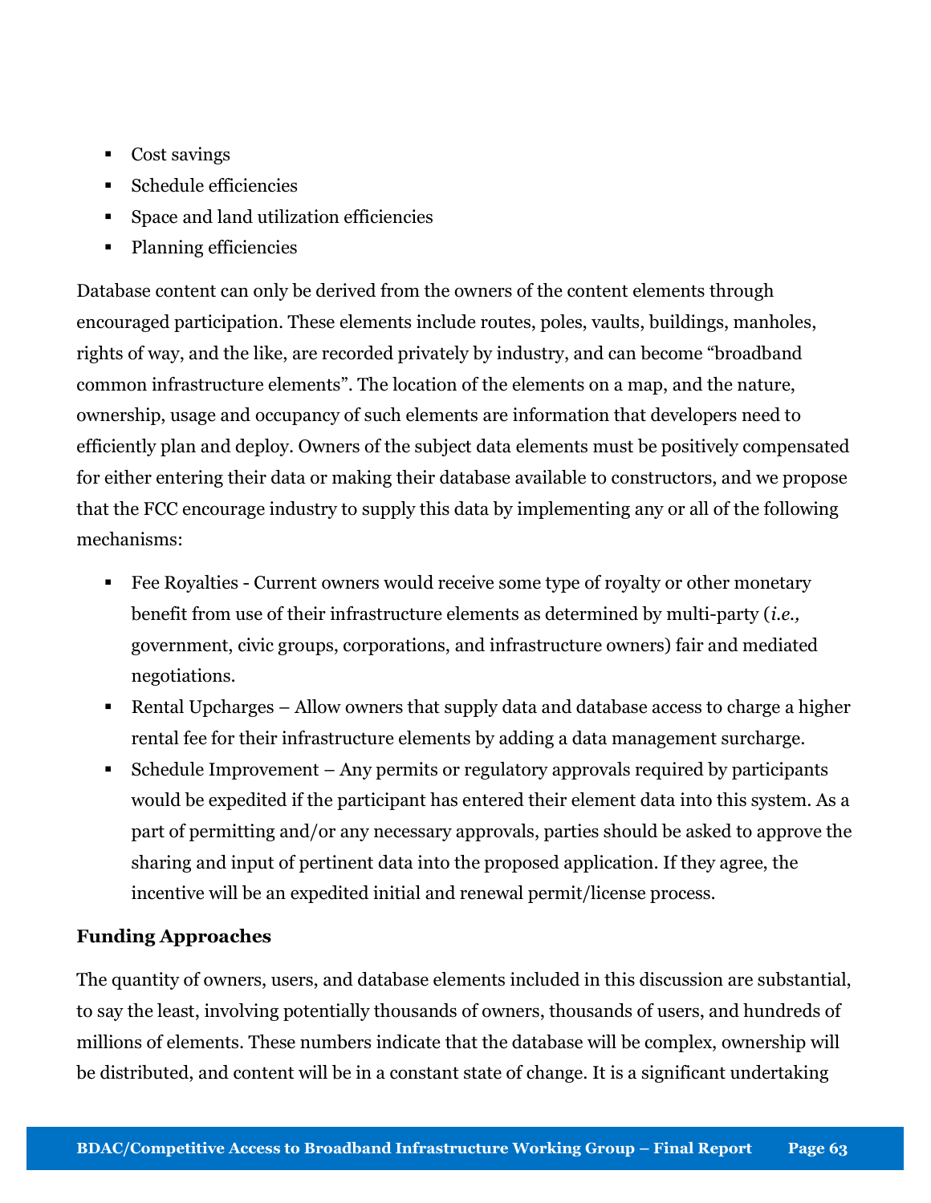- Cost savings
- Schedule efficiencies
- Space and land utilization efficiencies
- Planning efficiencies

Database content can only be derived from the owners of the content elements through encouraged participation. These elements include routes, poles, vaults, buildings, manholes, rights of way, and the like, are recorded privately by industry, and can become "broadband common infrastructure elements". The location of the elements on a map, and the nature, ownership, usage and occupancy of such elements are information that developers need to efficiently plan and deploy. Owners of the subject data elements must be positively compensated for either entering their data or making their database available to constructors, and we propose that the FCC encourage industry to supply this data by implementing any or all of the following mechanisms:

- Fee Royalties - Current owners would receive some type of royalty or other monetary benefit from use of their infrastructure elements as determined by multi-party (*i.e.,* government, civic groups, corporations, and infrastructure owners) fair and mediated negotiations.
- Rental Upcharges – Allow owners that supply data and database access to charge a higher rental fee for their infrastructure elements by adding a data management surcharge.
- Schedule Improvement – Any permits or regulatory approvals required by participants would be expedited if the participant has entered their element data into this system. As a part of permitting and/or any necessary approvals, parties should be asked to approve the sharing and input of pertinent data into the proposed application. If they agree, the incentive will be an expedited initial and renewal permit/license process.

**Funding Approaches**

The quantity of owners, users, and database elements included in this discussion are substantial, to say the least, involving potentially thousands of owners, thousands of users, and hundreds of millions of elements. These numbers indicate that the database will be complex, ownership will be distributed, and content will be in a constant state of change. It is a significant undertaking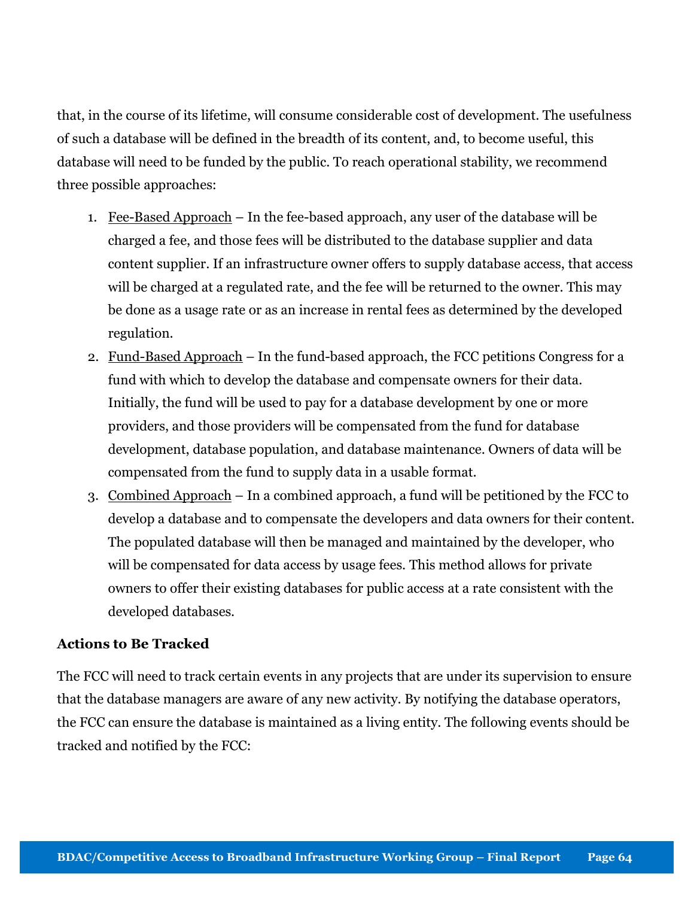that, in the course of its lifetime, will consume considerable cost of development. The usefulness of such a database will be defined in the breadth of its content, and, to become useful, this database will need to be funded by the public. To reach operational stability, we recommend three possible approaches:

1. Fee-Based Approach – In the fee-based approach, any user of the database will be charged a fee, and those fees will be distributed to the database supplier and data content supplier. If an infrastructure owner offers to supply database access, that access will be charged at a regulated rate, and the fee will be returned to the owner. This may be done as a usage rate or as an increase in rental fees as determined by the developed regulation.
2. Fund-Based Approach – In the fund-based approach, the FCC petitions Congress for a fund with which to develop the database and compensate owners for their data. Initially, the fund will be used to pay for a database development by one or more providers, and those providers will be compensated from the fund for database development, database population, and database maintenance. Owners of data will be compensated from the fund to supply data in a usable format.
3. Combined Approach – In a combined approach, a fund will be petitioned by the FCC to develop a database and to compensate the developers and data owners for their content. The populated database will then be managed and maintained by the developer, who will be compensated for data access by usage fees. This method allows for private owners to offer their existing databases for public access at a rate consistent with the developed databases.

### Actions to Be Tracked

The FCC will need to track certain events in any projects that are under its supervision to ensure that the database managers are aware of any new activity. By notifying the database operators, the FCC can ensure the database is maintained as a living entity. The following events should be tracked and notified by the FCC: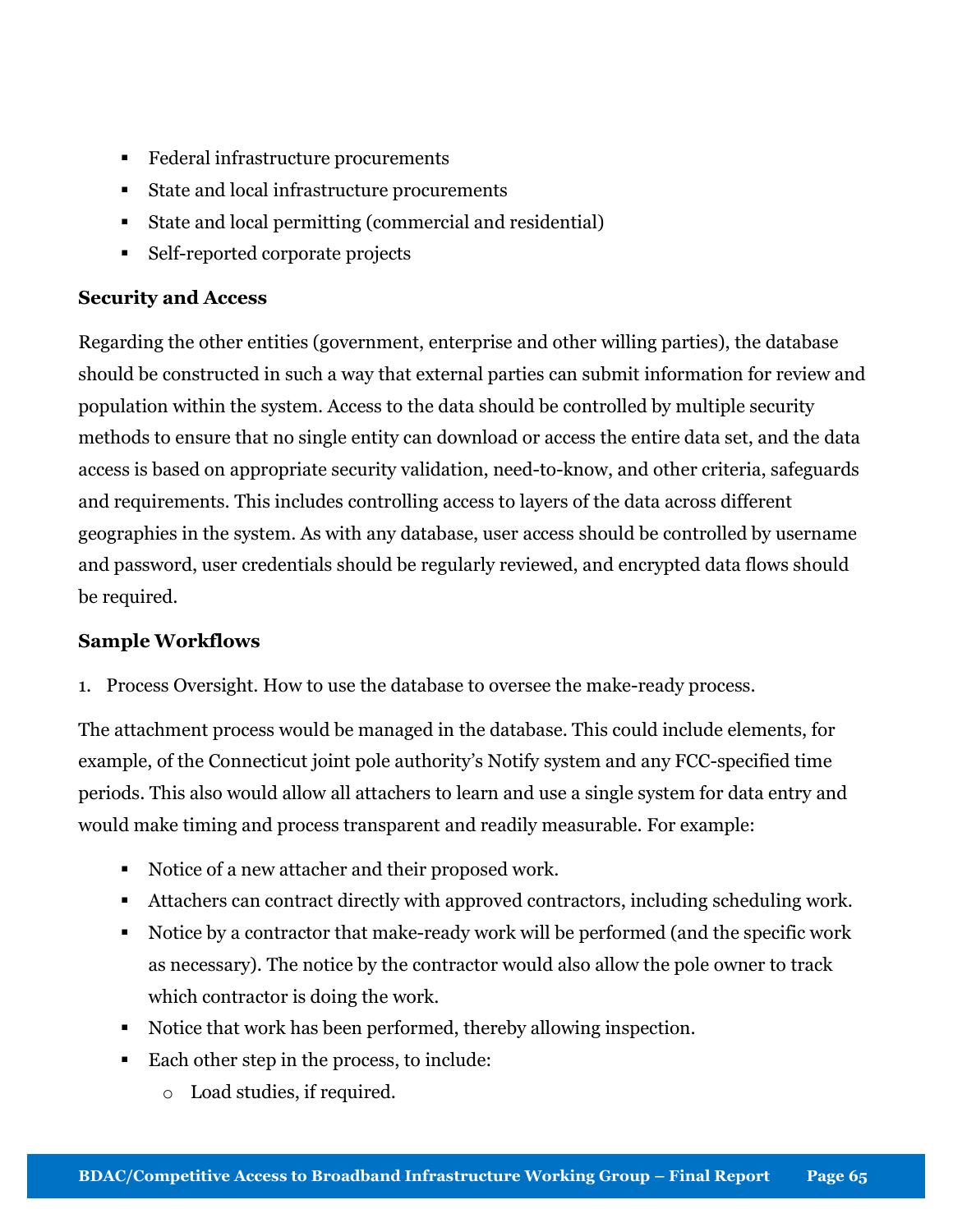- Federal infrastructure procurements
- State and local infrastructure procurements
- State and local permitting (commercial and residential)
- Self-reported corporate projects

**Security and Access**

Regarding the other entities (government, enterprise and other willing parties), the database should be constructed in such a way that external parties can submit information for review and population within the system. Access to the data should be controlled by multiple security methods to ensure that no single entity can download or access the entire data set, and the data access is based on appropriate security validation, need-to-know, and other criteria, safeguards and requirements. This includes controlling access to layers of the data across different geographies in the system. As with any database, user access should be controlled by username and password, user credentials should be regularly reviewed, and encrypted data flows should be required.

**Sample Workflows**

1. Process Oversight. How to use the database to oversee the make-ready process.

The attachment process would be managed in the database. This could include elements, for example, of the Connecticut joint pole authority's Notify system and any FCC-specified time periods. This also would allow all attachers to learn and use a single system for data entry and would make timing and process transparent and readily measurable. For example:

- Notice of a new attacher and their proposed work.
- Attachers can contract directly with approved contractors, including scheduling work.
- Notice by a contractor that make-ready work will be performed (and the specific work as necessary). The notice by the contractor would also allow the pole owner to track which contractor is doing the work.
- Notice that work has been performed, thereby allowing inspection.
- Each other step in the process, to include:
  - Load studies, if required.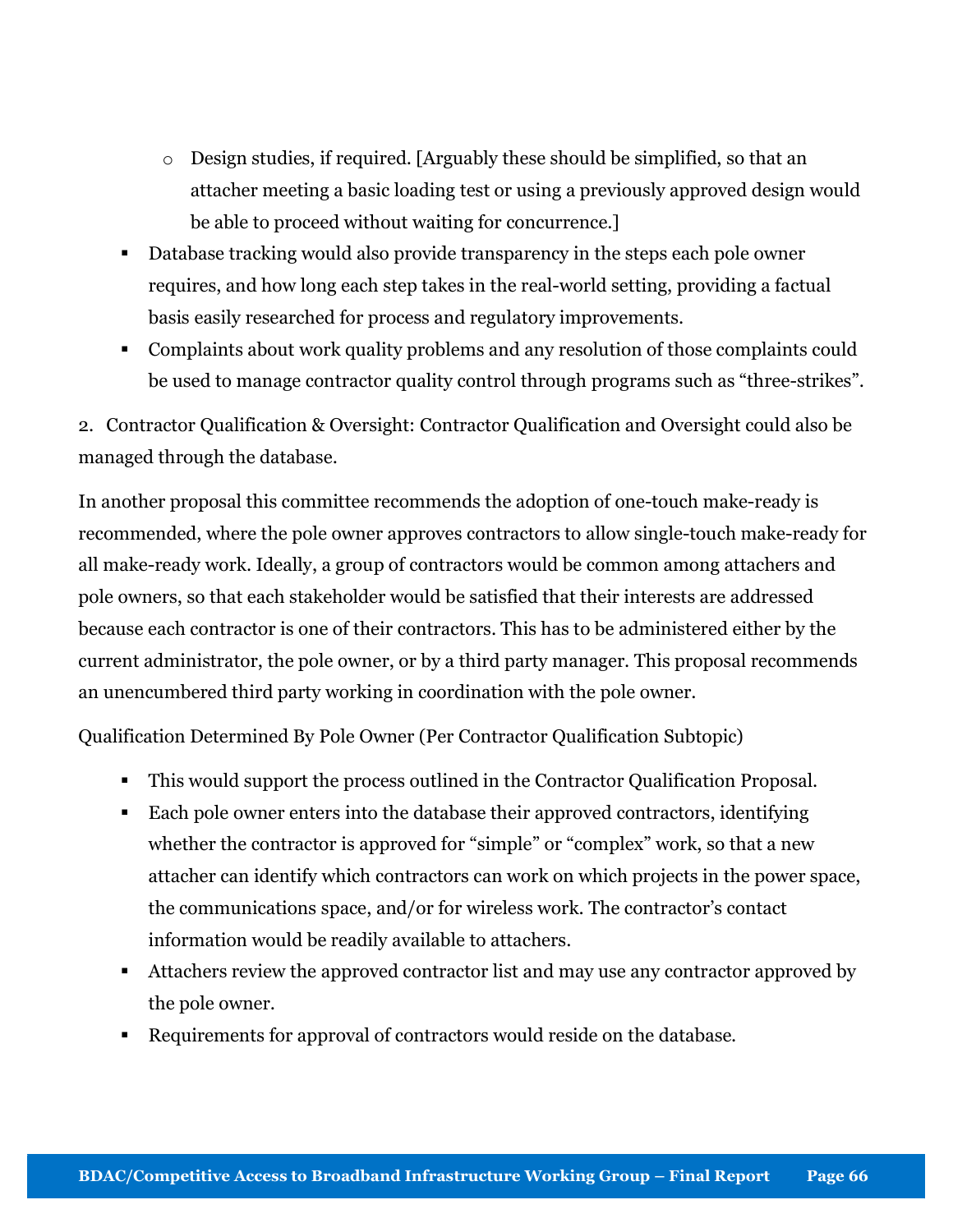- Design studies, if required. [Arguably these should be simplified, so that an attacher meeting a basic loading test or using a previously approved design would be able to proceed without waiting for concurrence.]
- Database tracking would also provide transparency in the steps each pole owner requires, and how long each step takes in the real-world setting, providing a factual basis easily researched for process and regulatory improvements.
- Complaints about work quality problems and any resolution of those complaints could be used to manage contractor quality control through programs such as "three-strikes".

2. Contractor Qualification & Oversight: Contractor Qualification and Oversight could also be managed through the database.

In another proposal this committee recommends the adoption of one-touch make-ready is recommended, where the pole owner approves contractors to allow single-touch make-ready for all make-ready work. Ideally, a group of contractors would be common among attachers and pole owners, so that each stakeholder would be satisfied that their interests are addressed because each contractor is one of their contractors. This has to be administered either by the current administrator, the pole owner, or by a third party manager. This proposal recommends an unencumbered third party working in coordination with the pole owner.

Qualification Determined By Pole Owner (Per Contractor Qualification Subtopic)

- This would support the process outlined in the Contractor Qualification Proposal.
- Each pole owner enters into the database their approved contractors, identifying whether the contractor is approved for "simple" or "complex" work, so that a new attacher can identify which contractors can work on which projects in the power space, the communications space, and/or for wireless work. The contractor's contact information would be readily available to attachers.
- Attachers review the approved contractor list and may use any contractor approved by the pole owner.
- Requirements for approval of contractors would reside on the database.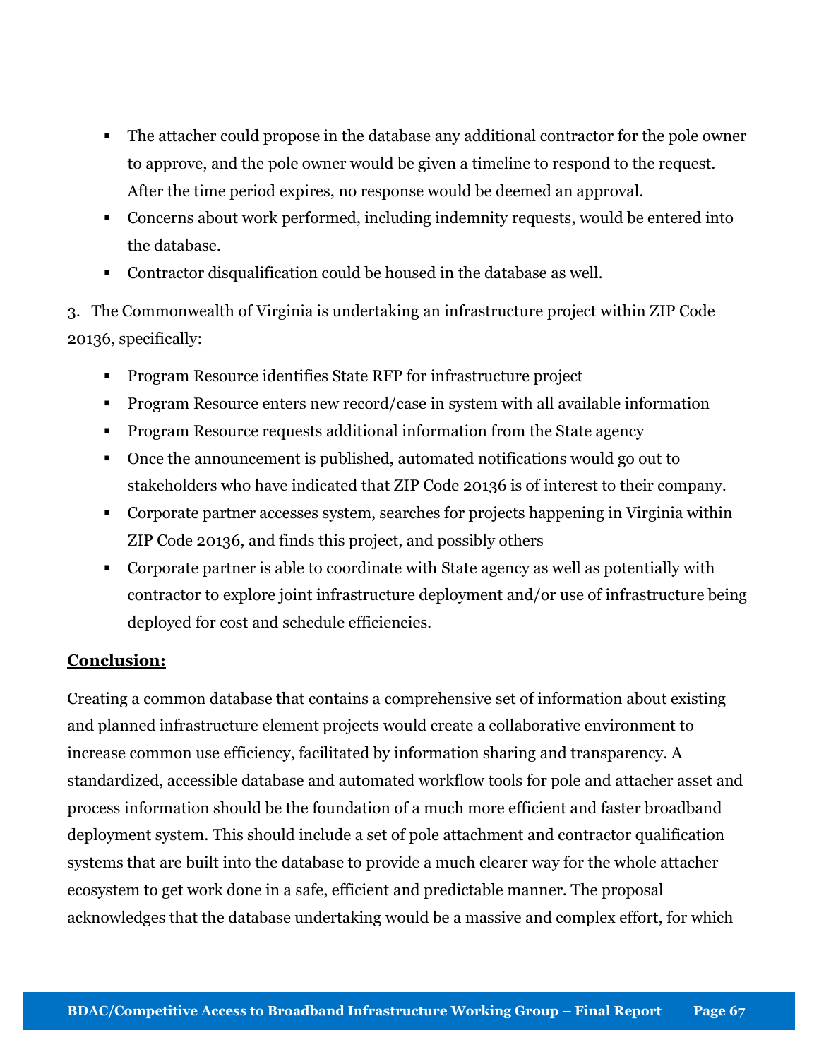- The attacher could propose in the database any additional contractor for the pole owner to approve, and the pole owner would be given a timeline to respond to the request. After the time period expires, no response would be deemed an approval.
- Concerns about work performed, including indemnity requests, would be entered into the database.
- Contractor disqualification could be housed in the database as well.

3. The Commonwealth of Virginia is undertaking an infrastructure project within ZIP Code 20136, specifically:

- Program Resource identifies State RFP for infrastructure project
- Program Resource enters new record/case in system with all available information
- Program Resource requests additional information from the State agency
- Once the announcement is published, automated notifications would go out to stakeholders who have indicated that ZIP Code 20136 is of interest to their company.
- Corporate partner accesses system, searches for projects happening in Virginia within ZIP Code 20136, and finds this project, and possibly others
- Corporate partner is able to coordinate with State agency as well as potentially with contractor to explore joint infrastructure deployment and/or use of infrastructure being deployed for cost and schedule efficiencies.

**Conclusion:**

Creating a common database that contains a comprehensive set of information about existing and planned infrastructure element projects would create a collaborative environment to increase common use efficiency, facilitated by information sharing and transparency. A standardized, accessible database and automated workflow tools for pole and attacher asset and process information should be the foundation of a much more efficient and faster broadband deployment system. This should include a set of pole attachment and contractor qualification systems that are built into the database to provide a much clearer way for the whole attacher ecosystem to get work done in a safe, efficient and predictable manner. The proposal acknowledges that the database undertaking would be a massive and complex effort, for which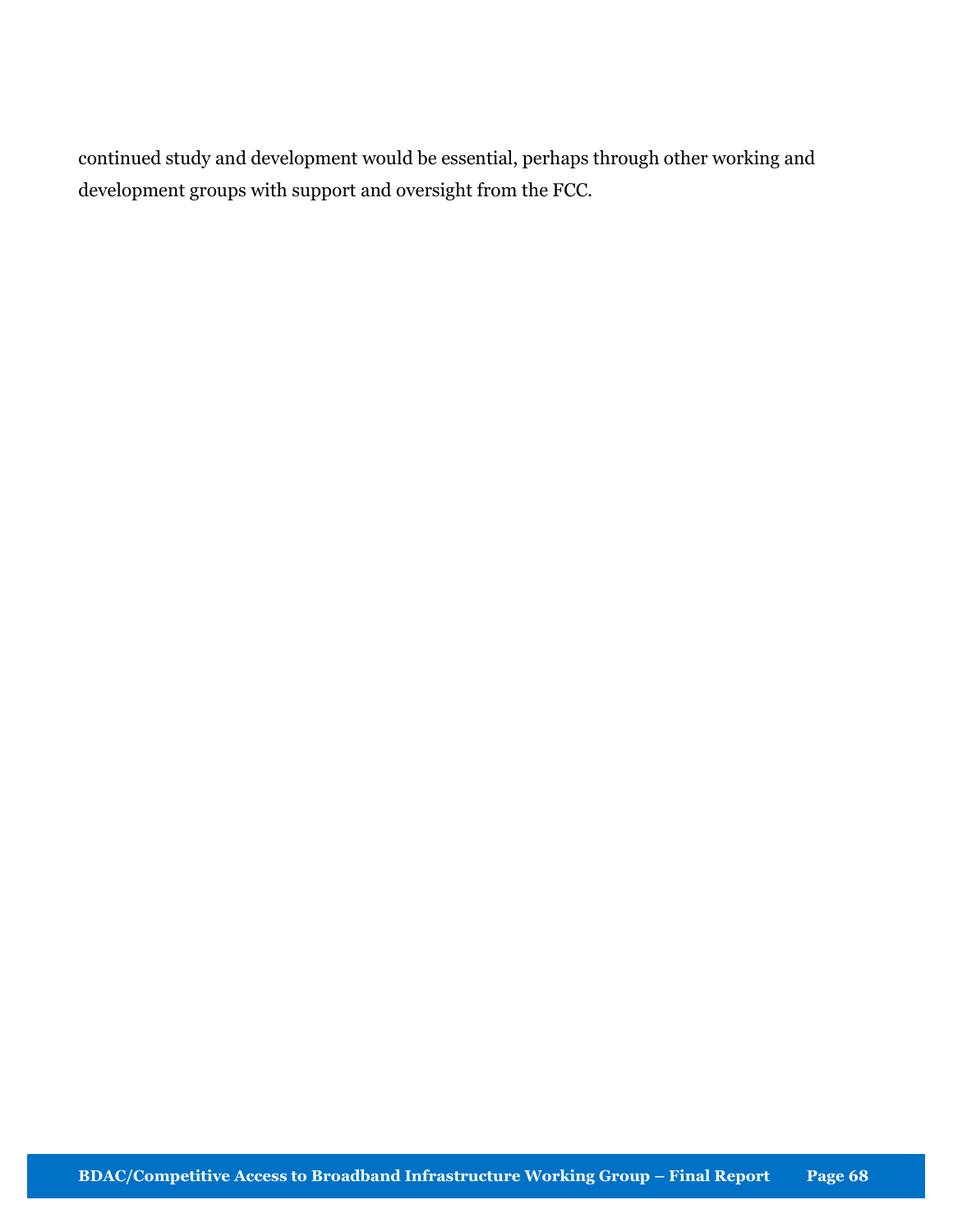continued study and development would be essential, perhaps through other working and development groups with support and oversight from the FCC.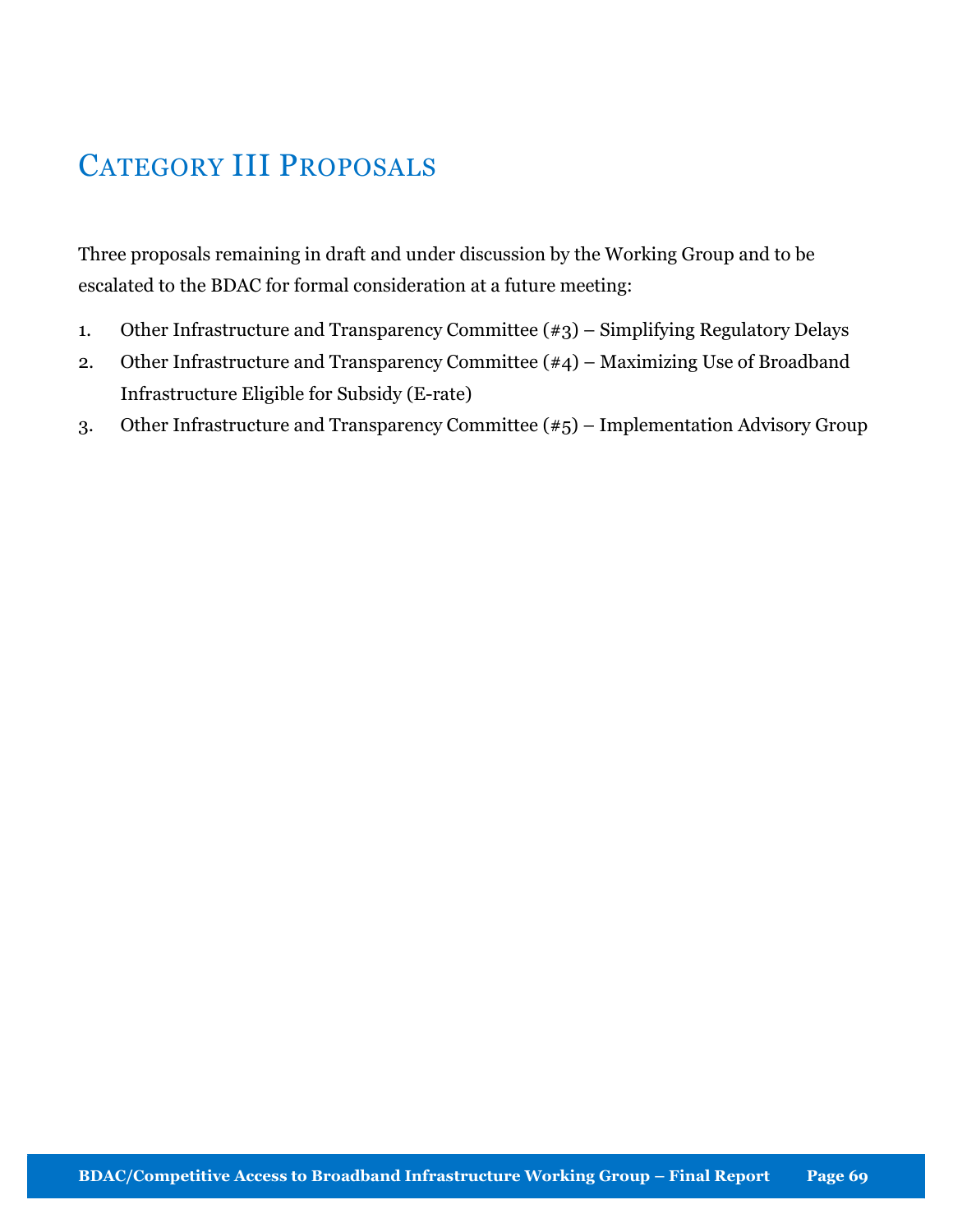## Category III Proposals

Three proposals remaining in draft and under discussion by the Working Group and to be escalated to the BDAC for formal consideration at a future meeting:

1. Other Infrastructure and Transparency Committee (#3) – Simplifying Regulatory Delays
2. Other Infrastructure and Transparency Committee (#4) – Maximizing Use of Broadband Infrastructure Eligible for Subsidy (E-rate)
3. Other Infrastructure and Transparency Committee (#5) – Implementation Advisory Group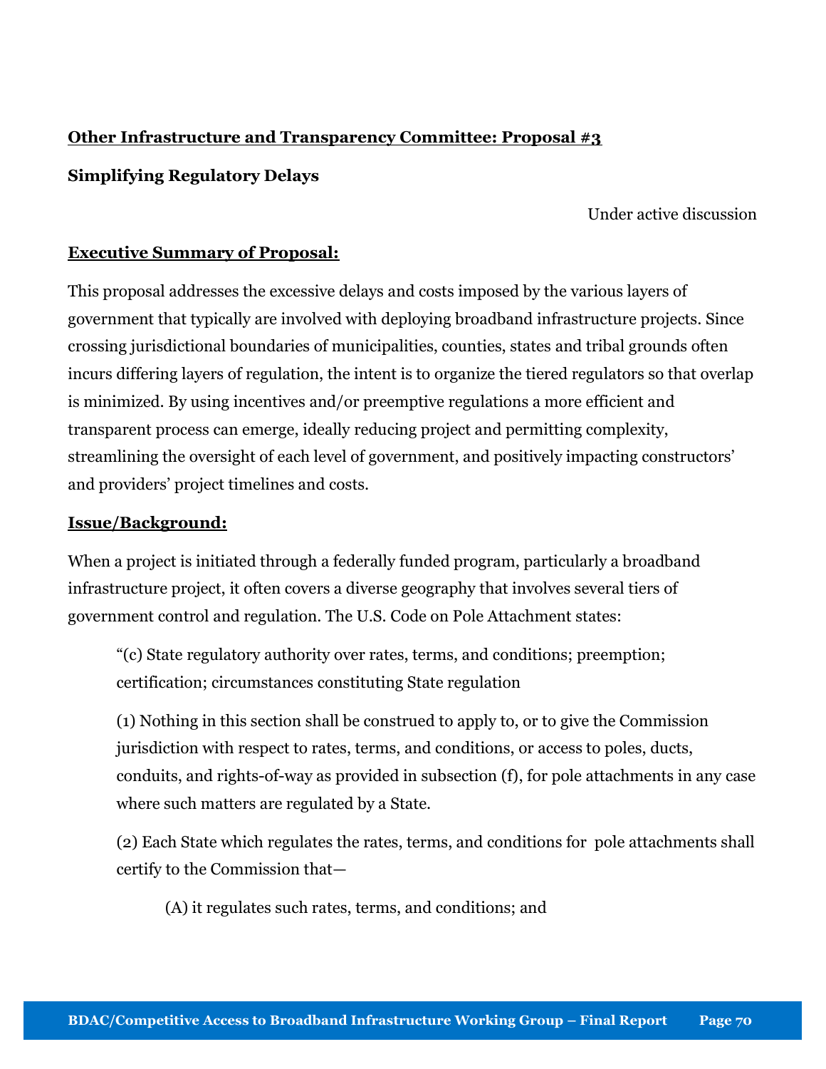**Other Infrastructure and Transparency Committee: Proposal #3**

**Simplifying Regulatory Delays**

Under active discussion

**Executive Summary of Proposal:**

This proposal addresses the excessive delays and costs imposed by the various layers of government that typically are involved with deploying broadband infrastructure projects. Since crossing jurisdictional boundaries of municipalities, counties, states and tribal grounds often incurs differing layers of regulation, the intent is to organize the tiered regulators so that overlap is minimized. By using incentives and/or preemptive regulations a more efficient and transparent process can emerge, ideally reducing project and permitting complexity, streamlining the oversight of each level of government, and positively impacting constructors' and providers' project timelines and costs.

**Issue/Background:**

When a project is initiated through a federally funded program, particularly a broadband infrastructure project, it often covers a diverse geography that involves several tiers of government control and regulation. The U.S. Code on Pole Attachment states:

> "(c) State regulatory authority over rates, terms, and conditions; preemption; certification; circumstances constituting State regulation
>
> (1) Nothing in this section shall be construed to apply to, or to give the Commission jurisdiction with respect to rates, terms, and conditions, or access to poles, ducts, conduits, and rights-of-way as provided in subsection (f), for pole attachments in any case where such matters are regulated by a State.
>
> (2) Each State which regulates the rates, terms, and conditions for pole attachments shall certify to the Commission that—
>
> > (A) it regulates such rates, terms, and conditions; and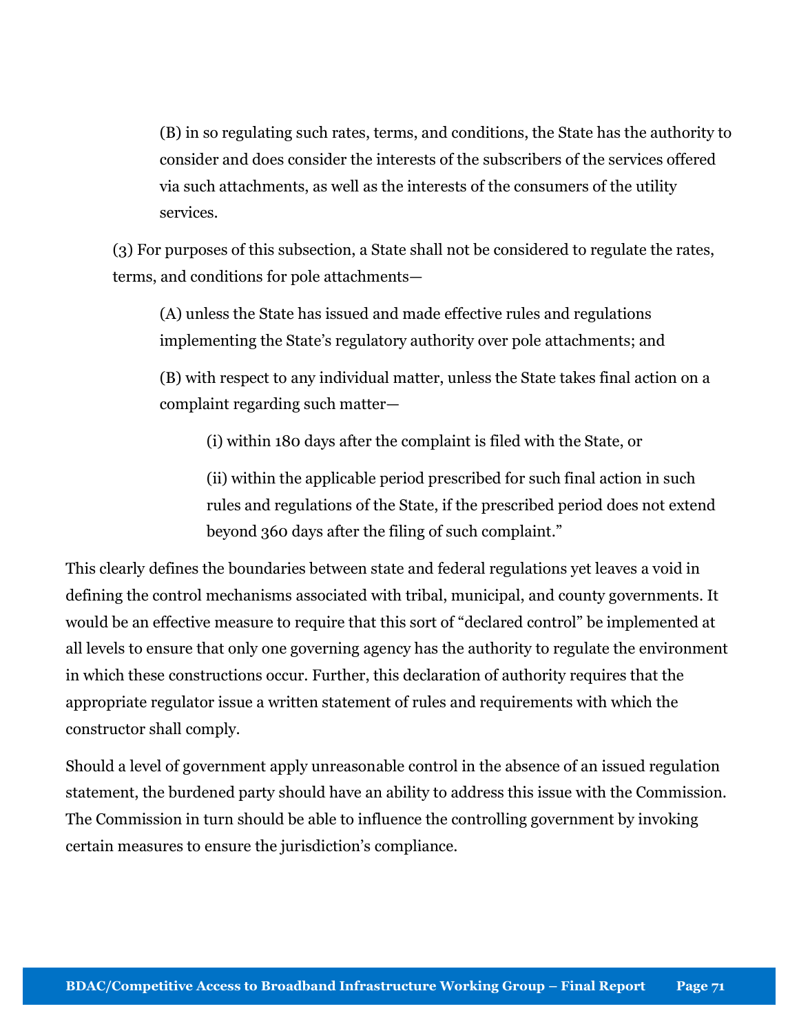(B) in so regulating such rates, terms, and conditions, the State has the authority to consider and does consider the interests of the subscribers of the services offered via such attachments, as well as the interests of the consumers of the utility services.

(3) For purposes of this subsection, a State shall not be considered to regulate the rates, terms, and conditions for pole attachments—

(A) unless the State has issued and made effective rules and regulations implementing the State's regulatory authority over pole attachments; and

(B) with respect to any individual matter, unless the State takes final action on a complaint regarding such matter—

(i) within 180 days after the complaint is filed with the State, or

(ii) within the applicable period prescribed for such final action in such rules and regulations of the State, if the prescribed period does not extend beyond 360 days after the filing of such complaint."

This clearly defines the boundaries between state and federal regulations yet leaves a void in defining the control mechanisms associated with tribal, municipal, and county governments. It would be an effective measure to require that this sort of "declared control" be implemented at all levels to ensure that only one governing agency has the authority to regulate the environment in which these constructions occur. Further, this declaration of authority requires that the appropriate regulator issue a written statement of rules and requirements with which the constructor shall comply.

Should a level of government apply unreasonable control in the absence of an issued regulation statement, the burdened party should have an ability to address this issue with the Commission. The Commission in turn should be able to influence the controlling government by invoking certain measures to ensure the jurisdiction's compliance.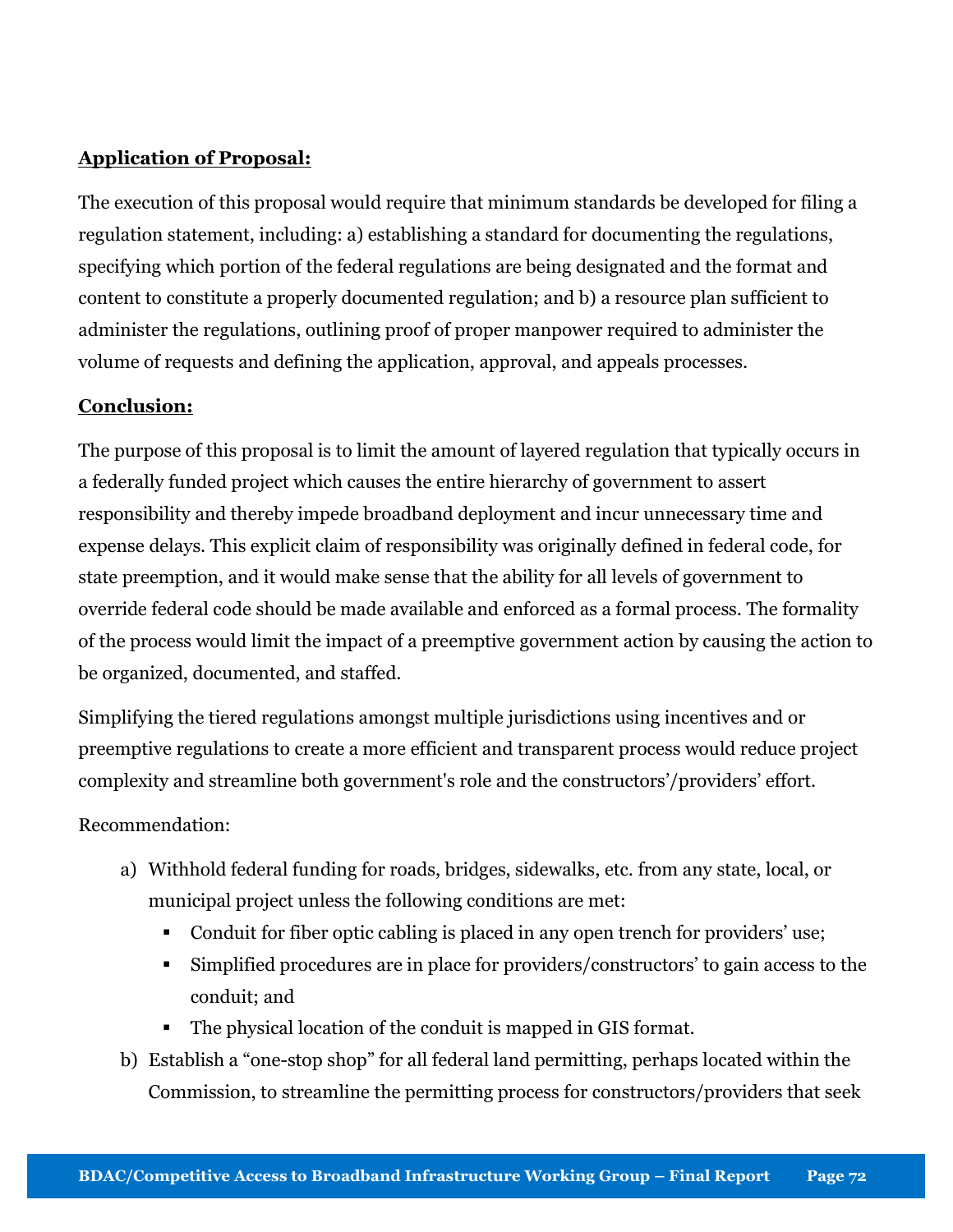**<u>Application of Proposal:</u>**

The execution of this proposal would require that minimum standards be developed for filing a regulation statement, including: a) establishing a standard for documenting the regulations, specifying which portion of the federal regulations are being designated and the format and content to constitute a properly documented regulation; and b) a resource plan sufficient to administer the regulations, outlining proof of proper manpower required to administer the volume of requests and defining the application, approval, and appeals processes.

**<u>Conclusion:</u>**

The purpose of this proposal is to limit the amount of layered regulation that typically occurs in a federally funded project which causes the entire hierarchy of government to assert responsibility and thereby impede broadband deployment and incur unnecessary time and expense delays. This explicit claim of responsibility was originally defined in federal code, for state preemption, and it would make sense that the ability for all levels of government to override federal code should be made available and enforced as a formal process. The formality of the process would limit the impact of a preemptive government action by causing the action to be organized, documented, and staffed.

Simplifying the tiered regulations amongst multiple jurisdictions using incentives and or preemptive regulations to create a more efficient and transparent process would reduce project complexity and streamline both government's role and the constructors'/providers' effort.

Recommendation:

a) Withhold federal funding for roads, bridges, sidewalks, etc. from any state, local, or municipal project unless the following conditions are met:
   - Conduit for fiber optic cabling is placed in any open trench for providers' use;
   - Simplified procedures are in place for providers/constructors' to gain access to the conduit; and
   - The physical location of the conduit is mapped in GIS format.

b) Establish a "one-stop shop" for all federal land permitting, perhaps located within the Commission, to streamline the permitting process for constructors/providers that seek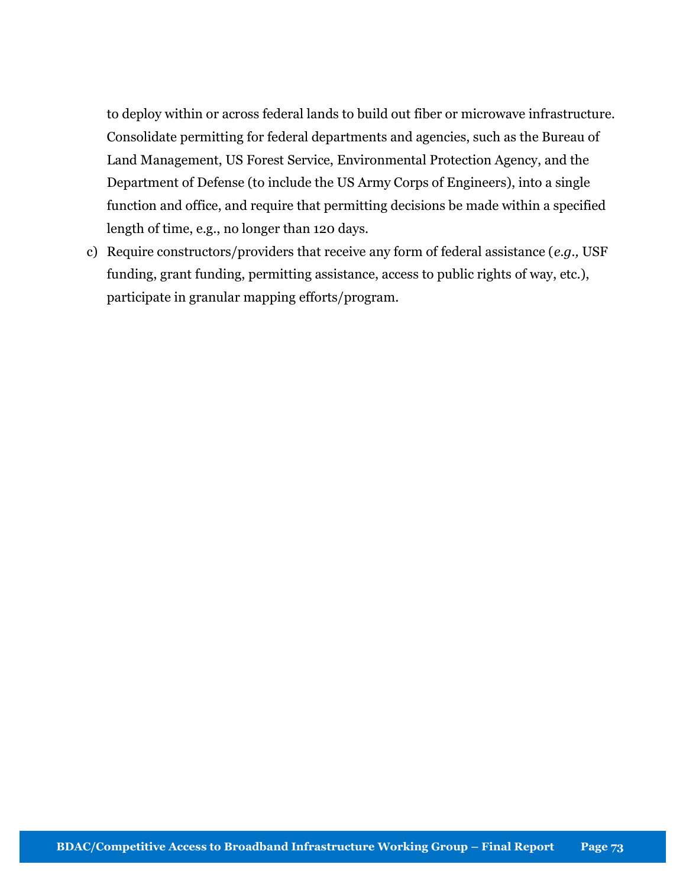to deploy within or across federal lands to build out fiber or microwave infrastructure. Consolidate permitting for federal departments and agencies, such as the Bureau of Land Management, US Forest Service, Environmental Protection Agency, and the Department of Defense (to include the US Army Corps of Engineers), into a single function and office, and require that permitting decisions be made within a specified length of time, e.g., no longer than 120 days.

c) Require constructors/providers that receive any form of federal assistance (*e.g.,* USF funding, grant funding, permitting assistance, access to public rights of way, etc.), participate in granular mapping efforts/program.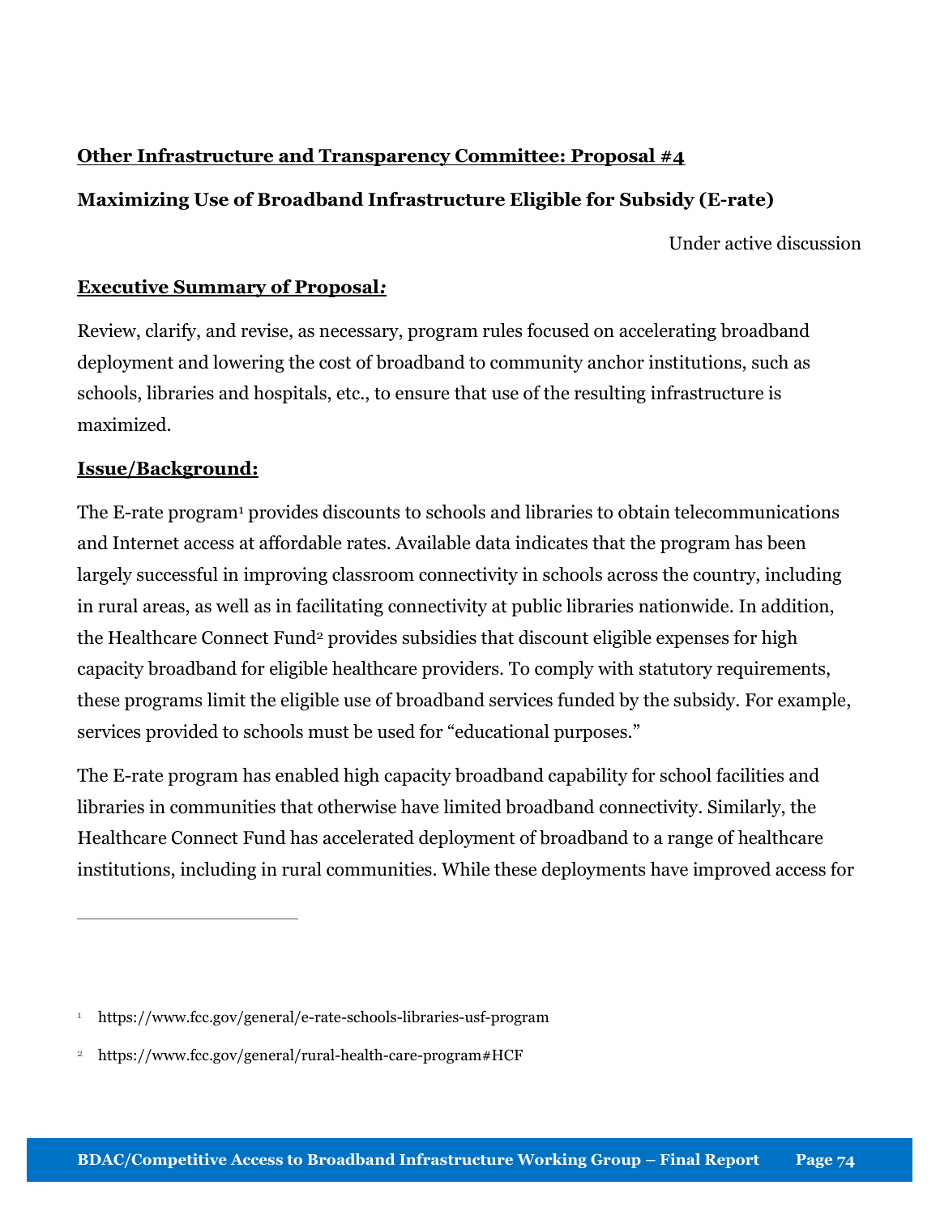**Other Infrastructure and Transparency Committee: Proposal #4**

**Maximizing Use of Broadband Infrastructure Eligible for Subsidy (E-rate)**

Under active discussion

**Executive Summary of Proposal:**

Review, clarify, and revise, as necessary, program rules focused on accelerating broadband deployment and lowering the cost of broadband to community anchor institutions, such as schools, libraries and hospitals, etc., to ensure that use of the resulting infrastructure is maximized.

**Issue/Background:**

The E-rate program[1] provides discounts to schools and libraries to obtain telecommunications and Internet access at affordable rates. Available data indicates that the program has been largely successful in improving classroom connectivity in schools across the country, including in rural areas, as well as in facilitating connectivity at public libraries nationwide. In addition, the Healthcare Connect Fund[2] provides subsidies that discount eligible expenses for high capacity broadband for eligible healthcare providers. To comply with statutory requirements, these programs limit the eligible use of broadband services funded by the subsidy. For example, services provided to schools must be used for "educational purposes."

The E-rate program has enabled high capacity broadband capability for school facilities and libraries in communities that otherwise have limited broadband connectivity. Similarly, the Healthcare Connect Fund has accelerated deployment of broadband to a range of healthcare institutions, including in rural communities. While these deployments have improved access for

---

[1] https://www.fcc.gov/general/e-rate-schools-libraries-usf-program

[2] https://www.fcc.gov/general/rural-health-care-program#HCF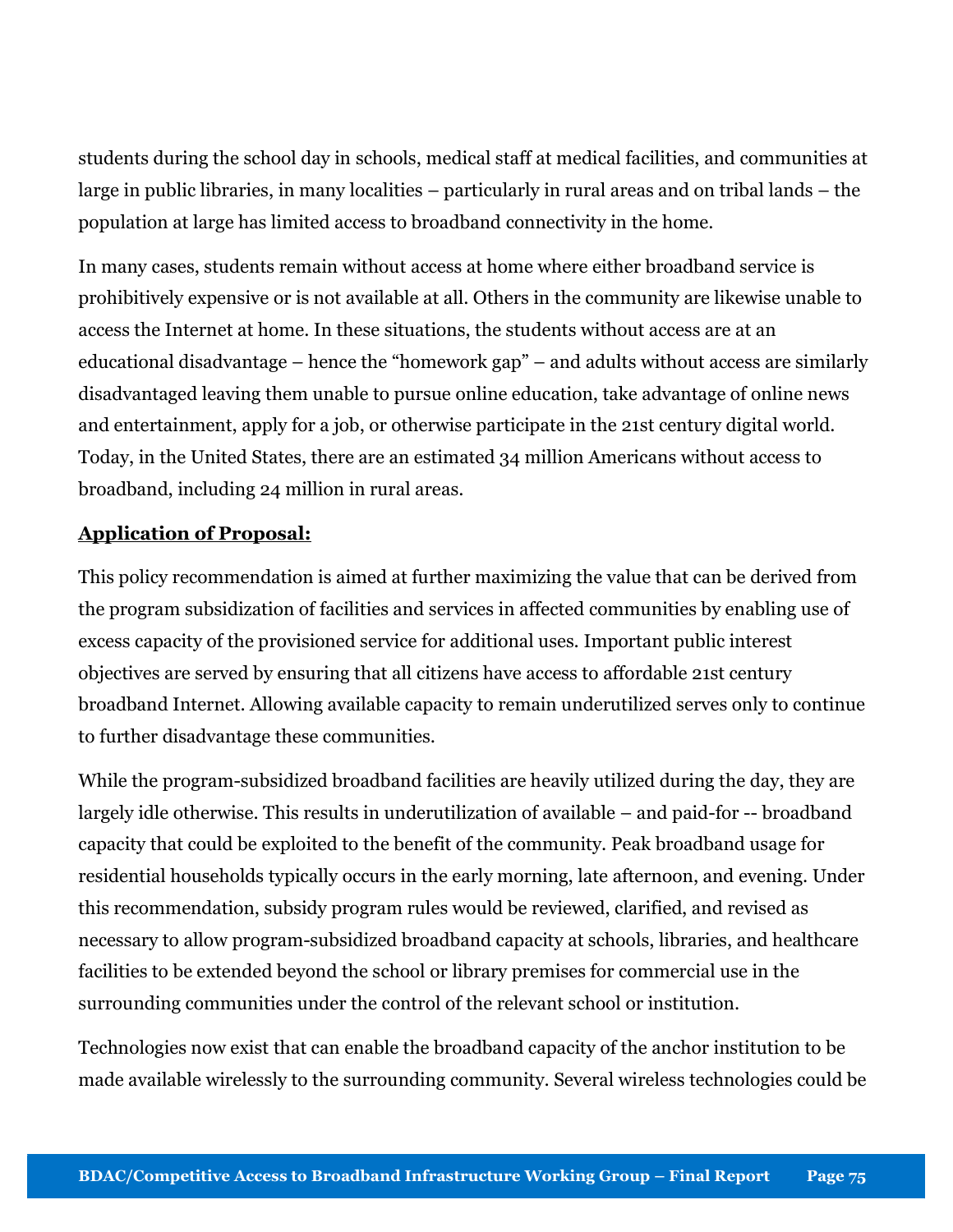students during the school day in schools, medical staff at medical facilities, and communities at large in public libraries, in many localities – particularly in rural areas and on tribal lands – the population at large has limited access to broadband connectivity in the home.

In many cases, students remain without access at home where either broadband service is prohibitively expensive or is not available at all. Others in the community are likewise unable to access the Internet at home. In these situations, the students without access are at an educational disadvantage – hence the "homework gap" – and adults without access are similarly disadvantaged leaving them unable to pursue online education, take advantage of online news and entertainment, apply for a job, or otherwise participate in the 21st century digital world. Today, in the United States, there are an estimated 34 million Americans without access to broadband, including 24 million in rural areas.

**Application of Proposal:**

This policy recommendation is aimed at further maximizing the value that can be derived from the program subsidization of facilities and services in affected communities by enabling use of excess capacity of the provisioned service for additional uses. Important public interest objectives are served by ensuring that all citizens have access to affordable 21st century broadband Internet. Allowing available capacity to remain underutilized serves only to continue to further disadvantage these communities.

While the program-subsidized broadband facilities are heavily utilized during the day, they are largely idle otherwise. This results in underutilization of available – and paid-for -- broadband capacity that could be exploited to the benefit of the community. Peak broadband usage for residential households typically occurs in the early morning, late afternoon, and evening. Under this recommendation, subsidy program rules would be reviewed, clarified, and revised as necessary to allow program-subsidized broadband capacity at schools, libraries, and healthcare facilities to be extended beyond the school or library premises for commercial use in the surrounding communities under the control of the relevant school or institution.

Technologies now exist that can enable the broadband capacity of the anchor institution to be made available wirelessly to the surrounding community. Several wireless technologies could be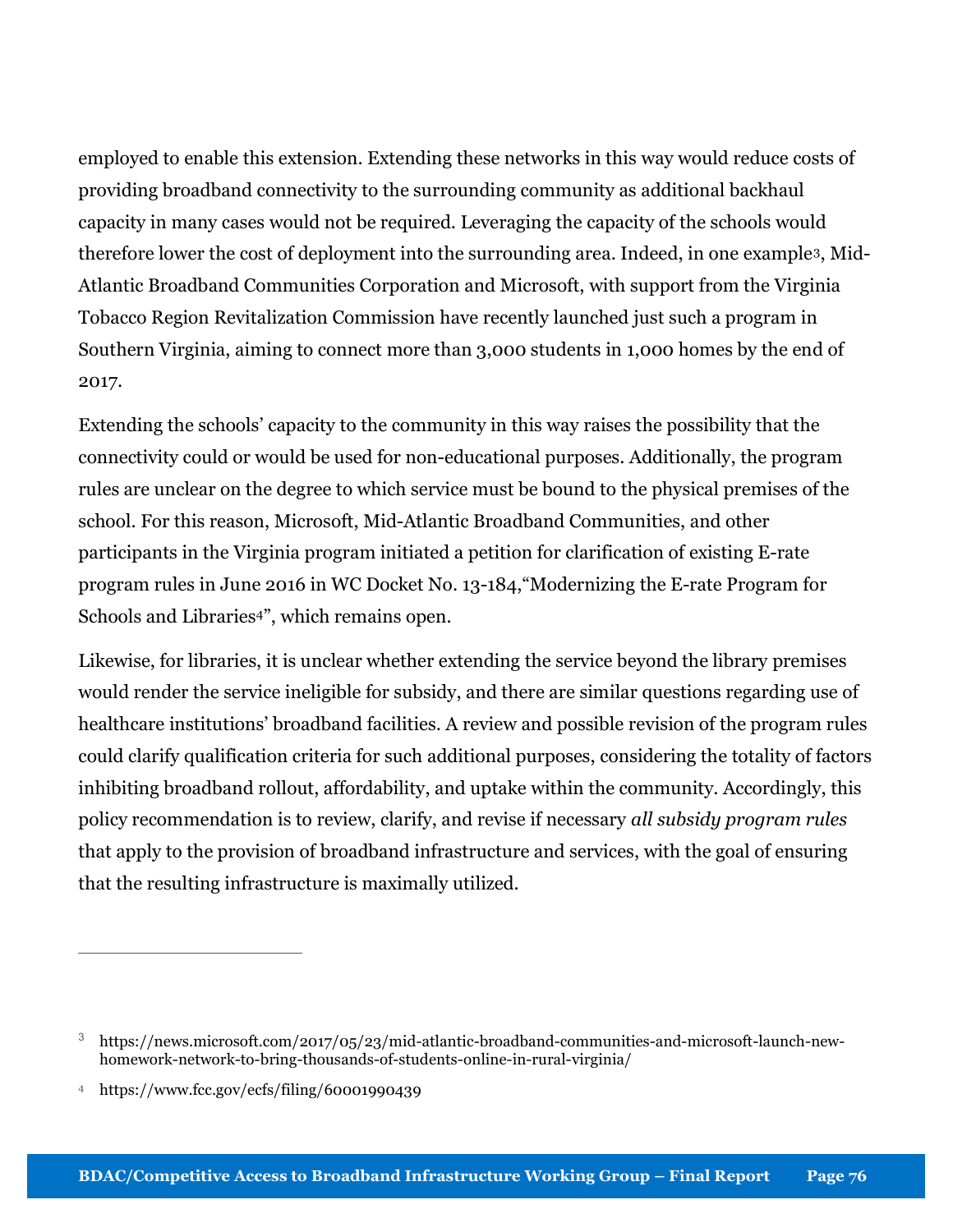employed to enable this extension. Extending these networks in this way would reduce costs of providing broadband connectivity to the surrounding community as additional backhaul capacity in many cases would not be required. Leveraging the capacity of the schools would therefore lower the cost of deployment into the surrounding area. Indeed, in one example[3], Mid-Atlantic Broadband Communities Corporation and Microsoft, with support from the Virginia Tobacco Region Revitalization Commission have recently launched just such a program in Southern Virginia, aiming to connect more than 3,000 students in 1,000 homes by the end of 2017.

Extending the schools' capacity to the community in this way raises the possibility that the connectivity could or would be used for non-educational purposes. Additionally, the program rules are unclear on the degree to which service must be bound to the physical premises of the school. For this reason, Microsoft, Mid-Atlantic Broadband Communities, and other participants in the Virginia program initiated a petition for clarification of existing E-rate program rules in June 2016 in WC Docket No. 13-184,"Modernizing the E-rate Program for Schools and Libraries[4]", which remains open.

Likewise, for libraries, it is unclear whether extending the service beyond the library premises would render the service ineligible for subsidy, and there are similar questions regarding use of healthcare institutions' broadband facilities. A review and possible revision of the program rules could clarify qualification criteria for such additional purposes, considering the totality of factors inhibiting broadband rollout, affordability, and uptake within the community. Accordingly, this policy recommendation is to review, clarify, and revise if necessary *all subsidy program rules* that apply to the provision of broadband infrastructure and services, with the goal of ensuring that the resulting infrastructure is maximally utilized.

---

[3] https://news.microsoft.com/2017/05/23/mid-atlantic-broadband-communities-and-microsoft-launch-new-homework-network-to-bring-thousands-of-students-online-in-rural-virginia/

[4] https://www.fcc.gov/ecfs/filing/60001990439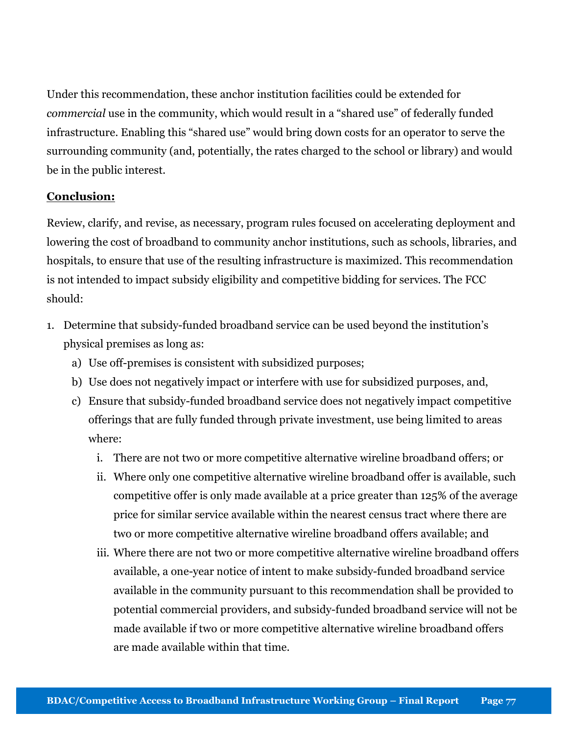Under this recommendation, these anchor institution facilities could be extended for *commercial* use in the community, which would result in a "shared use" of federally funded infrastructure. Enabling this "shared use" would bring down costs for an operator to serve the surrounding community (and, potentially, the rates charged to the school or library) and would be in the public interest.

**Conclusion:**

Review, clarify, and revise, as necessary, program rules focused on accelerating deployment and lowering the cost of broadband to community anchor institutions, such as schools, libraries, and hospitals, to ensure that use of the resulting infrastructure is maximized. This recommendation is not intended to impact subsidy eligibility and competitive bidding for services. The FCC should:

1. Determine that subsidy-funded broadband service can be used beyond the institution's physical premises as long as:
   a) Use off-premises is consistent with subsidized purposes;
   b) Use does not negatively impact or interfere with use for subsidized purposes, and,
   c) Ensure that subsidy-funded broadband service does not negatively impact competitive offerings that are fully funded through private investment, use being limited to areas where:
      i. There are not two or more competitive alternative wireline broadband offers; or
      ii. Where only one competitive alternative wireline broadband offer is available, such competitive offer is only made available at a price greater than 125% of the average price for similar service available within the nearest census tract where there are two or more competitive alternative wireline broadband offers available; and
      iii. Where there are not two or more competitive alternative wireline broadband offers available, a one-year notice of intent to make subsidy-funded broadband service available in the community pursuant to this recommendation shall be provided to potential commercial providers, and subsidy-funded broadband service will not be made available if two or more competitive alternative wireline broadband offers are made available within that time.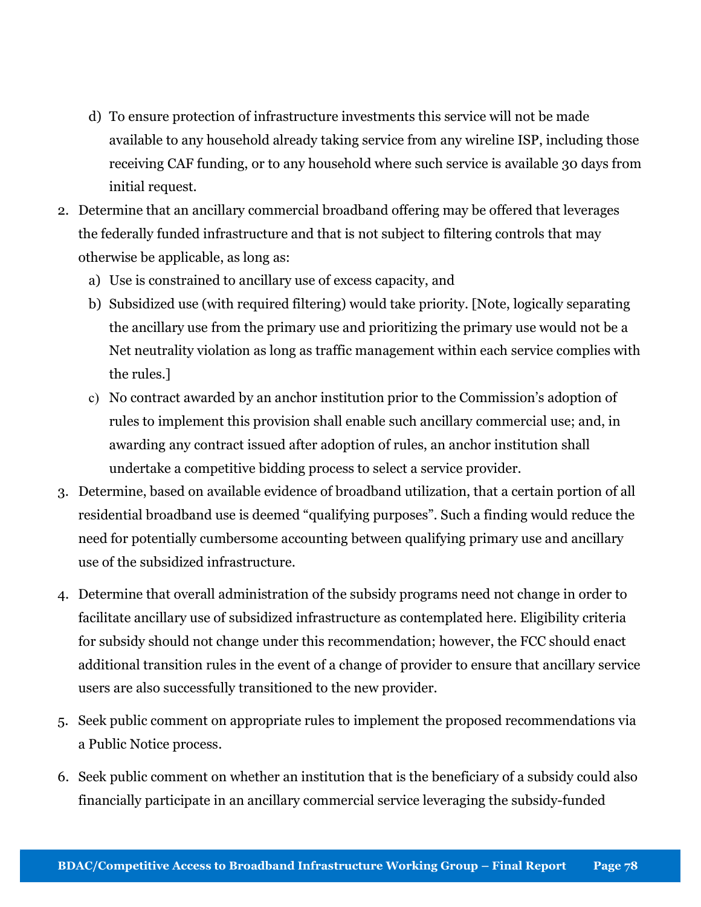d) To ensure protection of infrastructure investments this service will not be made available to any household already taking service from any wireline ISP, including those receiving CAF funding, or to any household where such service is available 30 days from initial request.

2. Determine that an ancillary commercial broadband offering may be offered that leverages the federally funded infrastructure and that is not subject to filtering controls that may otherwise be applicable, as long as:
   a) Use is constrained to ancillary use of excess capacity, and
   b) Subsidized use (with required filtering) would take priority. [Note, logically separating the ancillary use from the primary use and prioritizing the primary use would not be a Net neutrality violation as long as traffic management within each service complies with the rules.]
   c) No contract awarded by an anchor institution prior to the Commission's adoption of rules to implement this provision shall enable such ancillary commercial use; and, in awarding any contract issued after adoption of rules, an anchor institution shall undertake a competitive bidding process to select a service provider.

3. Determine, based on available evidence of broadband utilization, that a certain portion of all residential broadband use is deemed "qualifying purposes". Such a finding would reduce the need for potentially cumbersome accounting between qualifying primary use and ancillary use of the subsidized infrastructure.

4. Determine that overall administration of the subsidy programs need not change in order to facilitate ancillary use of subsidized infrastructure as contemplated here. Eligibility criteria for subsidy should not change under this recommendation; however, the FCC should enact additional transition rules in the event of a change of provider to ensure that ancillary service users are also successfully transitioned to the new provider.

5. Seek public comment on appropriate rules to implement the proposed recommendations via a Public Notice process.

6. Seek public comment on whether an institution that is the beneficiary of a subsidy could also financially participate in an ancillary commercial service leveraging the subsidy-funded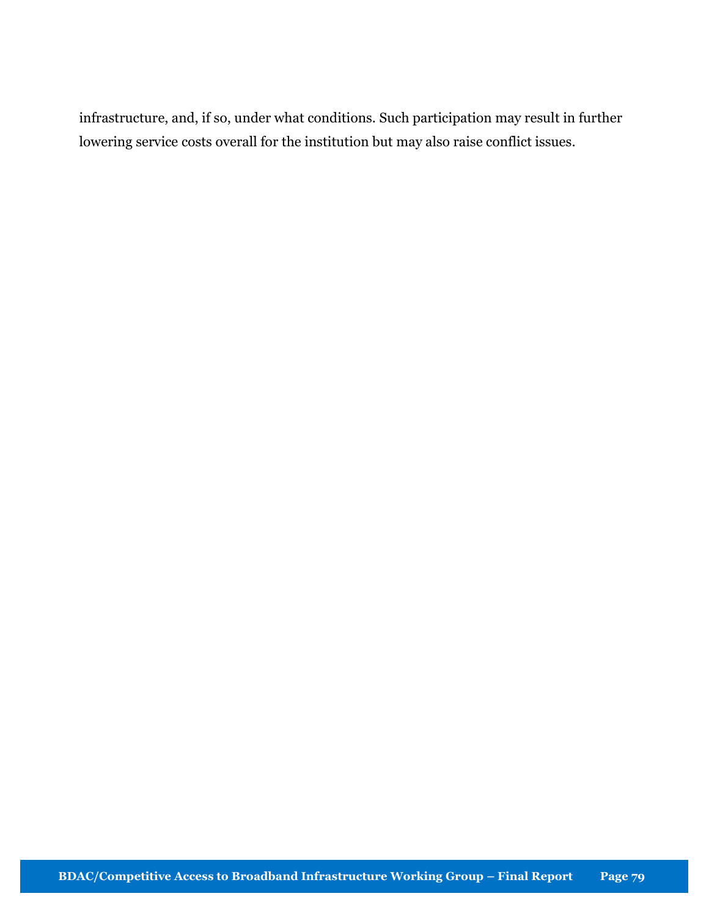infrastructure, and, if so, under what conditions. Such participation may result in further lowering service costs overall for the institution but may also raise conflict issues.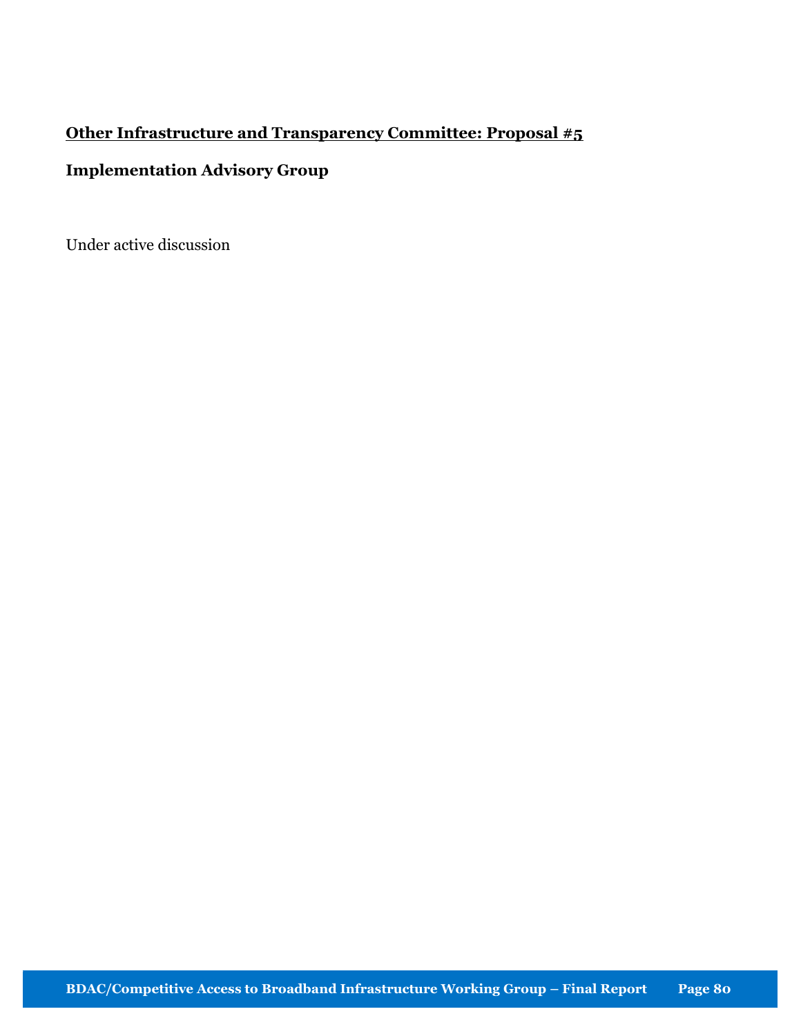**<u>Other Infrastructure and Transparency Committee: Proposal #5</u>**

**Implementation Advisory Group**

Under active discussion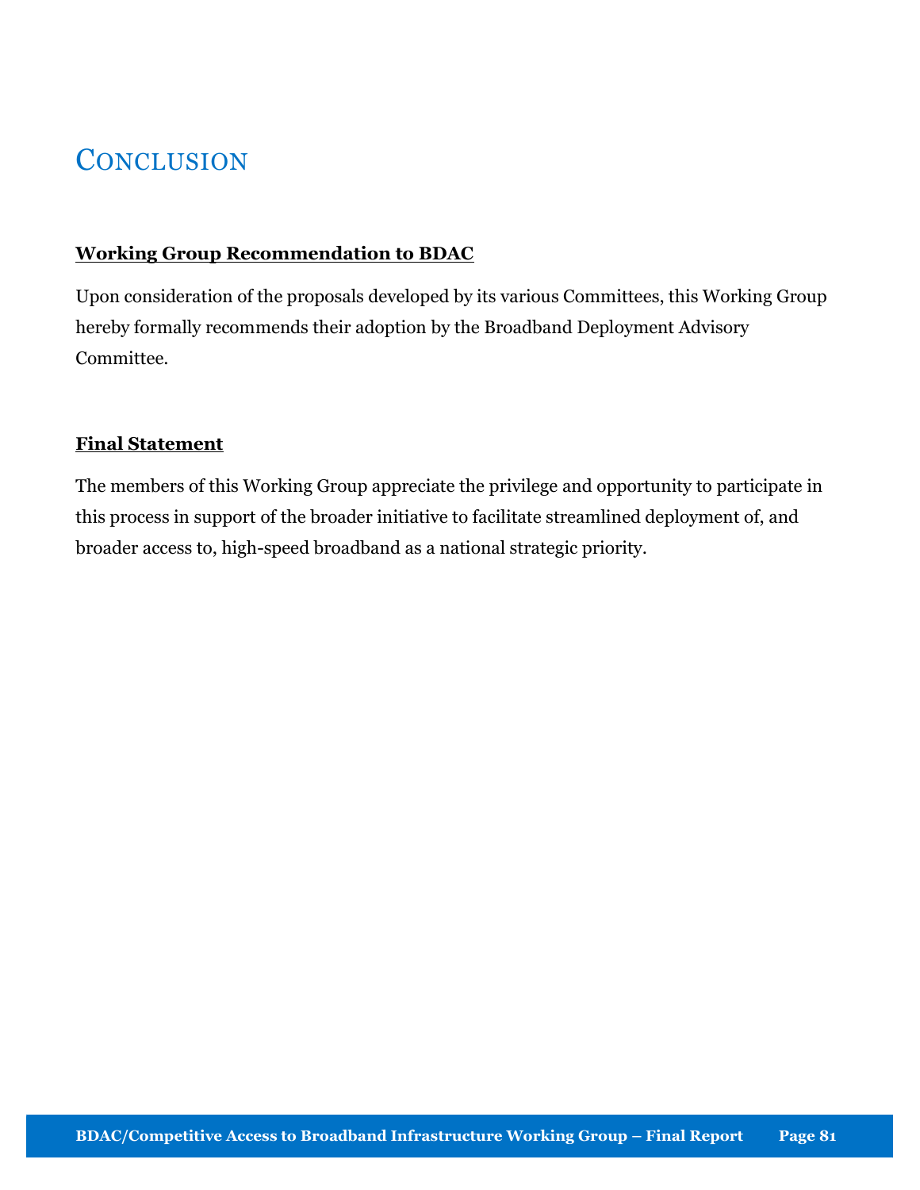# Conclusion

**Working Group Recommendation to BDAC**

Upon consideration of the proposals developed by its various Committees, this Working Group hereby formally recommends their adoption by the Broadband Deployment Advisory Committee.

**Final Statement**

The members of this Working Group appreciate the privilege and opportunity to participate in this process in support of the broader initiative to facilitate streamlined deployment of, and broader access to, high-speed broadband as a national strategic priority.